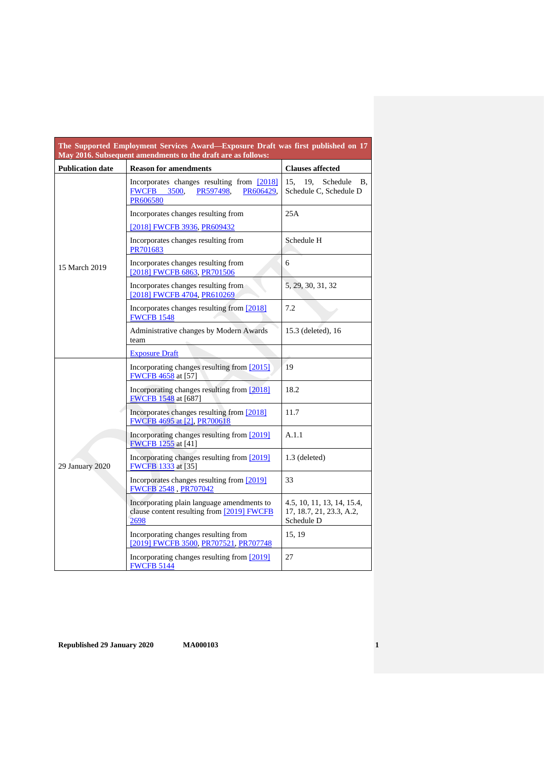| The Supported Employment Services Award—Exposure Draft was first published on 17 May 2016. Subsequent amendments to the draft are as follows: | | |
|---|---|---|
| **Publication date** | **Reason for amendments** | **Clauses affected** |
| 15 March 2019 | Incorporates changes resulting from [2018] FWCFB 3500, PR597498, PR606429, PR606580 | 15, 19, Schedule B, Schedule C, Schedule D |
| | Incorporates changes resulting from [2018] FWCFB 3936, PR609432 | 25A |
| | Incorporates changes resulting from PR701683 | Schedule H |
| | Incorporates changes resulting from [2018] FWCFB 6863, PR701506 | 6 |
| | Incorporates changes resulting from [2018] FWCFB 4704, PR610269 | 5, 29, 30, 31, 32 |
| | Incorporates changes resulting from [2018] FWCFB 1548 | 7.2 |
| | Administrative changes by Modern Awards team | 15.3 (deleted), 16 |
| | Exposure Draft | |
| 29 January 2020 | Incorporating changes resulting from [2015] FWCFB 4658 at [57] | 19 |
| | Incorporating changes resulting from [2018] FWCFB 1548 at [687] | 18.2 |
| | Incorporates changes resulting from [2018] FWCFB 4695 at [2], PR700618 | 11.7 |
| | Incorporating changes resulting from [2019] FWCFB 1255 at [41] | A.1.1 |
| | Incorporating changes resulting from [2019] FWCFB 1333 at [35] | 1.3 (deleted) |
| | Incorporates changes resulting from [2019] FWCFB 2548 , PR707042 | 33 |
| | Incorporating plain language amendments to clause content resulting from [2019] FWCFB 2698 | 4.5, 10, 11, 13, 14, 15.4, 17, 18.7, 21, 23.3, A.2, Schedule D |
| | Incorporating changes resulting from [2019] FWCFB 3500, PR707521, PR707748 | 15, 19 |
| | Incorporating changes resulting from [2019] FWCFB 5144 | 27 |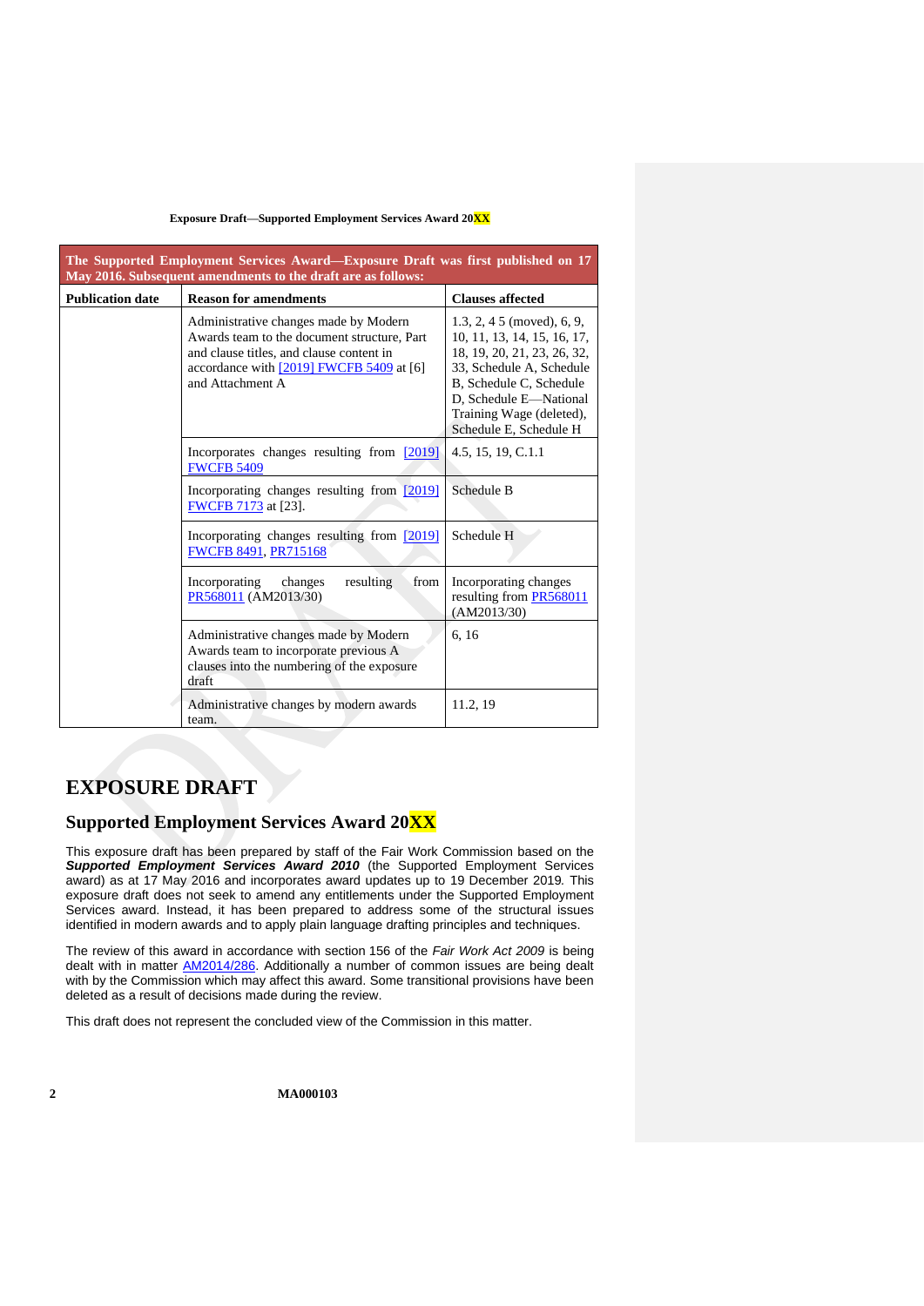| The Supported Employment Services Award—Exposure Draft was first published on 17 May 2016. Subsequent amendments to the draft are as follows: | | |
|---|---|---|
| **Publication date** | **Reason for amendments** | **Clauses affected** |
| | Administrative changes made by Modern Awards team to the document structure, Part and clause titles, and clause content in accordance with [2019] FWCFB 5409 at [6] and Attachment A | 1.3, 2, 4 5 (moved), 6, 9, 10, 11, 13, 14, 15, 16, 17, 18, 19, 20, 21, 23, 26, 32, 33, Schedule A, Schedule B, Schedule C, Schedule D, Schedule E—National Training Wage (deleted), Schedule E, Schedule H |
| | Incorporates changes resulting from [2019] FWCFB 5409 | 4.5, 15, 19, C.1.1 |
| | Incorporating changes resulting from [2019] FWCFB 7173 at [23]. | Schedule B |
| | Incorporating changes resulting from [2019] FWCFB 8491, PR715168 | Schedule H |
| | Incorporating changes resulting from PR568011 (AM2013/30) | Incorporating changes resulting from PR568011 (AM2013/30) |
| | Administrative changes made by Modern Awards team to incorporate previous A clauses into the numbering of the exposure draft | 6, 16 |
| | Administrative changes by modern awards team. | 11.2, 19 |

# EXPOSURE DRAFT

## Supported Employment Services Award 20XX

This exposure draft has been prepared by staff of the Fair Work Commission based on the ***Supported Employment Services Award 2010*** (the Supported Employment Services award) as at 17 May 2016 and incorporates award updates up to 19 December 2019. This exposure draft does not seek to amend any entitlements under the Supported Employment Services award. Instead, it has been prepared to address some of the structural issues identified in modern awards and to apply plain language drafting principles and techniques.

The review of this award in accordance with section 156 of the *Fair Work Act 2009* is being dealt with in matter AM2014/286. Additionally a number of common issues are being dealt with by the Commission which may affect this award. Some transitional provisions have been deleted as a result of decisions made during the review.

This draft does not represent the concluded view of the Commission in this matter.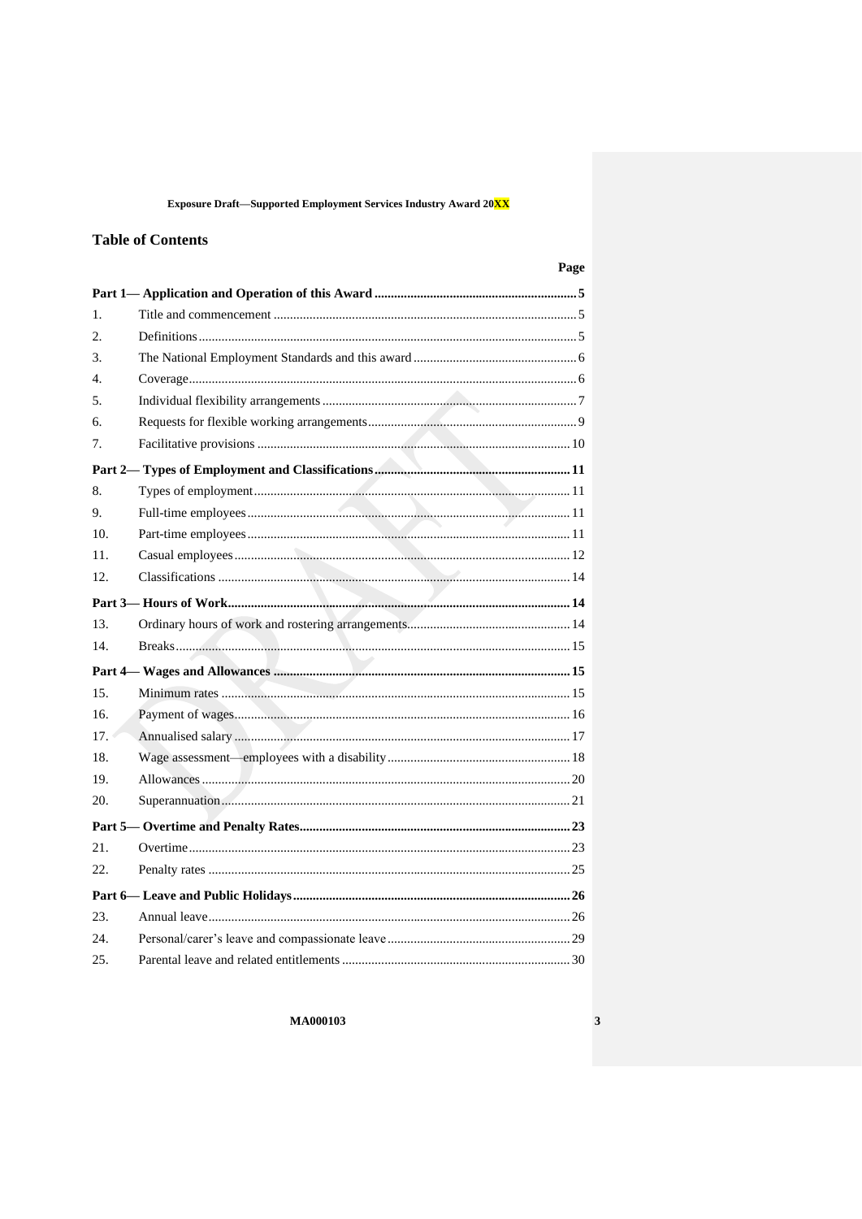## Table of Contents

| | | Page |
|---|---|---|
| **Part 1— Application and Operation of this Award** | | **5** |
| 1. | Title and commencement | 5 |
| 2. | Definitions | 5 |
| 3. | The National Employment Standards and this award | 6 |
| 4. | Coverage | 6 |
| 5. | Individual flexibility arrangements | 7 |
| 6. | Requests for flexible working arrangements | 9 |
| 7. | Facilitative provisions | 10 |
| **Part 2— Types of Employment and Classifications** | | **11** |
| 8. | Types of employment | 11 |
| 9. | Full-time employees | 11 |
| 10. | Part-time employees | 11 |
| 11. | Casual employees | 12 |
| 12. | Classifications | 14 |
| **Part 3— Hours of Work** | | **14** |
| 13. | Ordinary hours of work and rostering arrangements | 14 |
| 14. | Breaks | 15 |
| **Part 4— Wages and Allowances** | | **15** |
| 15. | Minimum rates | 15 |
| 16. | Payment of wages | 16 |
| 17. | Annualised salary | 17 |
| 18. | Wage assessment—employees with a disability | 18 |
| 19. | Allowances | 20 |
| 20. | Superannuation | 21 |
| **Part 5— Overtime and Penalty Rates** | | **23** |
| 21. | Overtime | 23 |
| 22. | Penalty rates | 25 |
| **Part 6— Leave and Public Holidays** | | **26** |
| 23. | Annual leave | 26 |
| 24. | Personal/carer's leave and compassionate leave | 29 |
| 25. | Parental leave and related entitlements | 30 |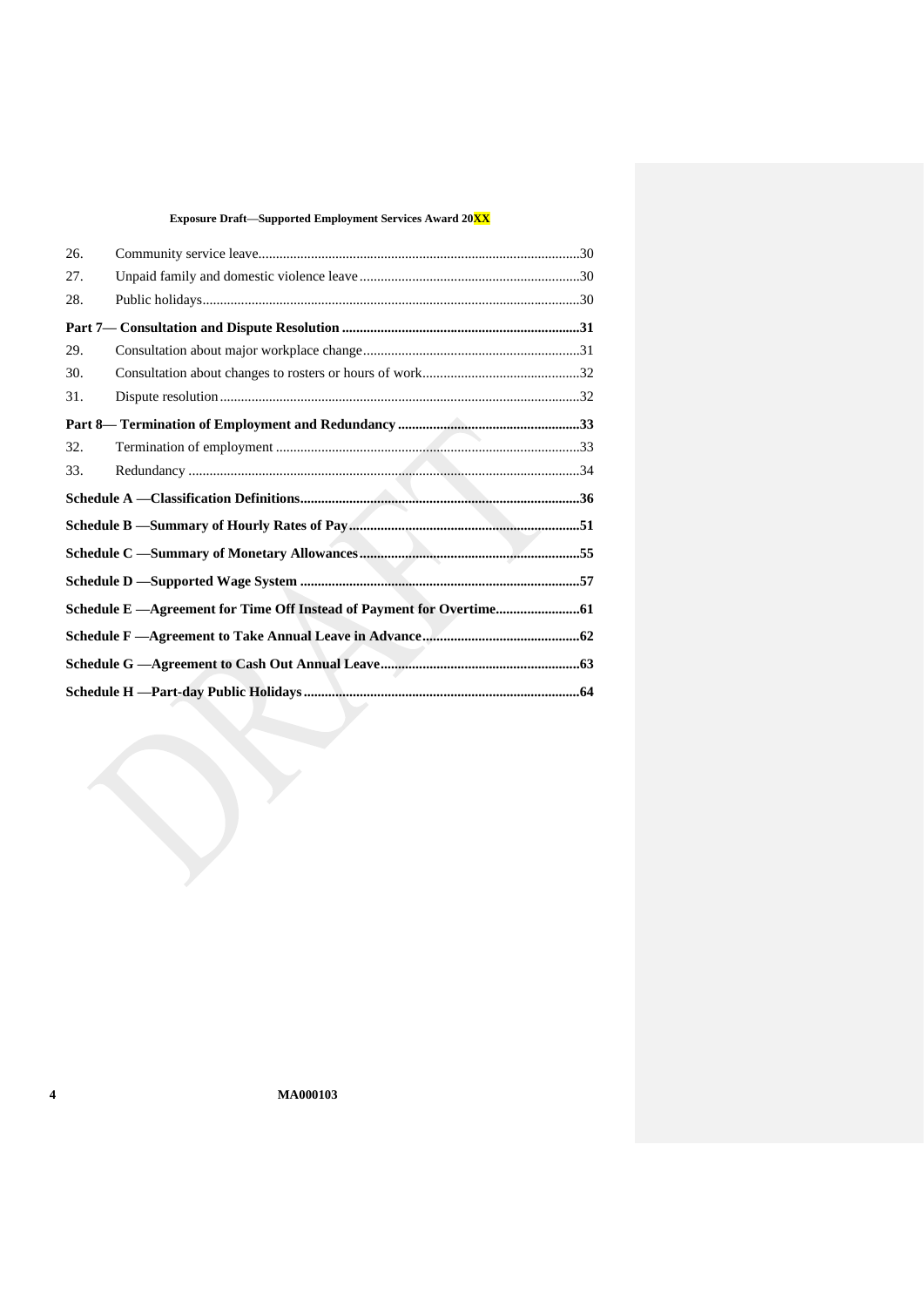| | | |
|---|---|---|
| 26. | Community service leave | 30 |
| 27. | Unpaid family and domestic violence leave | 30 |
| 28. | Public holidays | 30 |
| **Part 7— Consultation and Dispute Resolution** | | **31** |
| 29. | Consultation about major workplace change | 31 |
| 30. | Consultation about changes to rosters or hours of work | 32 |
| 31. | Dispute resolution | 32 |
| **Part 8— Termination of Employment and Redundancy** | | **33** |
| 32. | Termination of employment | 33 |
| 33. | Redundancy | 34 |
| **Schedule A —Classification Definitions** | | **36** |
| **Schedule B —Summary of Hourly Rates of Pay** | | **51** |
| **Schedule C —Summary of Monetary Allowances** | | **55** |
| **Schedule D —Supported Wage System** | | **57** |
| **Schedule E —Agreement for Time Off Instead of Payment for Overtime** | | **61** |
| **Schedule F —Agreement to Take Annual Leave in Advance** | | **62** |
| **Schedule G —Agreement to Cash Out Annual Leave** | | **63** |
| **Schedule H —Part-day Public Holidays** | | **64** |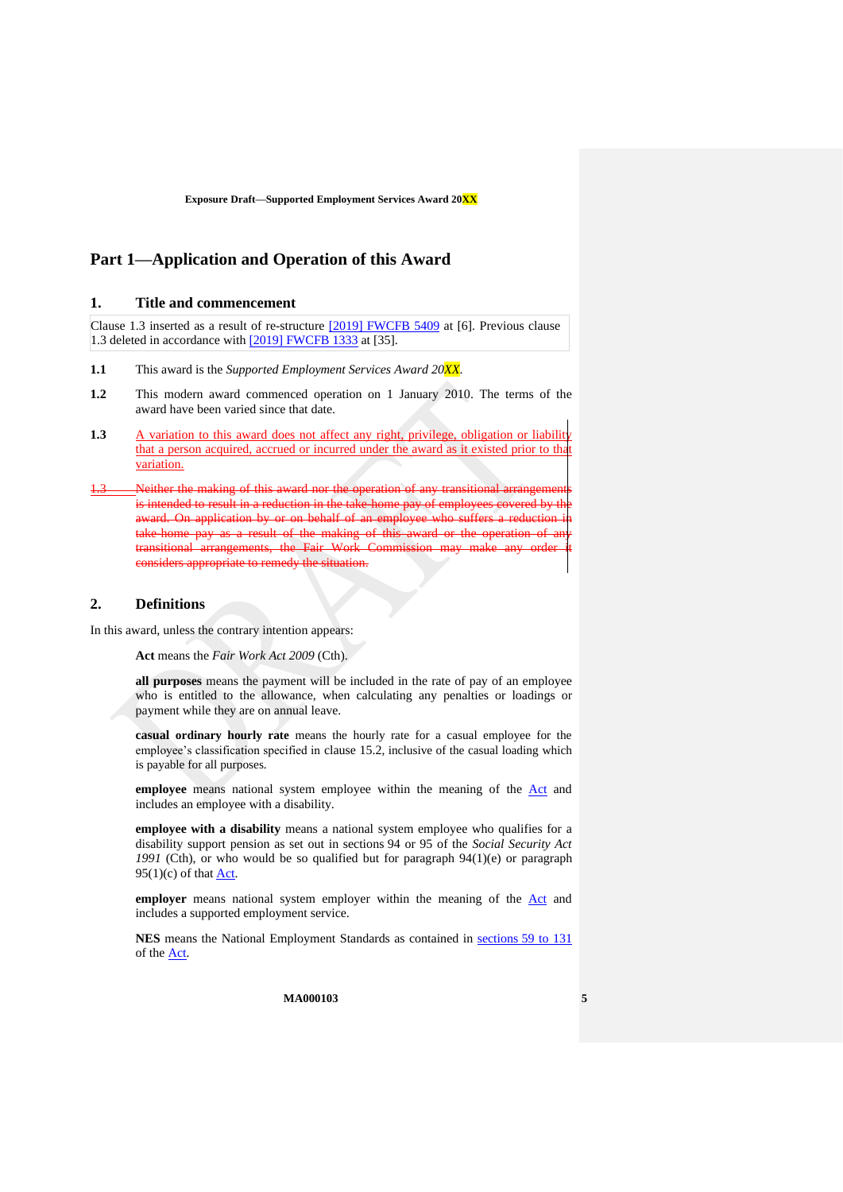# Part 1—Application and Operation of this Award

## 1. Title and commencement

Clause 1.3 inserted as a result of re-structure [2019] FWCFB 5409 at [6]. Previous clause 1.3 deleted in accordance with [2019] FWCFB 1333 at [35].

**1.1** This award is the *Supported Employment Services Award 20XX*.

**1.2** This modern award commenced operation on 1 January 2010. The terms of the award have been varied since that date.

**1.3** A variation to this award does not affect any right, privilege, obligation or liability that a person acquired, accrued or incurred under the award as it existed prior to that variation.

~~1.3 Neither the making of this award nor the operation of any transitional arrangements is intended to result in a reduction in the take-home pay of employees covered by the award. On application by or on behalf of an employee who suffers a reduction in take-home pay as a result of the making of this award or the operation of any transitional arrangements, the Fair Work Commission may make any order it considers appropriate to remedy the situation.~~

## 2. Definitions

In this award, unless the contrary intention appears:

**Act** means the *Fair Work Act 2009* (Cth).

**all purposes** means the payment will be included in the rate of pay of an employee who is entitled to the allowance, when calculating any penalties or loadings or payment while they are on annual leave.

**casual ordinary hourly rate** means the hourly rate for a casual employee for the employee's classification specified in clause 15.2, inclusive of the casual loading which is payable for all purposes.

**employee** means national system employee within the meaning of the Act and includes an employee with a disability.

**employee with a disability** means a national system employee who qualifies for a disability support pension as set out in sections 94 or 95 of the *Social Security Act 1991* (Cth), or who would be so qualified but for paragraph 94(1)(e) or paragraph 95(1)(c) of that Act.

**employer** means national system employer within the meaning of the Act and includes a supported employment service.

**NES** means the National Employment Standards as contained in sections 59 to 131 of the Act.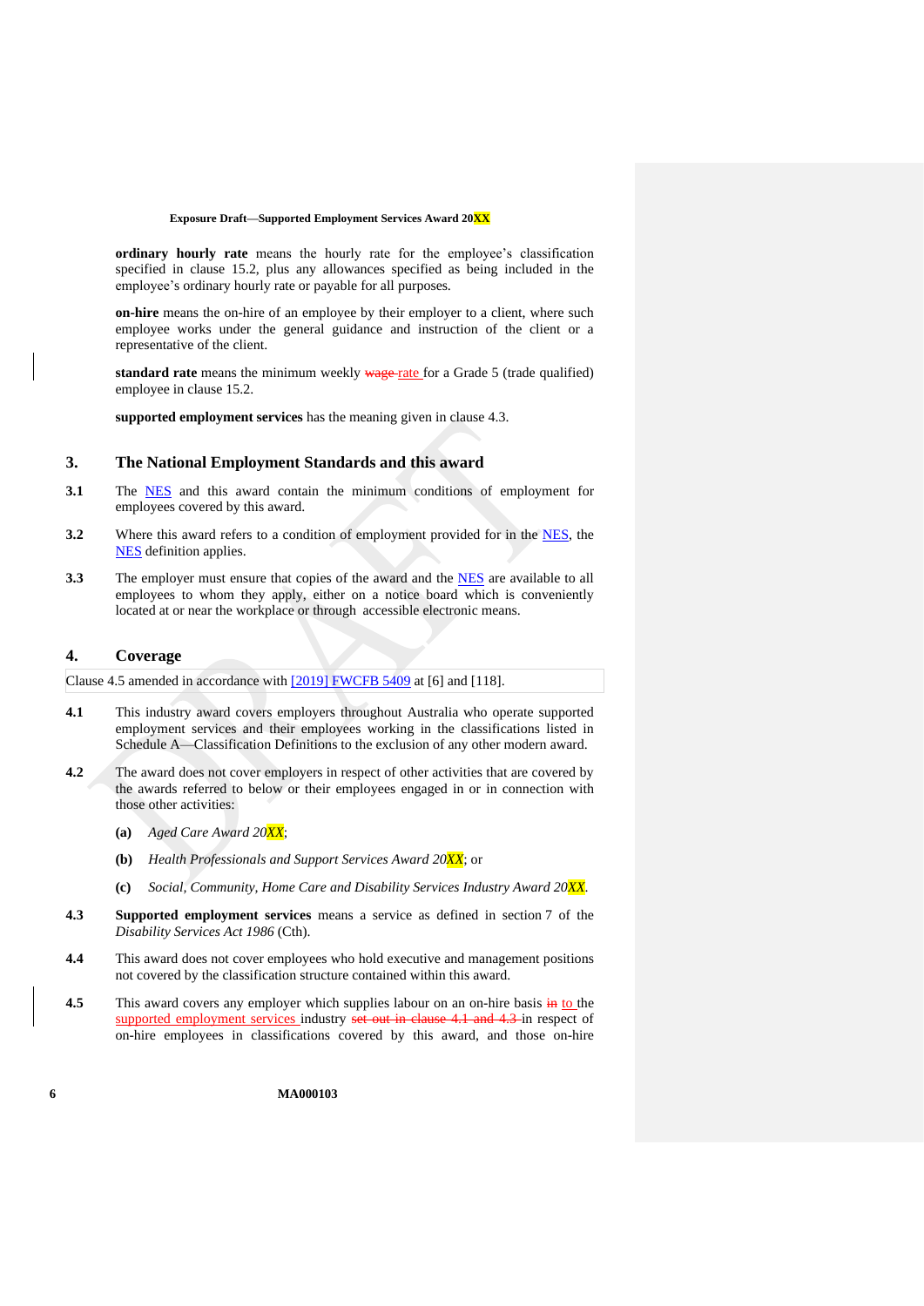**ordinary hourly rate** means the hourly rate for the employee's classification specified in clause 15.2, plus any allowances specified as being included in the employee's ordinary hourly rate or payable for all purposes.

**on-hire** means the on-hire of an employee by their employer to a client, where such employee works under the general guidance and instruction of the client or a representative of the client.

**standard rate** means the minimum weekly ~~wage~~ rate for a Grade 5 (trade qualified) employee in clause 15.2.

**supported employment services** has the meaning given in clause 4.3.

## 3. The National Employment Standards and this award

**3.1** The NES and this award contain the minimum conditions of employment for employees covered by this award.

**3.2** Where this award refers to a condition of employment provided for in the NES, the NES definition applies.

**3.3** The employer must ensure that copies of the award and the NES are available to all employees to whom they apply, either on a notice board which is conveniently located at or near the workplace or through accessible electronic means.

## 4. Coverage

Clause 4.5 amended in accordance with [2019] FWCFB 5409 at [6] and [118].

**4.1** This industry award covers employers throughout Australia who operate supported employment services and their employees working in the classifications listed in Schedule A—Classification Definitions to the exclusion of any other modern award.

**4.2** The award does not cover employers in respect of other activities that are covered by the awards referred to below or their employees engaged in or in connection with those other activities:

**(a)** *Aged Care Award 20XX*;

**(b)** *Health Professionals and Support Services Award 20XX*; or

**(c)** *Social, Community, Home Care and Disability Services Industry Award 20XX*.

**4.3** **Supported employment services** means a service as defined in section 7 of the *Disability Services Act 1986* (Cth).

**4.4** This award does not cover employees who hold executive and management positions not covered by the classification structure contained within this award.

**4.5** This award covers any employer which supplies labour on an on-hire basis ~~in~~ to the supported employment services industry ~~set out in clause 4.1 and 4.3~~ in respect of on-hire employees in classifications covered by this award, and those on-hire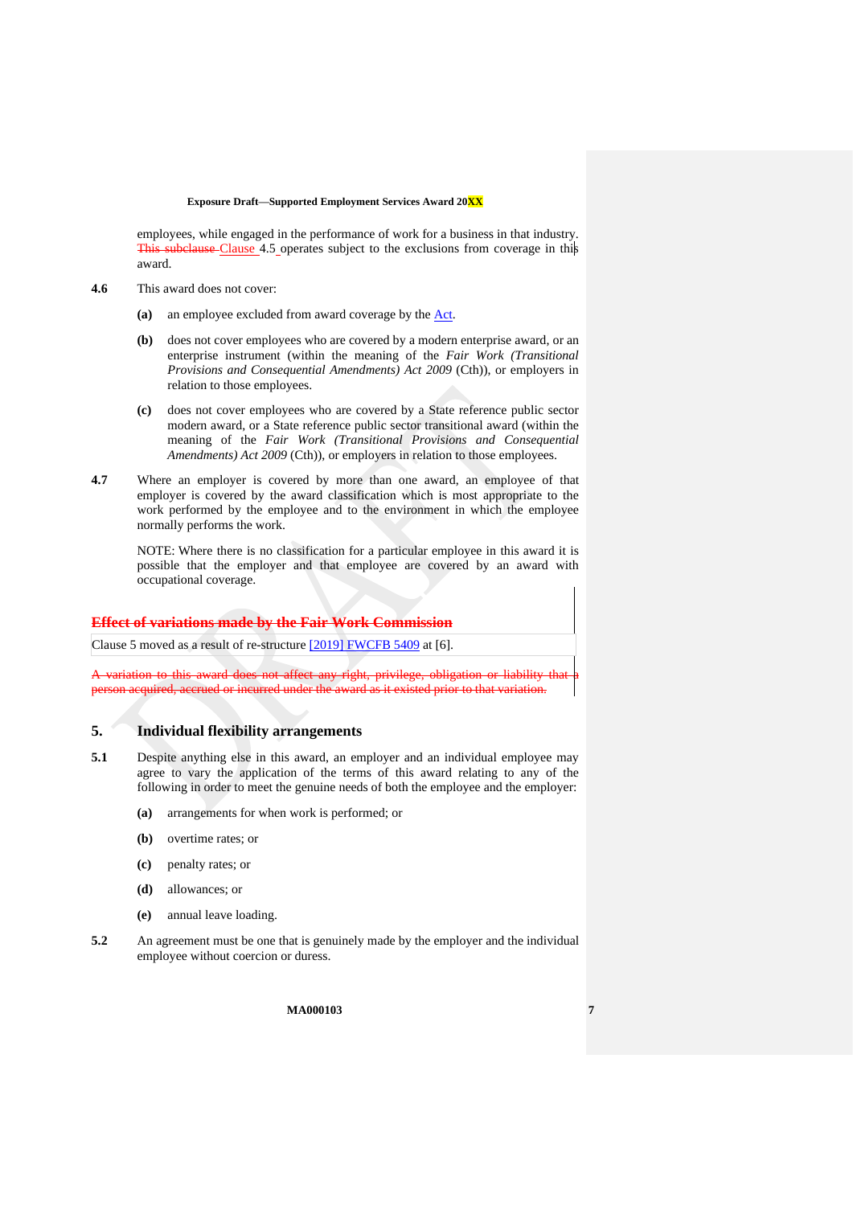employees, while engaged in the performance of work for a business in that industry. ~~This subclause~~ Clause 4.5 operates subject to the exclusions from coverage in this award.

**4.6** This award does not cover:

**(a)** an employee excluded from award coverage by the Act.

**(b)** does not cover employees who are covered by a modern enterprise award, or an enterprise instrument (within the meaning of the *Fair Work (Transitional Provisions and Consequential Amendments) Act 2009* (Cth)), or employers in relation to those employees.

**(c)** does not cover employees who are covered by a State reference public sector modern award, or a State reference public sector transitional award (within the meaning of the *Fair Work (Transitional Provisions and Consequential Amendments) Act 2009* (Cth)), or employers in relation to those employees.

**4.7** Where an employer is covered by more than one award, an employee of that employer is covered by the award classification which is most appropriate to the work performed by the employee and to the environment in which the employee normally performs the work.

NOTE: Where there is no classification for a particular employee in this award it is possible that the employer and that employee are covered by an award with occupational coverage.

## ~~Effect of variations made by the Fair Work Commission~~

Clause 5 moved as a result of re-structure [2019] FWCFB 5409 at [6].

~~A variation to this award does not affect any right, privilege, obligation or liability that a person acquired, accrued or incurred under the award as it existed prior to that variation.~~

## 5. Individual flexibility arrangements

**5.1** Despite anything else in this award, an employer and an individual employee may agree to vary the application of the terms of this award relating to any of the following in order to meet the genuine needs of both the employee and the employer:

**(a)** arrangements for when work is performed; or

**(b)** overtime rates; or

**(c)** penalty rates; or

**(d)** allowances; or

**(e)** annual leave loading.

**5.2** An agreement must be one that is genuinely made by the employer and the individual employee without coercion or duress.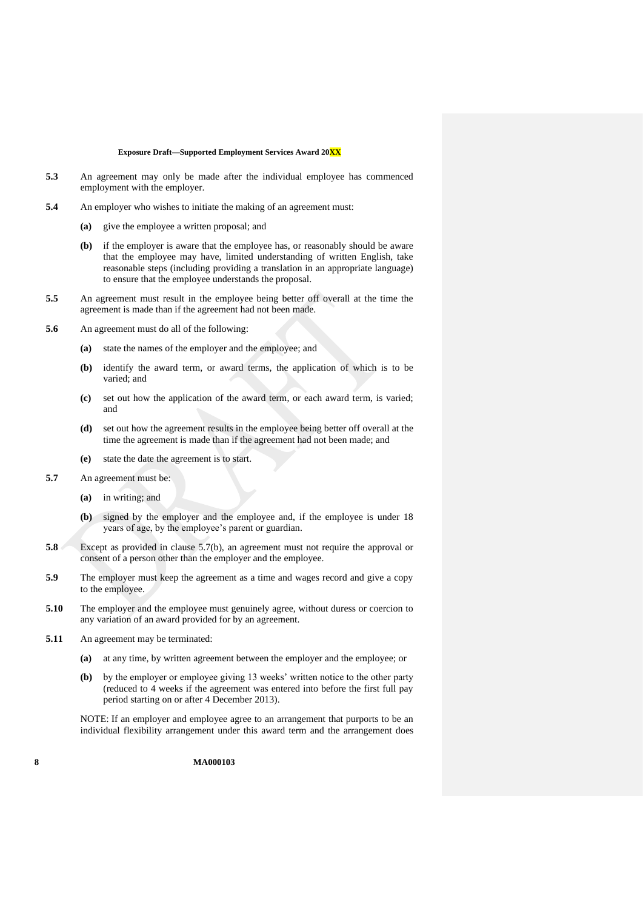**5.3** An agreement may only be made after the individual employee has commenced employment with the employer.

**5.4** An employer who wishes to initiate the making of an agreement must:

- **(a)** give the employee a written proposal; and
- **(b)** if the employer is aware that the employee has, or reasonably should be aware that the employee may have, limited understanding of written English, take reasonable steps (including providing a translation in an appropriate language) to ensure that the employee understands the proposal.

**5.5** An agreement must result in the employee being better off overall at the time the agreement is made than if the agreement had not been made.

**5.6** An agreement must do all of the following:

- **(a)** state the names of the employer and the employee; and
- **(b)** identify the award term, or award terms, the application of which is to be varied; and
- **(c)** set out how the application of the award term, or each award term, is varied; and
- **(d)** set out how the agreement results in the employee being better off overall at the time the agreement is made than if the agreement had not been made; and
- **(e)** state the date the agreement is to start.

**5.7** An agreement must be:

- **(a)** in writing; and
- **(b)** signed by the employer and the employee and, if the employee is under 18 years of age, by the employee's parent or guardian.

**5.8** Except as provided in clause 5.7(b), an agreement must not require the approval or consent of a person other than the employer and the employee.

**5.9** The employer must keep the agreement as a time and wages record and give a copy to the employee.

**5.10** The employer and the employee must genuinely agree, without duress or coercion to any variation of an award provided for by an agreement.

**5.11** An agreement may be terminated:

- **(a)** at any time, by written agreement between the employer and the employee; or
- **(b)** by the employer or employee giving 13 weeks' written notice to the other party (reduced to 4 weeks if the agreement was entered into before the first full pay period starting on or after 4 December 2013).

NOTE: If an employer and employee agree to an arrangement that purports to be an individual flexibility arrangement under this award term and the arrangement does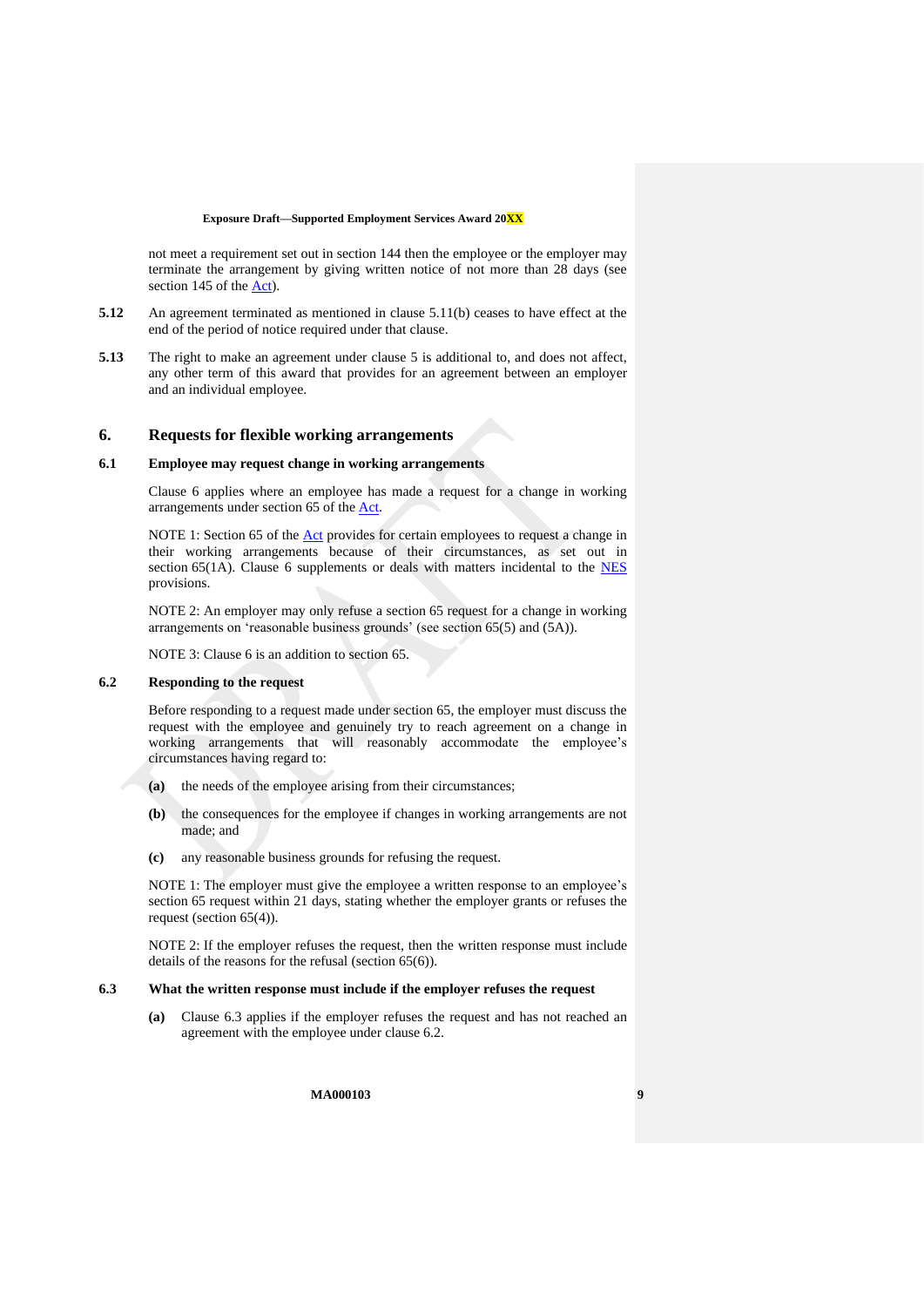not meet a requirement set out in section 144 then the employee or the employer may terminate the arrangement by giving written notice of not more than 28 days (see section 145 of the Act).

**5.12** An agreement terminated as mentioned in clause 5.11(b) ceases to have effect at the end of the period of notice required under that clause.

**5.13** The right to make an agreement under clause 5 is additional to, and does not affect, any other term of this award that provides for an agreement between an employer and an individual employee.

## 6. Requests for flexible working arrangements

### 6.1 Employee may request change in working arrangements

Clause 6 applies where an employee has made a request for a change in working arrangements under section 65 of the Act.

NOTE 1: Section 65 of the Act provides for certain employees to request a change in their working arrangements because of their circumstances, as set out in section 65(1A). Clause 6 supplements or deals with matters incidental to the NES provisions.

NOTE 2: An employer may only refuse a section 65 request for a change in working arrangements on 'reasonable business grounds' (see section 65(5) and (5A)).

NOTE 3: Clause 6 is an addition to section 65.

### 6.2 Responding to the request

Before responding to a request made under section 65, the employer must discuss the request with the employee and genuinely try to reach agreement on a change in working arrangements that will reasonably accommodate the employee's circumstances having regard to:

**(a)** the needs of the employee arising from their circumstances;

**(b)** the consequences for the employee if changes in working arrangements are not made; and

**(c)** any reasonable business grounds for refusing the request.

NOTE 1: The employer must give the employee a written response to an employee's section 65 request within 21 days, stating whether the employer grants or refuses the request (section 65(4)).

NOTE 2: If the employer refuses the request, then the written response must include details of the reasons for the refusal (section 65(6)).

### 6.3 What the written response must include if the employer refuses the request

**(a)** Clause 6.3 applies if the employer refuses the request and has not reached an agreement with the employee under clause 6.2.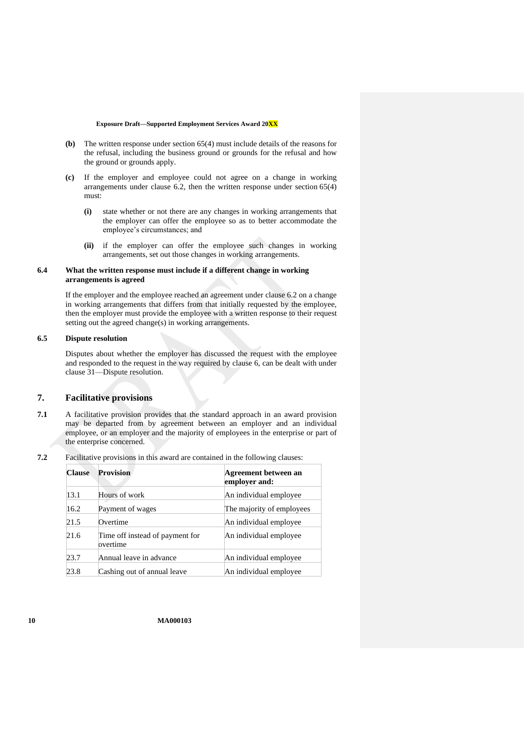**(b)** The written response under section 65(4) must include details of the reasons for the refusal, including the business ground or grounds for the refusal and how the ground or grounds apply.

**(c)** If the employer and employee could not agree on a change in working arrangements under clause 6.2, then the written response under section 65(4) must:

**(i)** state whether or not there are any changes in working arrangements that the employer can offer the employee so as to better accommodate the employee's circumstances; and

**(ii)** if the employer can offer the employee such changes in working arrangements, set out those changes in working arrangements.

### 6.4 What the written response must include if a different change in working arrangements is agreed

If the employer and the employee reached an agreement under clause 6.2 on a change in working arrangements that differs from that initially requested by the employee, then the employer must provide the employee with a written response to their request setting out the agreed change(s) in working arrangements.

### 6.5 Dispute resolution

Disputes about whether the employer has discussed the request with the employee and responded to the request in the way required by clause 6, can be dealt with under clause 31—Dispute resolution.

## 7. Facilitative provisions

**7.1** A facilitative provision provides that the standard approach in an award provision may be departed from by agreement between an employer and an individual employee, or an employer and the majority of employees in the enterprise or part of the enterprise concerned.

**7.2** Facilitative provisions in this award are contained in the following clauses:

| Clause | Provision | Agreement between an employer and: |
|---|---|---|
| 13.1 | Hours of work | An individual employee |
| 16.2 | Payment of wages | The majority of employees |
| 21.5 | Overtime | An individual employee |
| 21.6 | Time off instead of payment for overtime | An individual employee |
| 23.7 | Annual leave in advance | An individual employee |
| 23.8 | Cashing out of annual leave | An individual employee |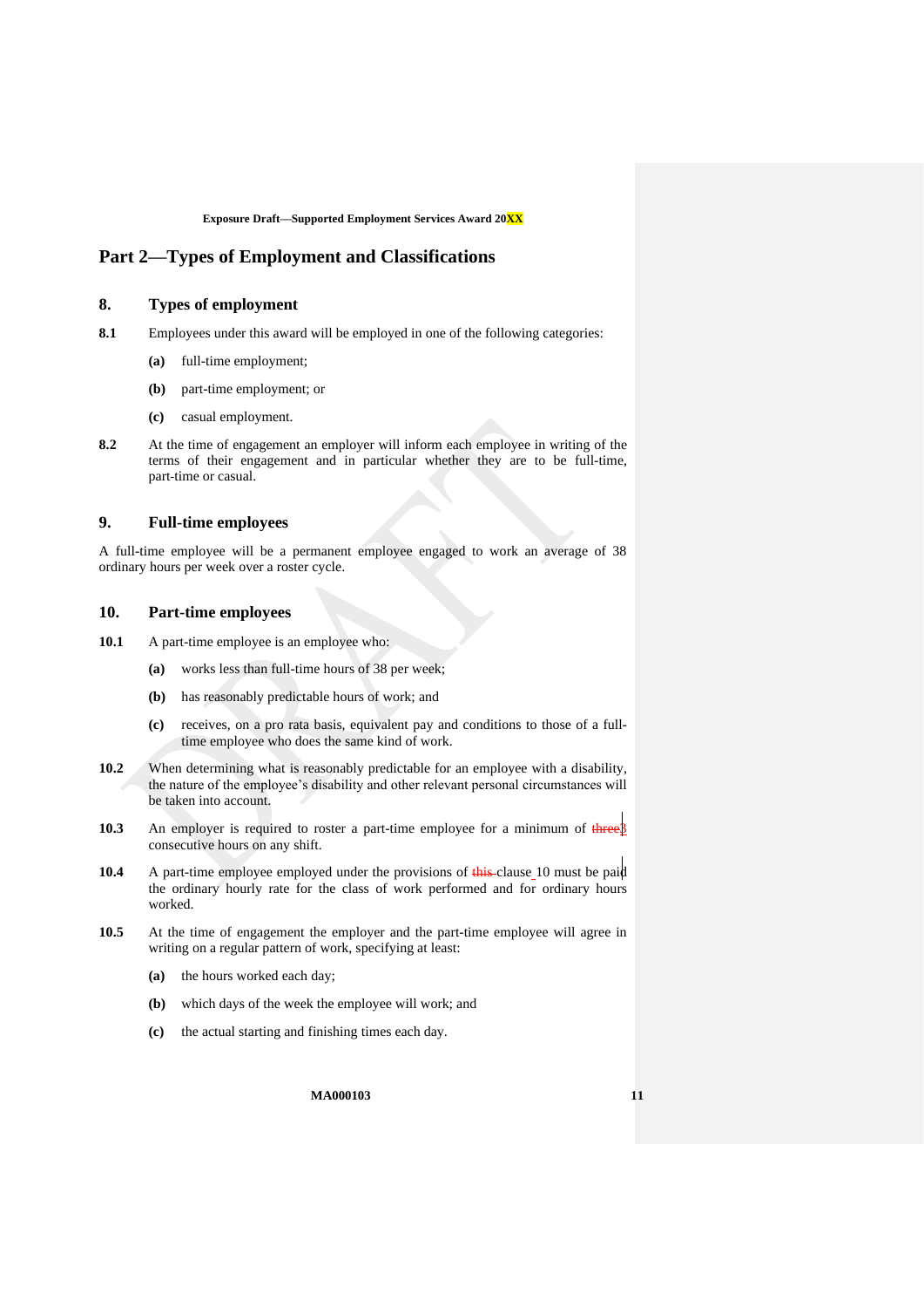# Part 2—Types of Employment and Classifications

## 8. Types of employment

**8.1** Employees under this award will be employed in one of the following categories:

- **(a)** full-time employment;
- **(b)** part-time employment; or
- **(c)** casual employment.

**8.2** At the time of engagement an employer will inform each employee in writing of the terms of their engagement and in particular whether they are to be full-time, part-time or casual.

## 9. Full-time employees

A full-time employee will be a permanent employee engaged to work an average of 38 ordinary hours per week over a roster cycle.

## 10. Part-time employees

**10.1** A part-time employee is an employee who:

- **(a)** works less than full-time hours of 38 per week;
- **(b)** has reasonably predictable hours of work; and
- **(c)** receives, on a pro rata basis, equivalent pay and conditions to those of a full-time employee who does the same kind of work.

**10.2** When determining what is reasonably predictable for an employee with a disability, the nature of the employee's disability and other relevant personal circumstances will be taken into account.

**10.3** An employer is required to roster a part-time employee for a minimum of ~~three~~3 consecutive hours on any shift.

**10.4** A part-time employee employed under the provisions of ~~this~~ clause 10 must be paid the ordinary hourly rate for the class of work performed and for ordinary hours worked.

**10.5** At the time of engagement the employer and the part-time employee will agree in writing on a regular pattern of work, specifying at least:

- **(a)** the hours worked each day;
- **(b)** which days of the week the employee will work; and
- **(c)** the actual starting and finishing times each day.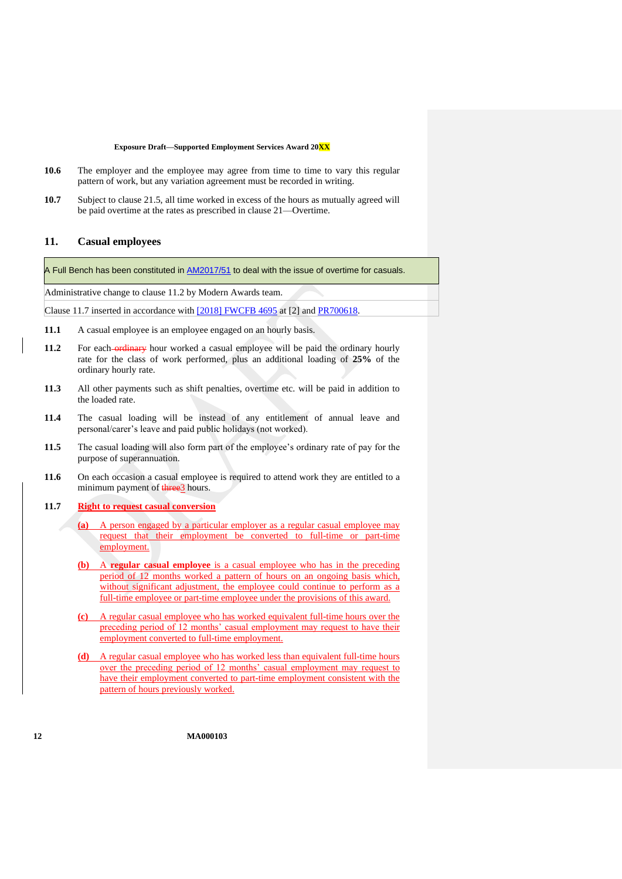**10.6** The employer and the employee may agree from time to time to vary this regular pattern of work, but any variation agreement must be recorded in writing.

**10.7** Subject to clause 21.5, all time worked in excess of the hours as mutually agreed will be paid overtime at the rates as prescribed in clause 21—Overtime.

## 11. Casual employees

| A Full Bench has been constituted in AM2017/51 to deal with the issue of overtime for casuals. |
|---|
| Administrative change to clause 11.2 by Modern Awards team. |
| Clause 11.7 inserted in accordance with [2018] FWCFB 4695 at [2] and PR700618. |

**11.1** A casual employee is an employee engaged on an hourly basis.

**11.2** For each ~~ordinary~~ hour worked a casual employee will be paid the ordinary hourly rate for the class of work performed, plus an additional loading of **25%** of the ordinary hourly rate.

**11.3** All other payments such as shift penalties, overtime etc. will be paid in addition to the loaded rate.

**11.4** The casual loading will be instead of any entitlement of annual leave and personal/carer's leave and paid public holidays (not worked).

**11.5** The casual loading will also form part of the employee's ordinary rate of pay for the purpose of superannuation.

**11.6** On each occasion a casual employee is required to attend work they are entitled to a minimum payment of ~~three~~3 hours.

**11.7** **Right to request casual conversion**

**(a)** A person engaged by a particular employer as a regular casual employee may request that their employment be converted to full-time or part-time employment.

**(b)** A **regular casual employee** is a casual employee who has in the preceding period of 12 months worked a pattern of hours on an ongoing basis which, without significant adjustment, the employee could continue to perform as a full-time employee or part-time employee under the provisions of this award.

**(c)** A regular casual employee who has worked equivalent full-time hours over the preceding period of 12 months' casual employment may request to have their employment converted to full-time employment.

**(d)** A regular casual employee who has worked less than equivalent full-time hours over the preceding period of 12 months' casual employment may request to have their employment converted to part-time employment consistent with the pattern of hours previously worked.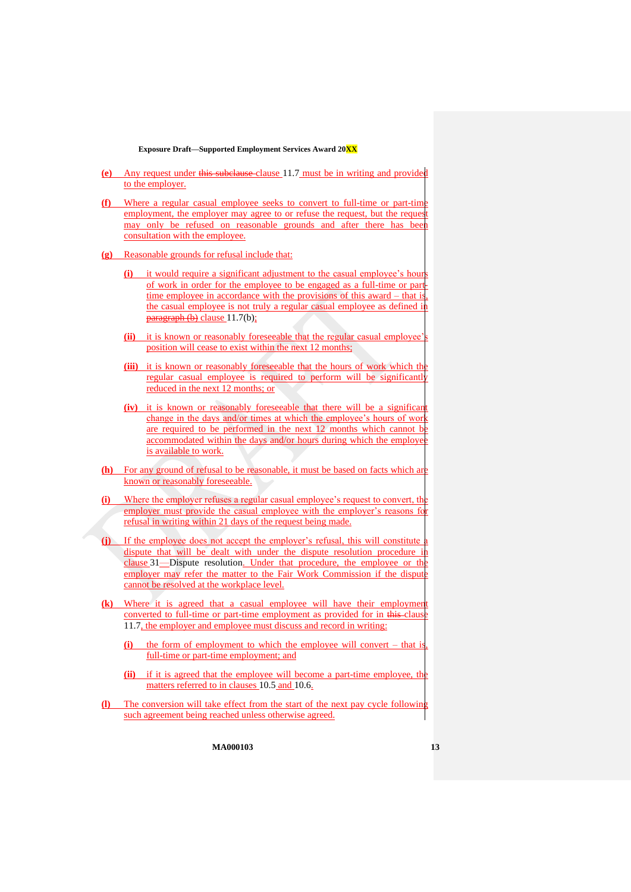**(e)** Any request under ~~this subclause~~ clause 11.7 must be in writing and provided to the employer.

**(f)** Where a regular casual employee seeks to convert to full-time or part-time employment, the employer may agree to or refuse the request, but the request may only be refused on reasonable grounds and after there has been consultation with the employee.

**(g)** Reasonable grounds for refusal include that:

- **(i)** it would require a significant adjustment to the casual employee's hours of work in order for the employee to be engaged as a full-time or part-time employee in accordance with the provisions of this award – that is, the casual employee is not truly a regular casual employee as defined in ~~paragraph (b)~~ clause 11.7(b);

- **(ii)** it is known or reasonably foreseeable that the regular casual employee's position will cease to exist within the next 12 months;

- **(iii)** it is known or reasonably foreseeable that the hours of work which the regular casual employee is required to perform will be significantly reduced in the next 12 months; or

- **(iv)** it is known or reasonably foreseeable that there will be a significant change in the days and/or times at which the employee's hours of work are required to be performed in the next 12 months which cannot be accommodated within the days and/or hours during which the employee is available to work.

**(h)** For any ground of refusal to be reasonable, it must be based on facts which are known or reasonably foreseeable.

**(i)** Where the employer refuses a regular casual employee's request to convert, the employer must provide the casual employee with the employer's reasons for refusal in writing within 21 days of the request being made.

**(j)** If the employee does not accept the employer's refusal, this will constitute a dispute that will be dealt with under the dispute resolution procedure in clause 31—Dispute resolution. Under that procedure, the employee or the employer may refer the matter to the Fair Work Commission if the dispute cannot be resolved at the workplace level.

**(k)** Where it is agreed that a casual employee will have their employment converted to full-time or part-time employment as provided for in ~~this~~ clause 11.7, the employer and employee must discuss and record in writing:

- **(i)** the form of employment to which the employee will convert – that is, full-time or part-time employment; and

- **(ii)** if it is agreed that the employee will become a part-time employee, the matters referred to in clauses 10.5 and 10.6.

**(l)** The conversion will take effect from the start of the next pay cycle following such agreement being reached unless otherwise agreed.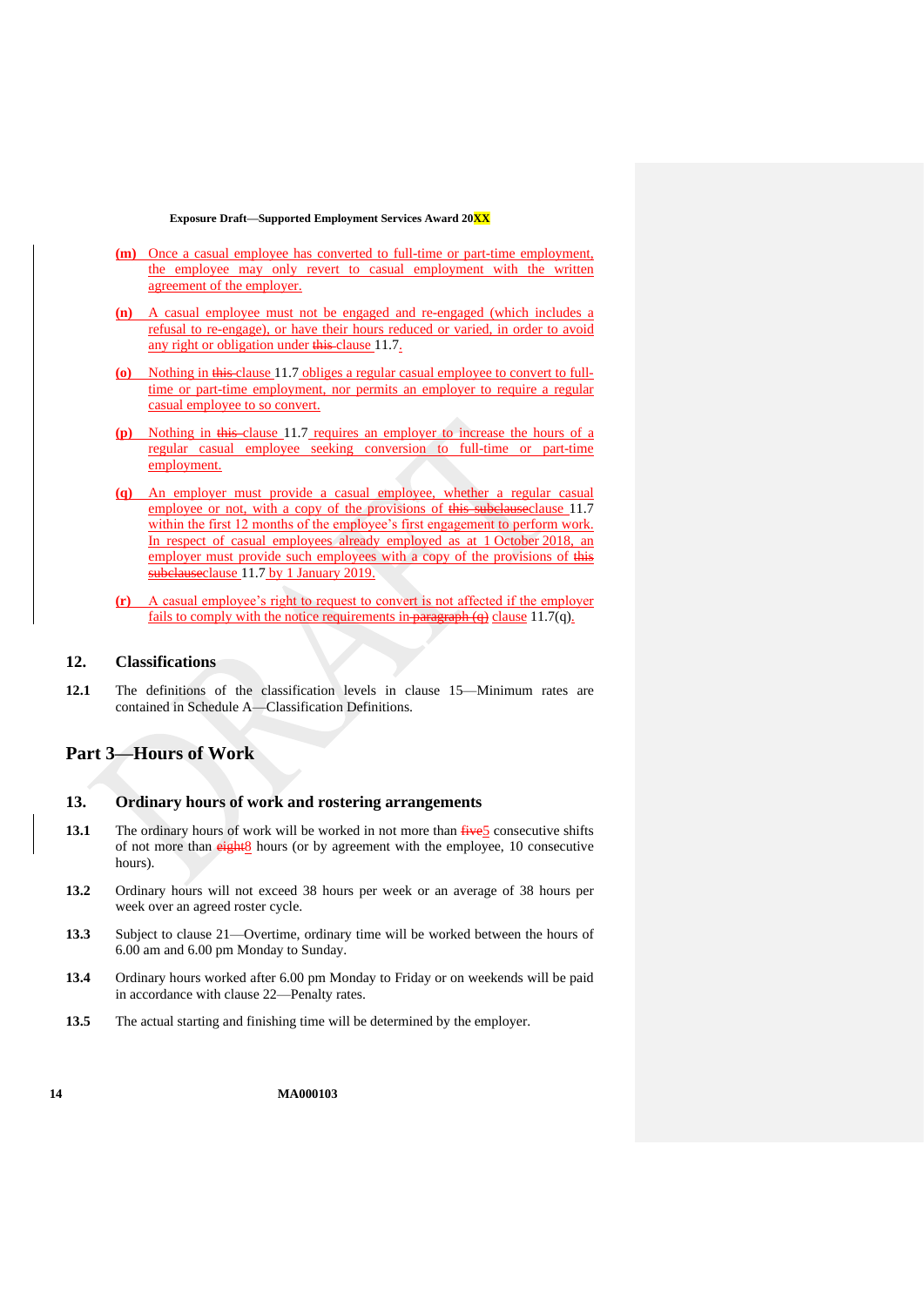(m) Once a casual employee has converted to full-time or part-time employment, the employee may only revert to casual employment with the written agreement of the employer.

(n) A casual employee must not be engaged and re-engaged (which includes a refusal to re-engage), or have their hours reduced or varied, in order to avoid any right or obligation under ~~this~~ clause 11.7.

(o) Nothing in ~~this~~ clause 11.7 obliges a regular casual employee to convert to full-time or part-time employment, nor permits an employer to require a regular casual employee to so convert.

(p) Nothing in ~~this~~ clause 11.7 requires an employer to increase the hours of a regular casual employee seeking conversion to full-time or part-time employment.

(q) An employer must provide a casual employee, whether a regular casual employee or not, with a copy of the provisions of ~~this subclause~~clause 11.7 within the first 12 months of the employee's first engagement to perform work. In respect of casual employees already employed as at 1 October 2018, an employer must provide such employees with a copy of the provisions of ~~this subclause~~clause 11.7 by 1 January 2019.

(r) A casual employee's right to request to convert is not affected if the employer fails to comply with the notice requirements in ~~paragraph (q)~~ clause 11.7(q).

## 12. Classifications

**12.1** The definitions of the classification levels in clause 15—Minimum rates are contained in Schedule A—Classification Definitions.

# Part 3—Hours of Work

## 13. Ordinary hours of work and rostering arrangements

**13.1** The ordinary hours of work will be worked in not more than ~~five~~5 consecutive shifts of not more than ~~eight~~8 hours (or by agreement with the employee, 10 consecutive hours).

**13.2** Ordinary hours will not exceed 38 hours per week or an average of 38 hours per week over an agreed roster cycle.

**13.3** Subject to clause 21—Overtime, ordinary time will be worked between the hours of 6.00 am and 6.00 pm Monday to Sunday.

**13.4** Ordinary hours worked after 6.00 pm Monday to Friday or on weekends will be paid in accordance with clause 22—Penalty rates.

**13.5** The actual starting and finishing time will be determined by the employer.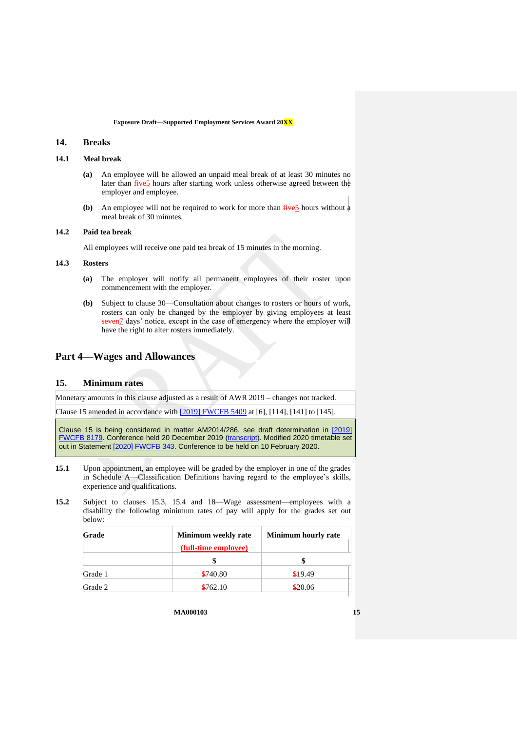## 14. Breaks

### 14.1 Meal break

**(a)** An employee will be allowed an unpaid meal break of at least 30 minutes no later than ~~five~~5 hours after starting work unless otherwise agreed between the employer and employee.

**(b)** An employee will not be required to work for more than ~~five~~5 hours without a meal break of 30 minutes.

### 14.2 Paid tea break

All employees will receive one paid tea break of 15 minutes in the morning.

### 14.3 Rosters

**(a)** The employer will notify all permanent employees of their roster upon commencement with the employer.

**(b)** Subject to clause 30—Consultation about changes to rosters or hours of work, rosters can only be changed by the employer by giving employees at least ~~seven~~7 days' notice, except in the case of emergency where the employer will have the right to alter rosters immediately.

# Part 4—Wages and Allowances

## 15. Minimum rates

Monetary amounts in this clause adjusted as a result of AWR 2019 – changes not tracked.

Clause 15 amended in accordance with [2019] FWCFB 5409 at [6], [114], [141] to [145].

Clause 15 is being considered in matter AM2014/286, see draft determination in [2019] FWCFB 8179. Conference held 20 December 2019 (transcript). Modified 2020 timetable set out in Statement [2020] FWCFB 343. Conference to be held on 10 February 2020.

**15.1** Upon appointment, an employee will be graded by the employer in one of the grades in Schedule A—Classification Definitions having regard to the employee's skills, experience and qualifications.

**15.2** Subject to clauses 15.3, 15.4 and 18—Wage assessment—employees with a disability the following minimum rates of pay will apply for the grades set out below:

| Grade | Minimum weekly rate (full-time employee) | Minimum hourly rate |
|---|---|---|
| | $ | $ |
| Grade 1 | ~~$~~740.80 | ~~$~~19.49 |
| Grade 2 | ~~$~~762.10 | ~~$~~20.06 |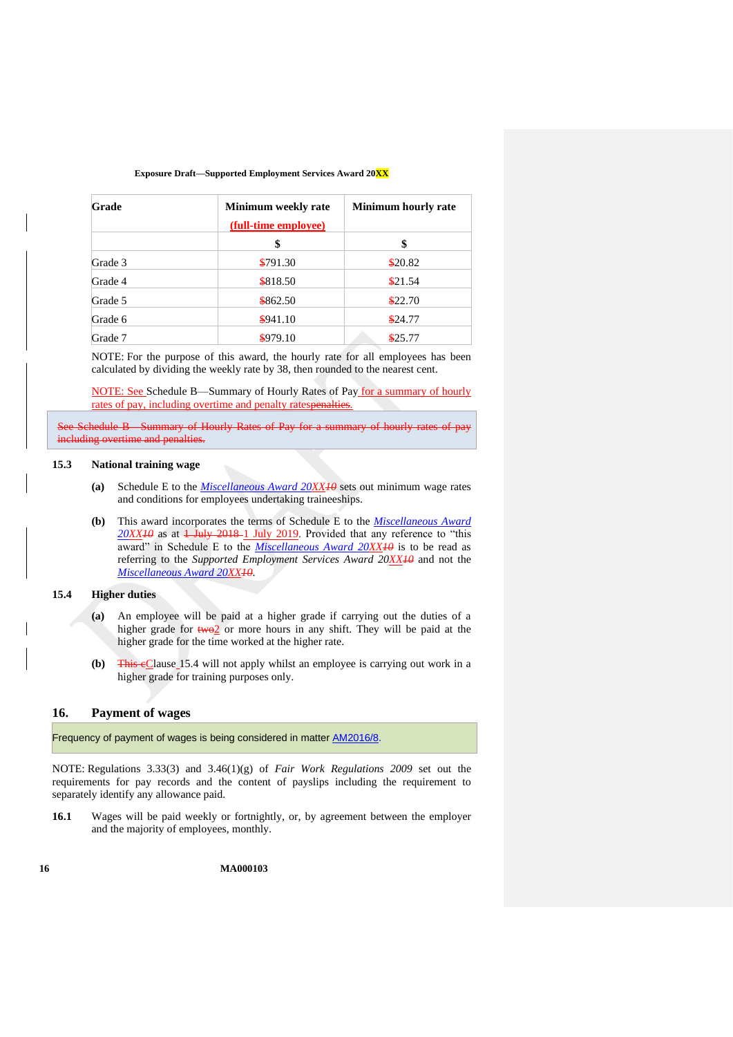| Grade | Minimum weekly rate (full-time employee) | Minimum hourly rate |
|---|---|---|
| | $ | $ |
| Grade 3 | 791.30 | 20.82 |
| Grade 4 | 818.50 | 21.54 |
| Grade 5 | 862.50 | 22.70 |
| Grade 6 | 941.10 | 24.77 |
| Grade 7 | 979.10 | 25.77 |

NOTE: For the purpose of this award, the hourly rate for all employees has been calculated by dividing the weekly rate by 38, then rounded to the nearest cent.

NOTE: See Schedule B—Summary of Hourly Rates of Pay for a summary of hourly rates of pay, including overtime and penalty ratespenalties.

See Schedule B—Summary of Hourly Rates of Pay for a summary of hourly rates of pay including overtime and penalties.

### 15.3 National training wage

**(a)** Schedule E to the *Miscellaneous Award 20XX10* sets out minimum wage rates and conditions for employees undertaking traineeships.

**(b)** This award incorporates the terms of Schedule E to the *Miscellaneous Award 20XX10* as at 1 July 2018 1 July 2019. Provided that any reference to "this award" in Schedule E to the *Miscellaneous Award 20XX10* is to be read as referring to the *Supported Employment Services Award 20XX10* and not the *Miscellaneous Award 20XX10*.

### 15.4 Higher duties

**(a)** An employee will be paid at a higher grade if carrying out the duties of a higher grade for two2 or more hours in any shift. They will be paid at the higher grade for the time worked at the higher rate.

**(b)** This cClause 15.4 will not apply whilst an employee is carrying out work in a higher grade for training purposes only.

## 16. Payment of wages

Frequency of payment of wages is being considered in matter AM2016/8.

NOTE: Regulations 3.33(3) and 3.46(1)(g) of *Fair Work Regulations 2009* set out the requirements for pay records and the content of payslips including the requirement to separately identify any allowance paid.

**16.1** Wages will be paid weekly or fortnightly, or, by agreement between the employer and the majority of employees, monthly.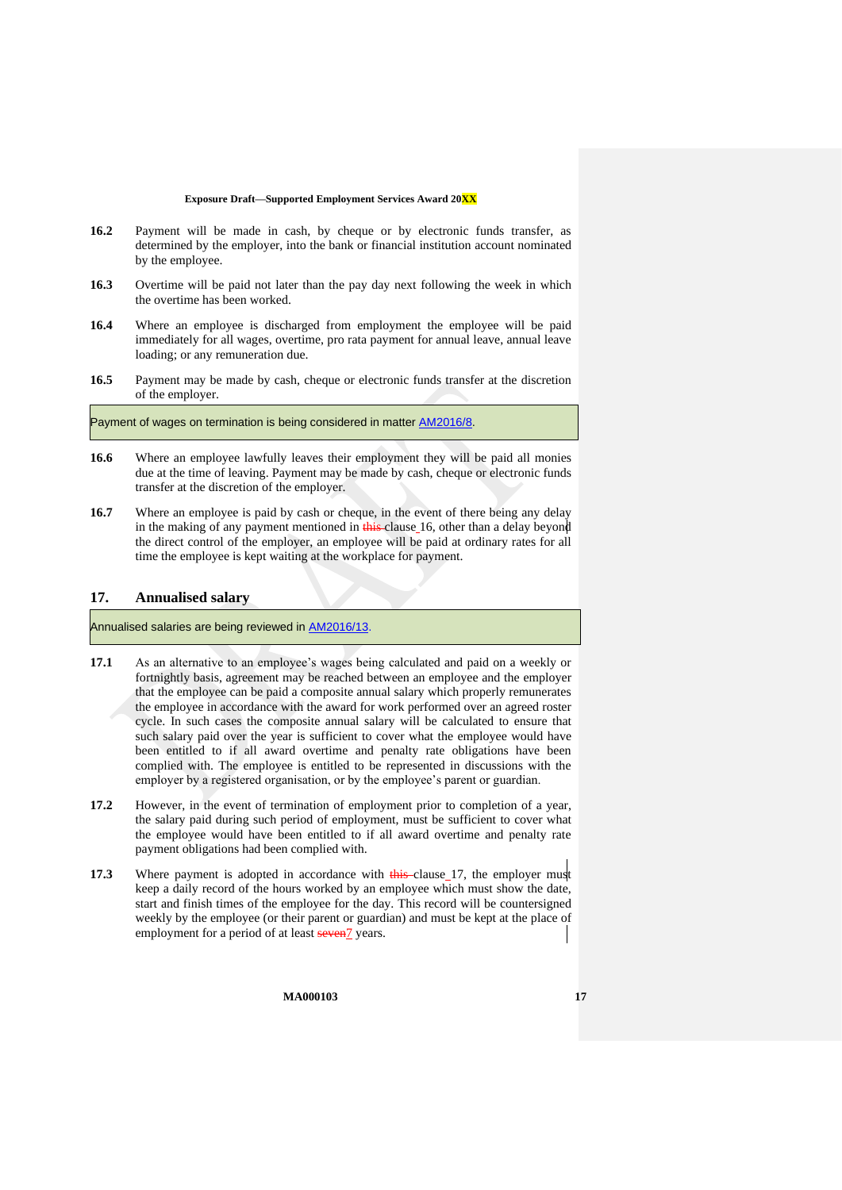**16.2** Payment will be made in cash, by cheque or by electronic funds transfer, as determined by the employer, into the bank or financial institution account nominated by the employee.

**16.3** Overtime will be paid not later than the pay day next following the week in which the overtime has been worked.

**16.4** Where an employee is discharged from employment the employee will be paid immediately for all wages, overtime, pro rata payment for annual leave, annual leave loading; or any remuneration due.

**16.5** Payment may be made by cash, cheque or electronic funds transfer at the discretion of the employer.

Payment of wages on termination is being considered in matter AM2016/8.

**16.6** Where an employee lawfully leaves their employment they will be paid all monies due at the time of leaving. Payment may be made by cash, cheque or electronic funds transfer at the discretion of the employer.

**16.7** Where an employee is paid by cash or cheque, in the event of there being any delay in the making of any payment mentioned in ~~this~~ clause 16, other than a delay beyond the direct control of the employer, an employee will be paid at ordinary rates for all time the employee is kept waiting at the workplace for payment.

## 17. Annualised salary

Annualised salaries are being reviewed in AM2016/13.

**17.1** As an alternative to an employee's wages being calculated and paid on a weekly or fortnightly basis, agreement may be reached between an employee and the employer that the employee can be paid a composite annual salary which properly remunerates the employee in accordance with the award for work performed over an agreed roster cycle. In such cases the composite annual salary will be calculated to ensure that such salary paid over the year is sufficient to cover what the employee would have been entitled to if all award overtime and penalty rate obligations have been complied with. The employee is entitled to be represented in discussions with the employer by a registered organisation, or by the employee's parent or guardian.

**17.2** However, in the event of termination of employment prior to completion of a year, the salary paid during such period of employment, must be sufficient to cover what the employee would have been entitled to if all award overtime and penalty rate payment obligations had been complied with.

**17.3** Where payment is adopted in accordance with ~~this~~ clause 17, the employer must keep a daily record of the hours worked by an employee which must show the date, start and finish times of the employee for the day. This record will be countersigned weekly by the employee (or their parent or guardian) and must be kept at the place of employment for a period of at least ~~seven~~7 years.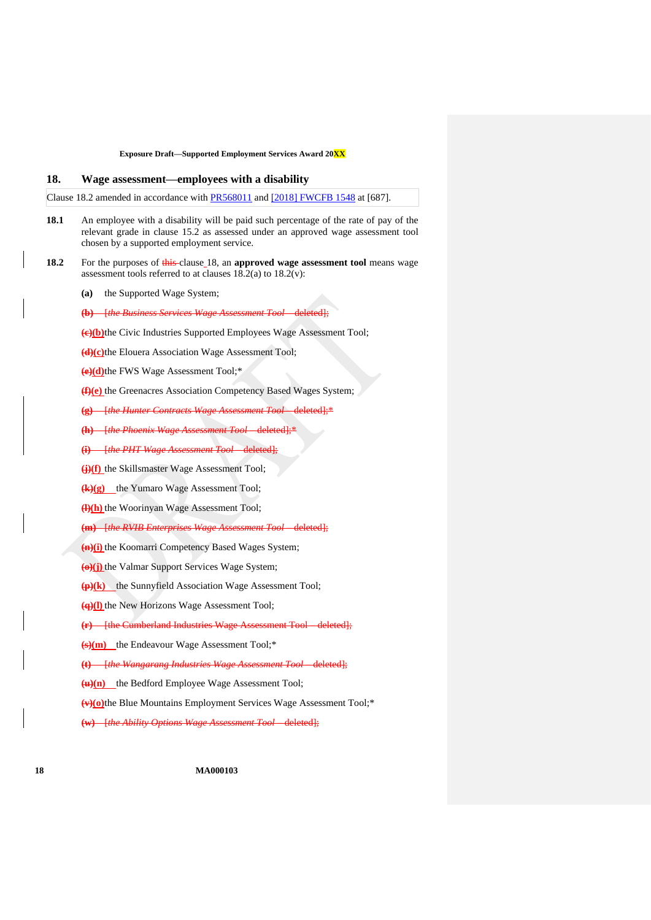## 18. Wage assessment—employees with a disability

Clause 18.2 amended in accordance with PR568011 and [2018] FWCFB 1548 at [687].

**18.1** An employee with a disability will be paid such percentage of the rate of pay of the relevant grade in clause 15.2 as assessed under an approved wage assessment tool chosen by a supported employment service.

**18.2** For the purposes of ~~this~~ clause 18, an **approved wage assessment tool** means wage assessment tools referred to at clauses 18.2(a) to 18.2(v):

**(a)** the Supported Wage System;

~~**(b)** [*the Business Services Wage Assessment Tool—deleted*];~~

~~**(c)**~~**(b)** the Civic Industries Supported Employees Wage Assessment Tool;

~~**(d)**~~**(c)** the Elouera Association Wage Assessment Tool;

~~**(e)**~~**(d)** the FWS Wage Assessment Tool;*

~~**(f)**~~**(e)** the Greenacres Association Competency Based Wages System;

~~**(g)** [*the Hunter Contracts Wage Assessment Tool—deleted*];*~~

~~**(h)** [*the Phoenix Wage Assessment Tool—deleted*];*~~

~~**(i)** [*the PHT Wage Assessment Tool—deleted*];~~

~~**(j)**~~**(f)** the Skillsmaster Wage Assessment Tool;

~~**(k)**~~**(g)** the Yumaro Wage Assessment Tool;

~~**(l)**~~**(h)** the Woorinyan Wage Assessment Tool;

~~**(m)** [*the RVIB Enterprises Wage Assessment Tool—deleted*];~~

~~**(n)**~~**(i)** the Koomarri Competency Based Wages System;

~~**(o)**~~**(j)** the Valmar Support Services Wage System;

~~**(p)**~~**(k)** the Sunnyfield Association Wage Assessment Tool;

~~**(q)**~~**(l)** the New Horizons Wage Assessment Tool;

~~**(r)** [the Cumberland Industries Wage Assessment Tool—deleted];~~

~~**(s)**~~**(m)** the Endeavour Wage Assessment Tool;*

~~**(t)** [*the Wangarang Industries Wage Assessment Tool—deleted*];~~

~~**(u)**~~**(n)** the Bedford Employee Wage Assessment Tool;

~~**(v)**~~**(o)** the Blue Mountains Employment Services Wage Assessment Tool;*

~~**(w)** [*the Ability Options Wage Assessment Tool—deleted*];~~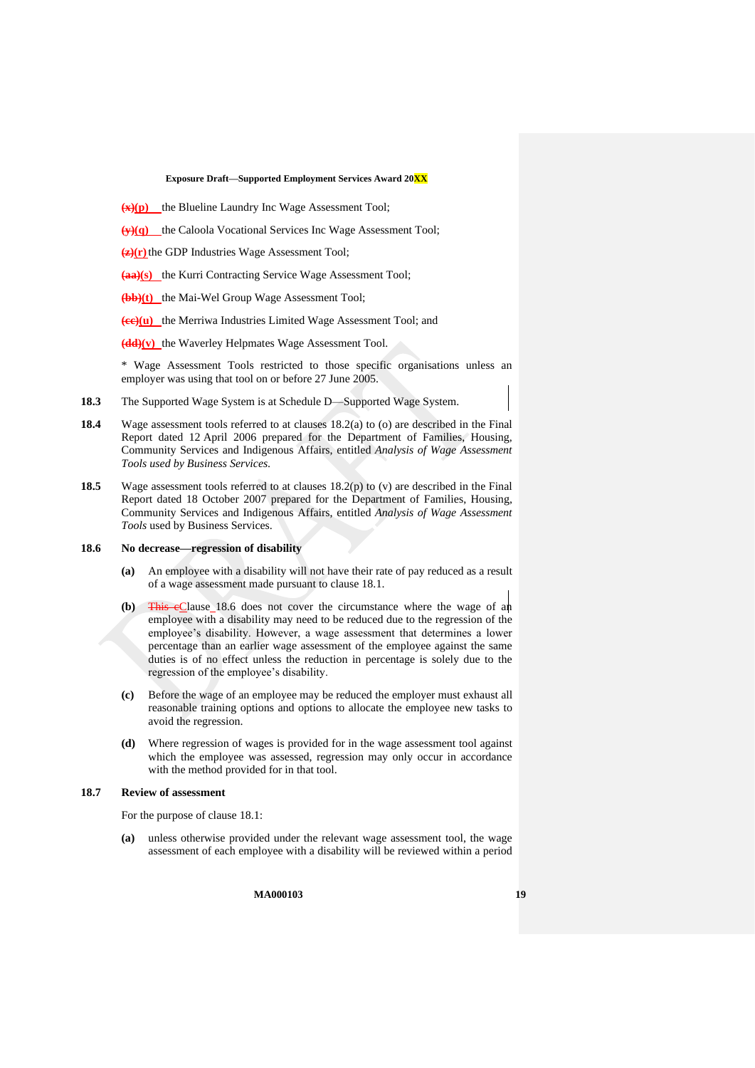(x)(p) the Blueline Laundry Inc Wage Assessment Tool;

(y)(q) the Caloola Vocational Services Inc Wage Assessment Tool;

(z)(r) the GDP Industries Wage Assessment Tool;

(aa)(s) the Kurri Contracting Service Wage Assessment Tool;

(bb)(t) the Mai-Wel Group Wage Assessment Tool;

(cc)(u) the Merriwa Industries Limited Wage Assessment Tool; and

(dd)(v) the Waverley Helpmates Wage Assessment Tool.

* Wage Assessment Tools restricted to those specific organisations unless an employer was using that tool on or before 27 June 2005.

**18.3** The Supported Wage System is at Schedule D—Supported Wage System.

**18.4** Wage assessment tools referred to at clauses 18.2(a) to (o) are described in the Final Report dated 12 April 2006 prepared for the Department of Families, Housing, Community Services and Indigenous Affairs, entitled *Analysis of Wage Assessment Tools used by Business Services.*

**18.5** Wage assessment tools referred to at clauses 18.2(p) to (v) are described in the Final Report dated 18 October 2007 prepared for the Department of Families, Housing, Community Services and Indigenous Affairs, entitled *Analysis of Wage Assessment Tools* used by Business Services.

**18.6 No decrease—regression of disability**

**(a)** An employee with a disability will not have their rate of pay reduced as a result of a wage assessment made pursuant to clause 18.1.

**(b)** ~~This c~~Clause 18.6 does not cover the circumstance where the wage of an employee with a disability may need to be reduced due to the regression of the employee's disability. However, a wage assessment that determines a lower percentage than an earlier wage assessment of the employee against the same duties is of no effect unless the reduction in percentage is solely due to the regression of the employee's disability.

**(c)** Before the wage of an employee may be reduced the employer must exhaust all reasonable training options and options to allocate the employee new tasks to avoid the regression.

**(d)** Where regression of wages is provided for in the wage assessment tool against which the employee was assessed, regression may only occur in accordance with the method provided for in that tool.

**18.7 Review of assessment**

For the purpose of clause 18.1:

**(a)** unless otherwise provided under the relevant wage assessment tool, the wage assessment of each employee with a disability will be reviewed within a period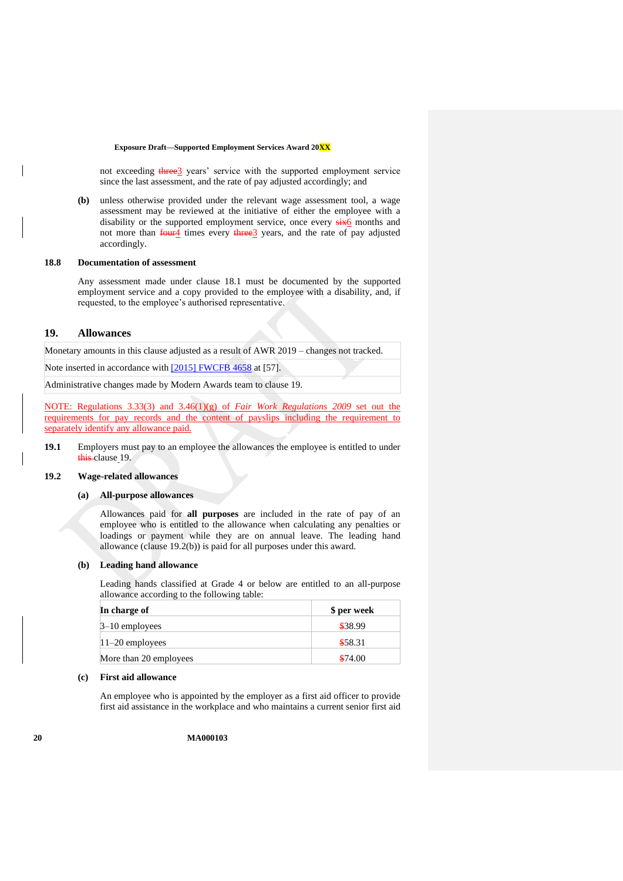not exceeding ~~three~~3 years' service with the supported employment service since the last assessment, and the rate of pay adjusted accordingly; and

**(b)** unless otherwise provided under the relevant wage assessment tool, a wage assessment may be reviewed at the initiative of either the employee with a disability or the supported employment service, once every ~~six~~6 months and not more than ~~four~~4 times every ~~three~~3 years, and the rate of pay adjusted accordingly.

**18.8 Documentation of assessment**

Any assessment made under clause 18.1 must be documented by the supported employment service and a copy provided to the employee with a disability, and, if requested, to the employee's authorised representative.

## 19. Allowances

| Monetary amounts in this clause adjusted as a result of AWR 2019 – changes not tracked. |
|---|
| Note inserted in accordance with [2015] FWCFB 4658 at [57]. |
| Administrative changes made by Modern Awards team to clause 19. |

NOTE: Regulations 3.33(3) and 3.46(1)(g) of *Fair Work Regulations 2009* set out the requirements for pay records and the content of payslips including the requirement to separately identify any allowance paid.

**19.1** Employers must pay to an employee the allowances the employee is entitled to under ~~this~~ clause 19.

**19.2 Wage-related allowances**

**(a) All-purpose allowances**

Allowances paid for **all purposes** are included in the rate of pay of an employee who is entitled to the allowance when calculating any penalties or loadings or payment while they are on annual leave. The leading hand allowance (clause 19.2(b)) is paid for all purposes under this award.

**(b) Leading hand allowance**

Leading hands classified at Grade 4 or below are entitled to an all-purpose allowance according to the following table:

| In charge of | $ per week |
|---|---|
| 3–10 employees | $38.99 |
| 11–20 employees | $58.31 |
| More than 20 employees | $74.00 |

**(c) First aid allowance**

An employee who is appointed by the employer as a first aid officer to provide first aid assistance in the workplace and who maintains a current senior first aid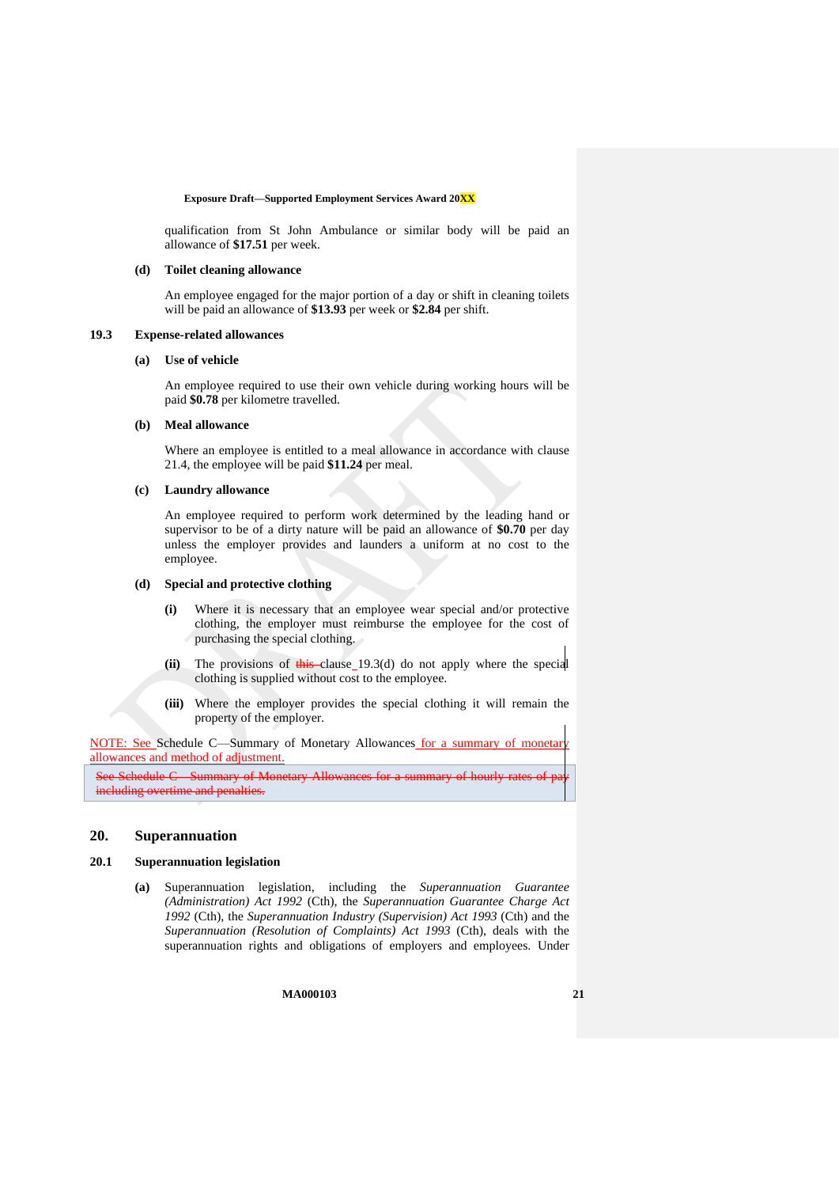qualification from St John Ambulance or similar body will be paid an allowance of **$17.51** per week.

**(d) Toilet cleaning allowance**

An employee engaged for the major portion of a day or shift in cleaning toilets will be paid an allowance of **$13.93** per week or **$2.84** per shift.

### 19.3 Expense-related allowances

**(a) Use of vehicle**

An employee required to use their own vehicle during working hours will be paid **$0.78** per kilometre travelled.

**(b) Meal allowance**

Where an employee is entitled to a meal allowance in accordance with clause 21.4, the employee will be paid **$11.24** per meal.

**(c) Laundry allowance**

An employee required to perform work determined by the leading hand or supervisor to be of a dirty nature will be paid an allowance of **$0.70** per day unless the employer provides and launders a uniform at no cost to the employee.

**(d) Special and protective clothing**

- **(i)** Where it is necessary that an employee wear special and/or protective clothing, the employer must reimburse the employee for the cost of purchasing the special clothing.
- **(ii)** The provisions of ~~this~~ clause 19.3(d) do not apply where the special clothing is supplied without cost to the employee.
- **(iii)** Where the employer provides the special clothing it will remain the property of the employer.

NOTE: See Schedule C—Summary of Monetary Allowances for a summary of monetary allowances and method of adjustment.

~~See Schedule C—Summary of Monetary Allowances for a summary of hourly rates of pay including overtime and penalties.~~

## 20. Superannuation

### 20.1 Superannuation legislation

**(a)** Superannuation legislation, including the *Superannuation Guarantee (Administration) Act 1992* (Cth), the *Superannuation Guarantee Charge Act 1992* (Cth), the *Superannuation Industry (Supervision) Act 1993* (Cth) and the *Superannuation (Resolution of Complaints) Act 1993* (Cth), deals with the superannuation rights and obligations of employers and employees. Under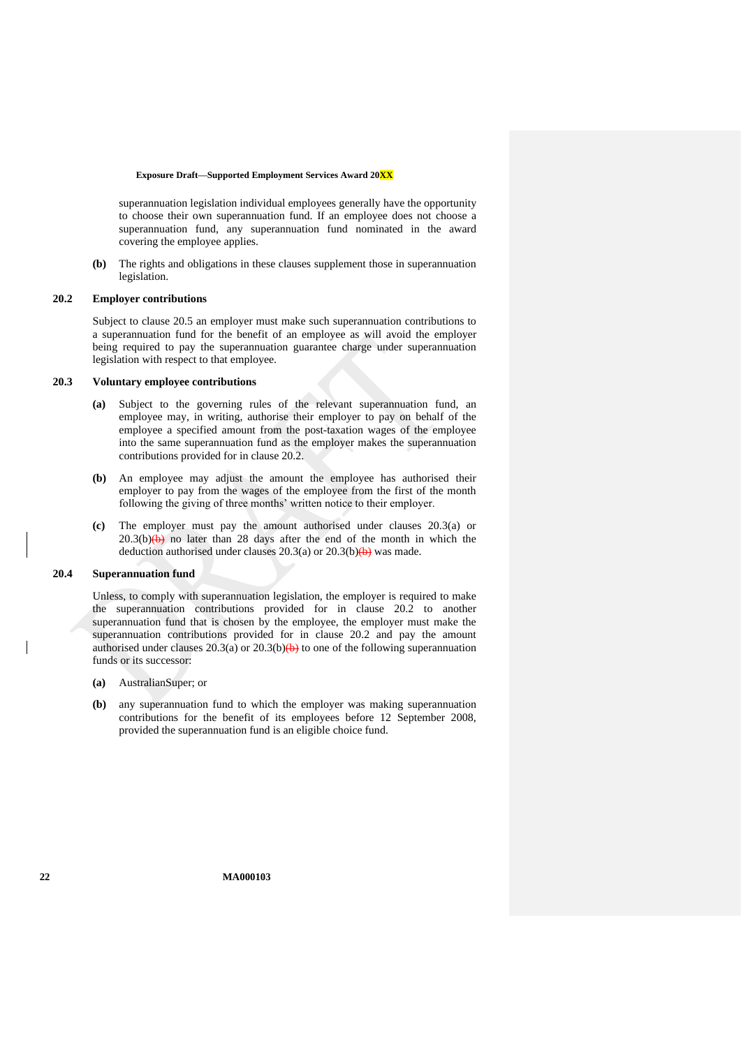superannuation legislation individual employees generally have the opportunity to choose their own superannuation fund. If an employee does not choose a superannuation fund, any superannuation fund nominated in the award covering the employee applies.

**(b)** The rights and obligations in these clauses supplement those in superannuation legislation.

### 20.2 Employer contributions

Subject to clause 20.5 an employer must make such superannuation contributions to a superannuation fund for the benefit of an employee as will avoid the employer being required to pay the superannuation guarantee charge under superannuation legislation with respect to that employee.

### 20.3 Voluntary employee contributions

**(a)** Subject to the governing rules of the relevant superannuation fund, an employee may, in writing, authorise their employer to pay on behalf of the employee a specified amount from the post-taxation wages of the employee into the same superannuation fund as the employer makes the superannuation contributions provided for in clause 20.2.

**(b)** An employee may adjust the amount the employee has authorised their employer to pay from the wages of the employee from the first of the month following the giving of three months' written notice to their employer.

**(c)** The employer must pay the amount authorised under clauses 20.3(a) or 20.3(b)~~(b)~~ no later than 28 days after the end of the month in which the deduction authorised under clauses 20.3(a) or 20.3(b)~~(b)~~ was made.

### 20.4 Superannuation fund

Unless, to comply with superannuation legislation, the employer is required to make the superannuation contributions provided for in clause 20.2 to another superannuation fund that is chosen by the employee, the employer must make the superannuation contributions provided for in clause 20.2 and pay the amount authorised under clauses 20.3(a) or 20.3(b)~~(b)~~ to one of the following superannuation funds or its successor:

**(a)** AustralianSuper; or

**(b)** any superannuation fund to which the employer was making superannuation contributions for the benefit of its employees before 12 September 2008, provided the superannuation fund is an eligible choice fund.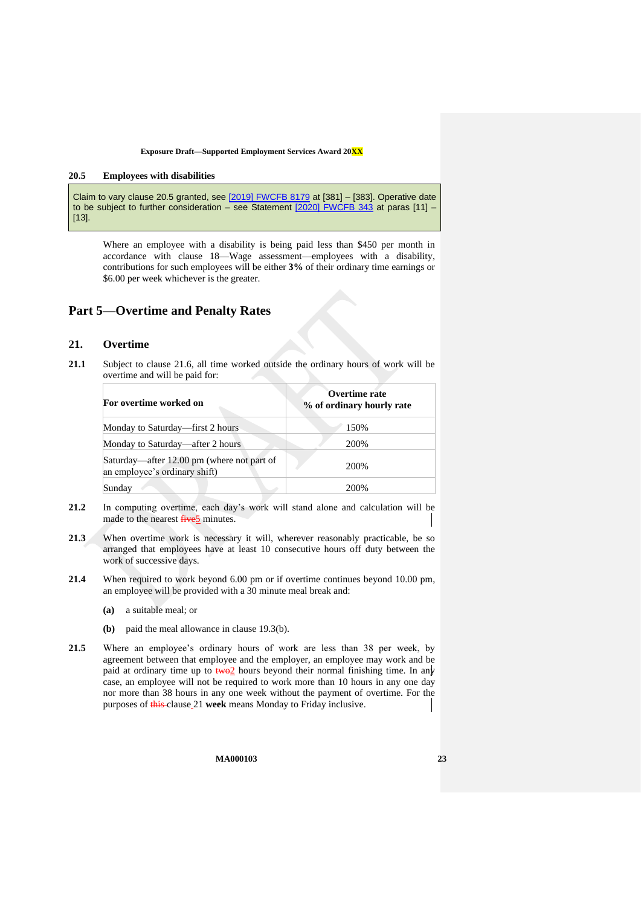### 20.5 Employees with disabilities

> Claim to vary clause 20.5 granted, see [2019] FWCFB 8179 at [381] – [383]. Operative date to be subject to further consideration – see Statement [2020] FWCFB 343 at paras [11] – [13].

Where an employee with a disability is being paid less than $450 per month in accordance with clause 18—Wage assessment—employees with a disability, contributions for such employees will be either **3%** of their ordinary time earnings or $6.00 per week whichever is the greater.

# Part 5—Overtime and Penalty Rates

## 21. Overtime

**21.1** Subject to clause 21.6, all time worked outside the ordinary hours of work will be overtime and will be paid for:

| For overtime worked on | Overtime rate<br>% of ordinary hourly rate |
|---|---|
| Monday to Saturday—first 2 hours | 150% |
| Monday to Saturday—after 2 hours | 200% |
| Saturday—after 12.00 pm (where not part of an employee's ordinary shift) | 200% |
| Sunday | 200% |

**21.2** In computing overtime, each day's work will stand alone and calculation will be made to the nearest ~~five~~5 minutes.

**21.3** When overtime work is necessary it will, wherever reasonably practicable, be so arranged that employees have at least 10 consecutive hours off duty between the work of successive days.

**21.4** When required to work beyond 6.00 pm or if overtime continues beyond 10.00 pm, an employee will be provided with a 30 minute meal break and:

**(a)** a suitable meal; or

**(b)** paid the meal allowance in clause 19.3(b).

**21.5** Where an employee's ordinary hours of work are less than 38 per week, by agreement between that employee and the employer, an employee may work and be paid at ordinary time up to ~~two~~2 hours beyond their normal finishing time. In any case, an employee will not be required to work more than 10 hours in any one day nor more than 38 hours in any one week without the payment of overtime. For the purposes of ~~this~~ clause 21 **week** means Monday to Friday inclusive.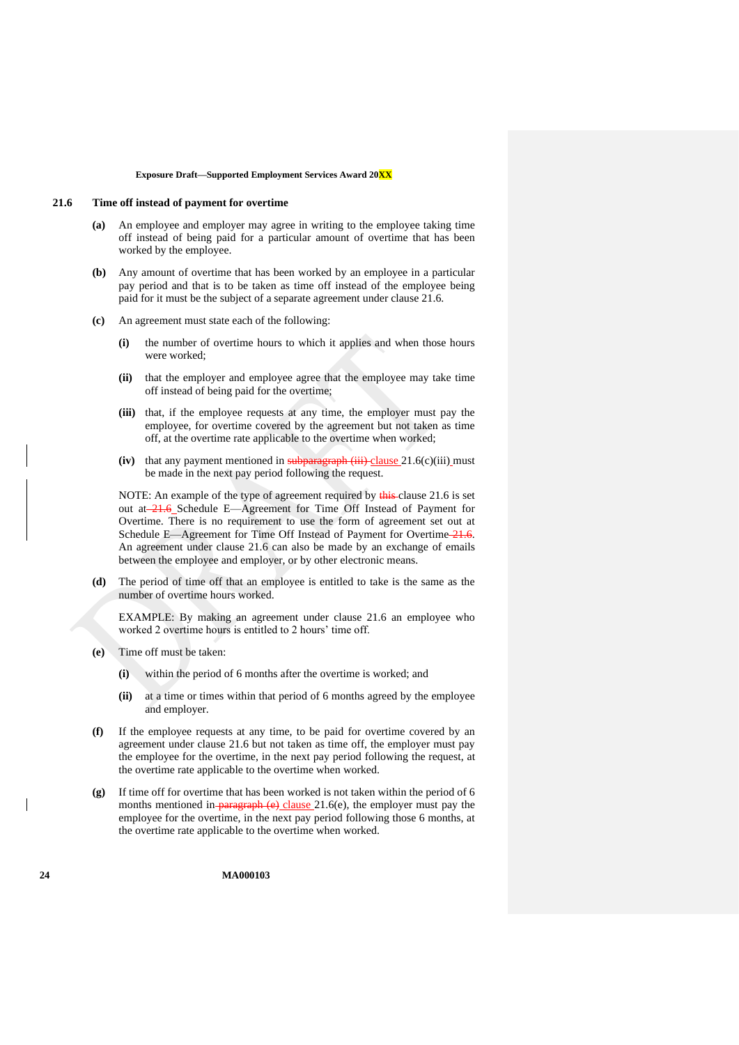### 21.6 Time off instead of payment for overtime

**(a)** An employee and employer may agree in writing to the employee taking time off instead of being paid for a particular amount of overtime that has been worked by the employee.

**(b)** Any amount of overtime that has been worked by an employee in a particular pay period and that is to be taken as time off instead of the employee being paid for it must be the subject of a separate agreement under clause 21.6.

**(c)** An agreement must state each of the following:

**(i)** the number of overtime hours to which it applies and when those hours were worked;

**(ii)** that the employer and employee agree that the employee may take time off instead of being paid for the overtime;

**(iii)** that, if the employee requests at any time, the employer must pay the employee, for overtime covered by the agreement but not taken as time off, at the overtime rate applicable to the overtime when worked;

**(iv)** that any payment mentioned in ~~subparagraph (iii)~~ clause 21.6(c)(iii) must be made in the next pay period following the request.

NOTE: An example of the type of agreement required by ~~this~~ clause 21.6 is set out at ~~21.6~~ Schedule E—Agreement for Time Off Instead of Payment for Overtime. There is no requirement to use the form of agreement set out at Schedule E—Agreement for Time Off Instead of Payment for Overtime ~~21.6~~. An agreement under clause 21.6 can also be made by an exchange of emails between the employee and employer, or by other electronic means.

**(d)** The period of time off that an employee is entitled to take is the same as the number of overtime hours worked.

EXAMPLE: By making an agreement under clause 21.6 an employee who worked 2 overtime hours is entitled to 2 hours' time off.

**(e)** Time off must be taken:

**(i)** within the period of 6 months after the overtime is worked; and

**(ii)** at a time or times within that period of 6 months agreed by the employee and employer.

**(f)** If the employee requests at any time, to be paid for overtime covered by an agreement under clause 21.6 but not taken as time off, the employer must pay the employee for the overtime, in the next pay period following the request, at the overtime rate applicable to the overtime when worked.

**(g)** If time off for overtime that has been worked is not taken within the period of 6 months mentioned in ~~paragraph (e)~~ clause 21.6(e), the employer must pay the employee for the overtime, in the next pay period following those 6 months, at the overtime rate applicable to the overtime when worked.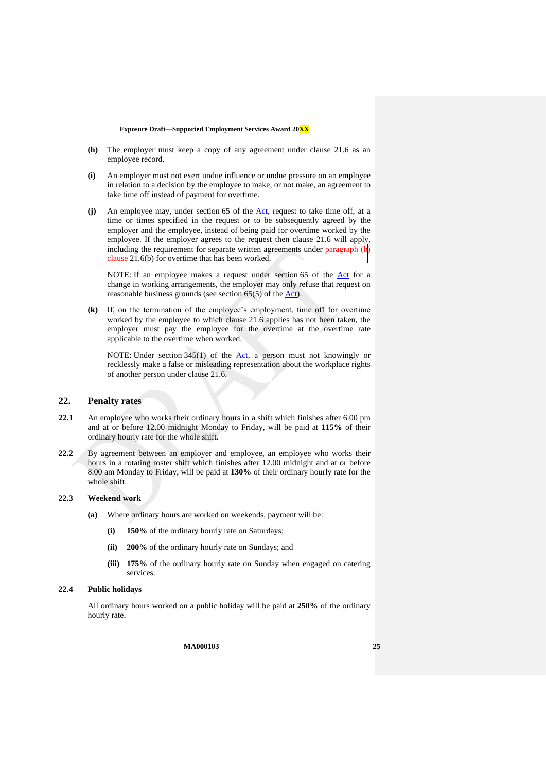**(h)** The employer must keep a copy of any agreement under clause 21.6 as an employee record.

**(i)** An employer must not exert undue influence or undue pressure on an employee in relation to a decision by the employee to make, or not make, an agreement to take time off instead of payment for overtime.

**(j)** An employee may, under section 65 of the Act, request to take time off, at a time or times specified in the request or to be subsequently agreed by the employer and the employee, instead of being paid for overtime worked by the employee. If the employer agrees to the request then clause 21.6 will apply, including the requirement for separate written agreements under ~~paragraph (b)~~ clause 21.6(b) for overtime that has been worked.

NOTE: If an employee makes a request under section 65 of the Act for a change in working arrangements, the employer may only refuse that request on reasonable business grounds (see section 65(5) of the Act).

**(k)** If, on the termination of the employee's employment, time off for overtime worked by the employee to which clause 21.6 applies has not been taken, the employer must pay the employee for the overtime at the overtime rate applicable to the overtime when worked.

NOTE: Under section 345(1) of the Act, a person must not knowingly or recklessly make a false or misleading representation about the workplace rights of another person under clause 21.6.

## 22. Penalty rates

**22.1** An employee who works their ordinary hours in a shift which finishes after 6.00 pm and at or before 12.00 midnight Monday to Friday, will be paid at **115%** of their ordinary hourly rate for the whole shift.

**22.2** By agreement between an employer and employee, an employee who works their hours in a rotating roster shift which finishes after 12.00 midnight and at or before 8.00 am Monday to Friday, will be paid at **130%** of their ordinary hourly rate for the whole shift.

### 22.3 Weekend work

**(a)** Where ordinary hours are worked on weekends, payment will be:

- **(i)** **150%** of the ordinary hourly rate on Saturdays;
- **(ii)** **200%** of the ordinary hourly rate on Sundays; and
- **(iii)** **175%** of the ordinary hourly rate on Sunday when engaged on catering services.

### 22.4 Public holidays

All ordinary hours worked on a public holiday will be paid at **250%** of the ordinary hourly rate.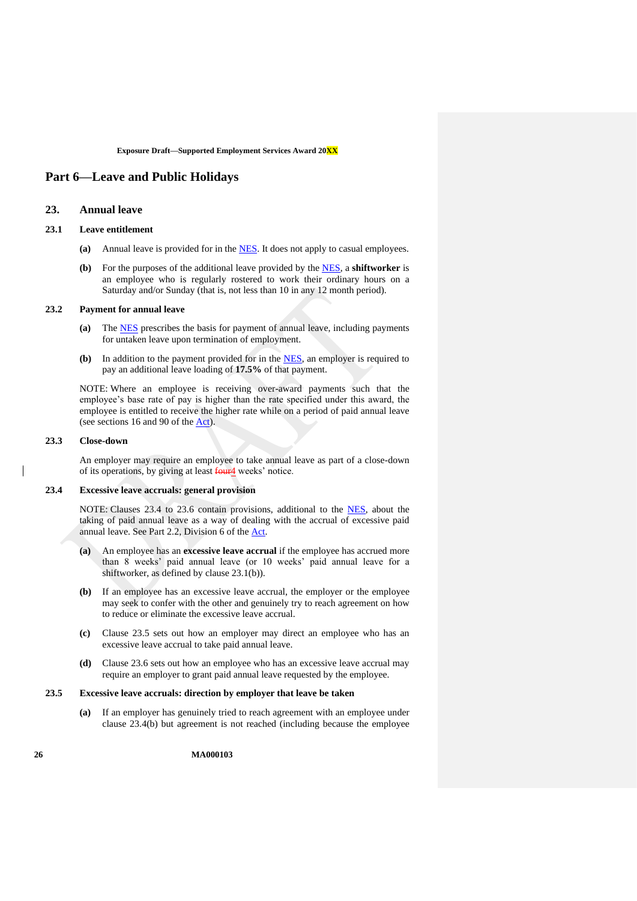# Part 6—Leave and Public Holidays

## 23. Annual leave

### 23.1 Leave entitlement

**(a)** Annual leave is provided for in the NES. It does not apply to casual employees.

**(b)** For the purposes of the additional leave provided by the NES, a **shiftworker** is an employee who is regularly rostered to work their ordinary hours on a Saturday and/or Sunday (that is, not less than 10 in any 12 month period).

### 23.2 Payment for annual leave

**(a)** The NES prescribes the basis for payment of annual leave, including payments for untaken leave upon termination of employment.

**(b)** In addition to the payment provided for in the NES, an employer is required to pay an additional leave loading of **17.5%** of that payment.

NOTE: Where an employee is receiving over-award payments such that the employee's base rate of pay is higher than the rate specified under this award, the employee is entitled to receive the higher rate while on a period of paid annual leave (see sections 16 and 90 of the Act).

### 23.3 Close-down

An employer may require an employee to take annual leave as part of a close-down of its operations, by giving at least ~~four~~4 weeks' notice.

### 23.4 Excessive leave accruals: general provision

NOTE: Clauses 23.4 to 23.6 contain provisions, additional to the NES, about the taking of paid annual leave as a way of dealing with the accrual of excessive paid annual leave. See Part 2.2, Division 6 of the Act.

**(a)** An employee has an **excessive leave accrual** if the employee has accrued more than 8 weeks' paid annual leave (or 10 weeks' paid annual leave for a shiftworker, as defined by clause 23.1(b)).

**(b)** If an employee has an excessive leave accrual, the employer or the employee may seek to confer with the other and genuinely try to reach agreement on how to reduce or eliminate the excessive leave accrual.

**(c)** Clause 23.5 sets out how an employer may direct an employee who has an excessive leave accrual to take paid annual leave.

**(d)** Clause 23.6 sets out how an employee who has an excessive leave accrual may require an employer to grant paid annual leave requested by the employee.

### 23.5 Excessive leave accruals: direction by employer that leave be taken

**(a)** If an employer has genuinely tried to reach agreement with an employee under clause 23.4(b) but agreement is not reached (including because the employee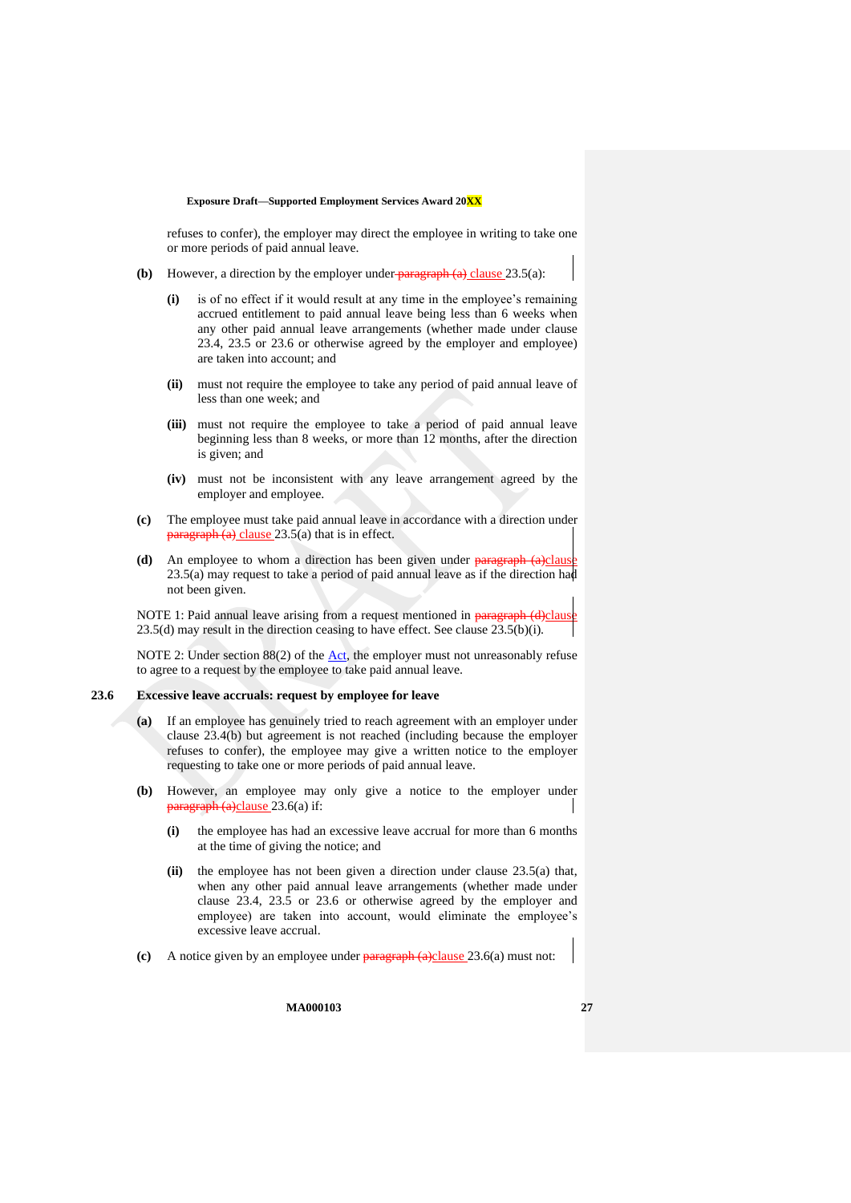refuses to confer), the employer may direct the employee in writing to take one or more periods of paid annual leave.

**(b)** However, a direction by the employer under ~~paragraph (a)~~ clause 23.5(a):

**(i)** is of no effect if it would result at any time in the employee's remaining accrued entitlement to paid annual leave being less than 6 weeks when any other paid annual leave arrangements (whether made under clause 23.4, 23.5 or 23.6 or otherwise agreed by the employer and employee) are taken into account; and

**(ii)** must not require the employee to take any period of paid annual leave of less than one week; and

**(iii)** must not require the employee to take a period of paid annual leave beginning less than 8 weeks, or more than 12 months, after the direction is given; and

**(iv)** must not be inconsistent with any leave arrangement agreed by the employer and employee.

**(c)** The employee must take paid annual leave in accordance with a direction under ~~paragraph (a)~~ clause 23.5(a) that is in effect.

**(d)** An employee to whom a direction has been given under ~~paragraph (a)~~clause 23.5(a) may request to take a period of paid annual leave as if the direction had not been given.

NOTE 1: Paid annual leave arising from a request mentioned in ~~paragraph (d)~~clause 23.5(d) may result in the direction ceasing to have effect. See clause 23.5(b)(i).

NOTE 2: Under section 88(2) of the Act, the employer must not unreasonably refuse to agree to a request by the employee to take paid annual leave.

### 23.6 Excessive leave accruals: request by employee for leave

**(a)** If an employee has genuinely tried to reach agreement with an employer under clause 23.4(b) but agreement is not reached (including because the employer refuses to confer), the employee may give a written notice to the employer requesting to take one or more periods of paid annual leave.

**(b)** However, an employee may only give a notice to the employer under ~~paragraph (a)~~clause 23.6(a) if:

**(i)** the employee has had an excessive leave accrual for more than 6 months at the time of giving the notice; and

**(ii)** the employee has not been given a direction under clause 23.5(a) that, when any other paid annual leave arrangements (whether made under clause 23.4, 23.5 or 23.6 or otherwise agreed by the employer and employee) are taken into account, would eliminate the employee's excessive leave accrual.

**(c)** A notice given by an employee under ~~paragraph (a)~~clause 23.6(a) must not: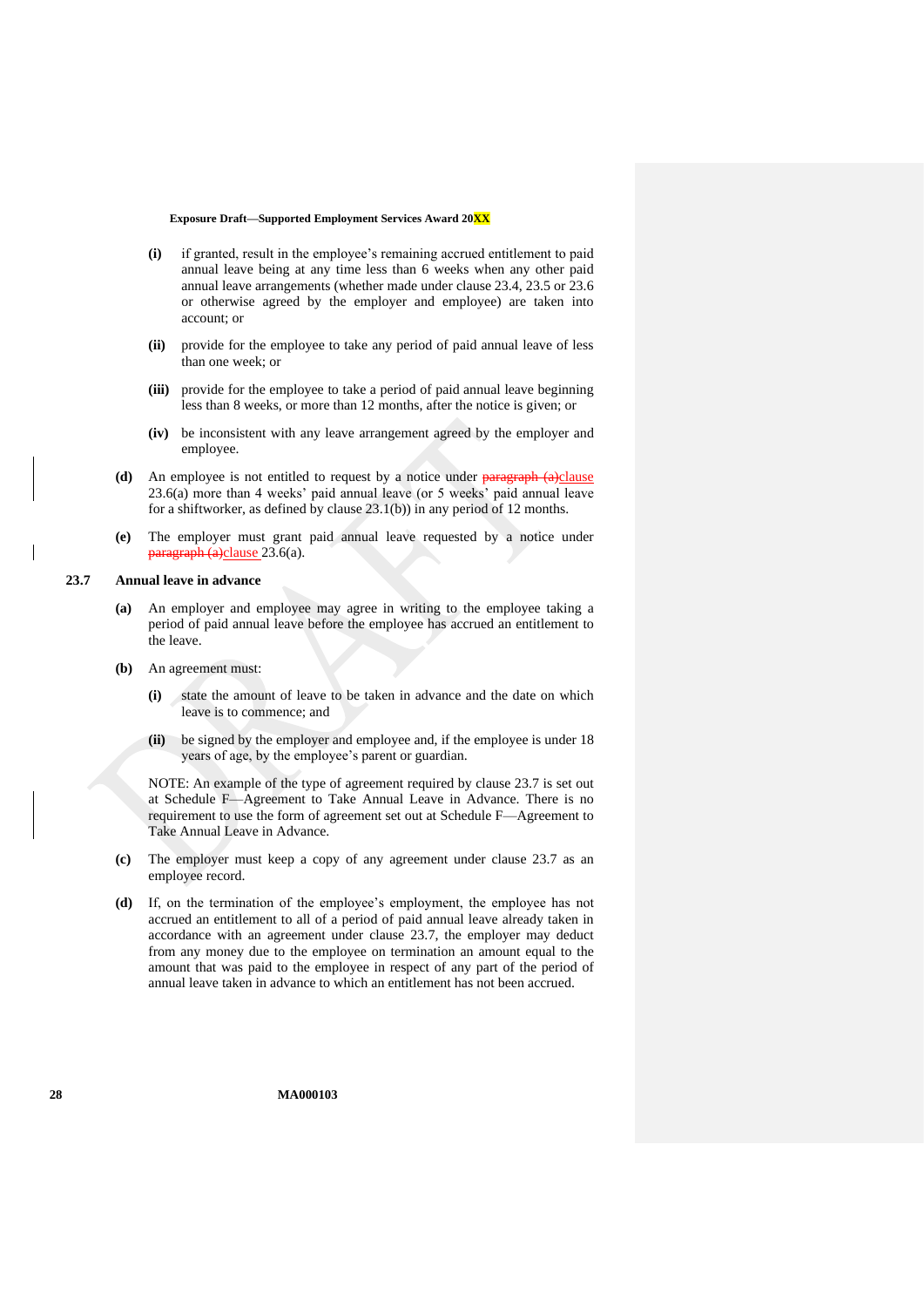- **(i)** if granted, result in the employee's remaining accrued entitlement to paid annual leave being at any time less than 6 weeks when any other paid annual leave arrangements (whether made under clause 23.4, 23.5 or 23.6 or otherwise agreed by the employer and employee) are taken into account; or
- **(ii)** provide for the employee to take any period of paid annual leave of less than one week; or
- **(iii)** provide for the employee to take a period of paid annual leave beginning less than 8 weeks, or more than 12 months, after the notice is given; or
- **(iv)** be inconsistent with any leave arrangement agreed by the employer and employee.

**(d)** An employee is not entitled to request by a notice under ~~paragraph (a)~~clause 23.6(a) more than 4 weeks' paid annual leave (or 5 weeks' paid annual leave for a shiftworker, as defined by clause 23.1(b)) in any period of 12 months.

**(e)** The employer must grant paid annual leave requested by a notice under ~~paragraph (a)~~clause 23.6(a).

### 23.7 Annual leave in advance

**(a)** An employer and employee may agree in writing to the employee taking a period of paid annual leave before the employee has accrued an entitlement to the leave.

**(b)** An agreement must:

- **(i)** state the amount of leave to be taken in advance and the date on which leave is to commence; and
- **(ii)** be signed by the employer and employee and, if the employee is under 18 years of age, by the employee's parent or guardian.

NOTE: An example of the type of agreement required by clause 23.7 is set out at Schedule F—Agreement to Take Annual Leave in Advance. There is no requirement to use the form of agreement set out at Schedule F—Agreement to Take Annual Leave in Advance.

**(c)** The employer must keep a copy of any agreement under clause 23.7 as an employee record.

**(d)** If, on the termination of the employee's employment, the employee has not accrued an entitlement to all of a period of paid annual leave already taken in accordance with an agreement under clause 23.7, the employer may deduct from any money due to the employee on termination an amount equal to the amount that was paid to the employee in respect of any part of the period of annual leave taken in advance to which an entitlement has not been accrued.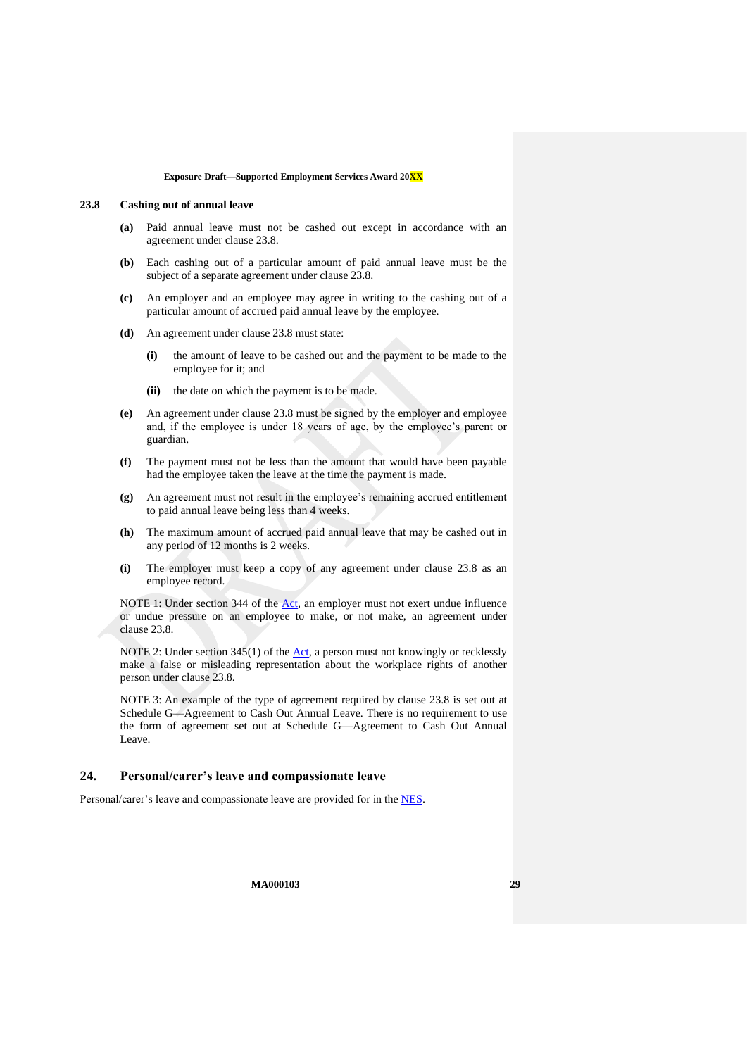### 23.8 Cashing out of annual leave

**(a)** Paid annual leave must not be cashed out except in accordance with an agreement under clause 23.8.

**(b)** Each cashing out of a particular amount of paid annual leave must be the subject of a separate agreement under clause 23.8.

**(c)** An employer and an employee may agree in writing to the cashing out of a particular amount of accrued paid annual leave by the employee.

**(d)** An agreement under clause 23.8 must state:

- **(i)** the amount of leave to be cashed out and the payment to be made to the employee for it; and
- **(ii)** the date on which the payment is to be made.

**(e)** An agreement under clause 23.8 must be signed by the employer and employee and, if the employee is under 18 years of age, by the employee's parent or guardian.

**(f)** The payment must not be less than the amount that would have been payable had the employee taken the leave at the time the payment is made.

**(g)** An agreement must not result in the employee's remaining accrued entitlement to paid annual leave being less than 4 weeks.

**(h)** The maximum amount of accrued paid annual leave that may be cashed out in any period of 12 months is 2 weeks.

**(i)** The employer must keep a copy of any agreement under clause 23.8 as an employee record.

NOTE 1: Under section 344 of the Act, an employer must not exert undue influence or undue pressure on an employee to make, or not make, an agreement under clause 23.8.

NOTE 2: Under section 345(1) of the Act, a person must not knowingly or recklessly make a false or misleading representation about the workplace rights of another person under clause 23.8.

NOTE 3: An example of the type of agreement required by clause 23.8 is set out at Schedule G—Agreement to Cash Out Annual Leave. There is no requirement to use the form of agreement set out at Schedule G—Agreement to Cash Out Annual Leave.

## 24. Personal/carer's leave and compassionate leave

Personal/carer's leave and compassionate leave are provided for in the NES.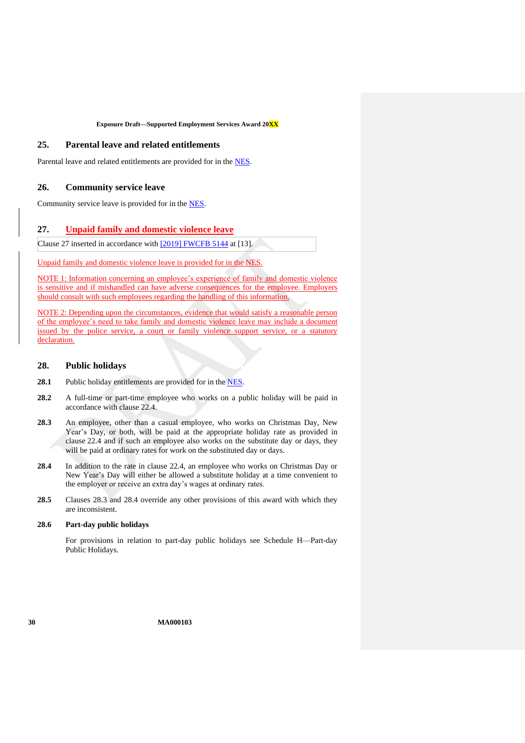## 25. Parental leave and related entitlements

Parental leave and related entitlements are provided for in the NES.

## 26. Community service leave

Community service leave is provided for in the NES.

## 27. Unpaid family and domestic violence leave

Clause 27 inserted in accordance with [2019] FWCFB 5144 at [13].

Unpaid family and domestic violence leave is provided for in the NES.

NOTE 1: Information concerning an employee's experience of family and domestic violence is sensitive and if mishandled can have adverse consequences for the employee. Employers should consult with such employees regarding the handling of this information.

NOTE 2: Depending upon the circumstances, evidence that would satisfy a reasonable person of the employee's need to take family and domestic violence leave may include a document issued by the police service, a court or family violence support service, or a statutory declaration.

## 28. Public holidays

**28.1** Public holiday entitlements are provided for in the NES.

**28.2** A full-time or part-time employee who works on a public holiday will be paid in accordance with clause 22.4.

**28.3** An employee, other than a casual employee, who works on Christmas Day, New Year's Day, or both, will be paid at the appropriate holiday rate as provided in clause 22.4 and if such an employee also works on the substitute day or days, they will be paid at ordinary rates for work on the substituted day or days.

**28.4** In addition to the rate in clause 22.4, an employee who works on Christmas Day or New Year's Day will either be allowed a substitute holiday at a time convenient to the employer or receive an extra day's wages at ordinary rates.

**28.5** Clauses 28.3 and 28.4 override any other provisions of this award with which they are inconsistent.

**28.6 Part-day public holidays**

For provisions in relation to part-day public holidays see Schedule H—Part-day Public Holidays.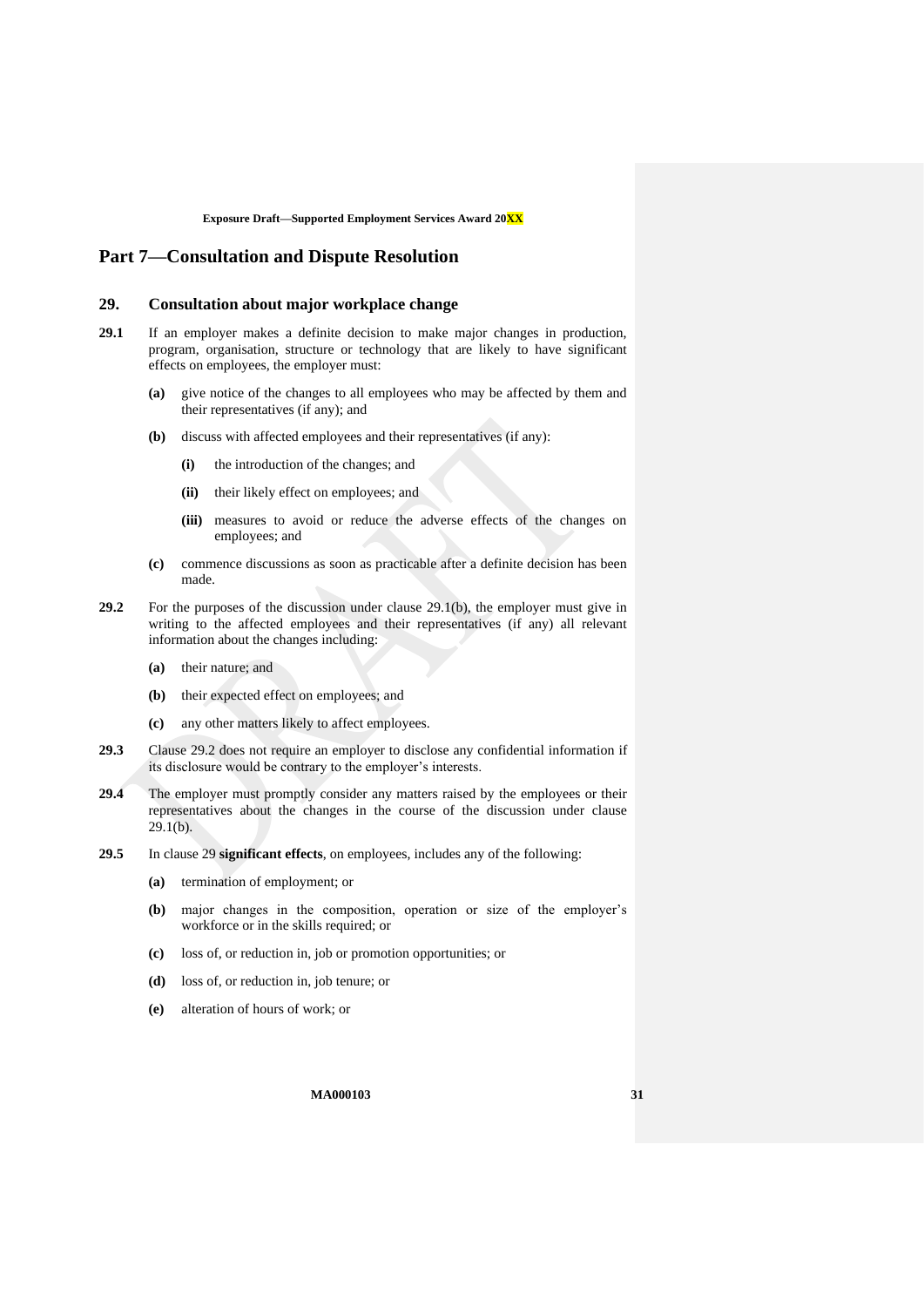## Part 7—Consultation and Dispute Resolution

### 29. Consultation about major workplace change

**29.1** If an employer makes a definite decision to make major changes in production, program, organisation, structure or technology that are likely to have significant effects on employees, the employer must:

- **(a)** give notice of the changes to all employees who may be affected by them and their representatives (if any); and
- **(b)** discuss with affected employees and their representatives (if any):
  - **(i)** the introduction of the changes; and
  - **(ii)** their likely effect on employees; and
  - **(iii)** measures to avoid or reduce the adverse effects of the changes on employees; and
- **(c)** commence discussions as soon as practicable after a definite decision has been made.

**29.2** For the purposes of the discussion under clause 29.1(b), the employer must give in writing to the affected employees and their representatives (if any) all relevant information about the changes including:

- **(a)** their nature; and
- **(b)** their expected effect on employees; and
- **(c)** any other matters likely to affect employees.

**29.3** Clause 29.2 does not require an employer to disclose any confidential information if its disclosure would be contrary to the employer's interests.

**29.4** The employer must promptly consider any matters raised by the employees or their representatives about the changes in the course of the discussion under clause 29.1(b).

**29.5** In clause 29 **significant effects**, on employees, includes any of the following:

- **(a)** termination of employment; or
- **(b)** major changes in the composition, operation or size of the employer's workforce or in the skills required; or
- **(c)** loss of, or reduction in, job or promotion opportunities; or
- **(d)** loss of, or reduction in, job tenure; or
- **(e)** alteration of hours of work; or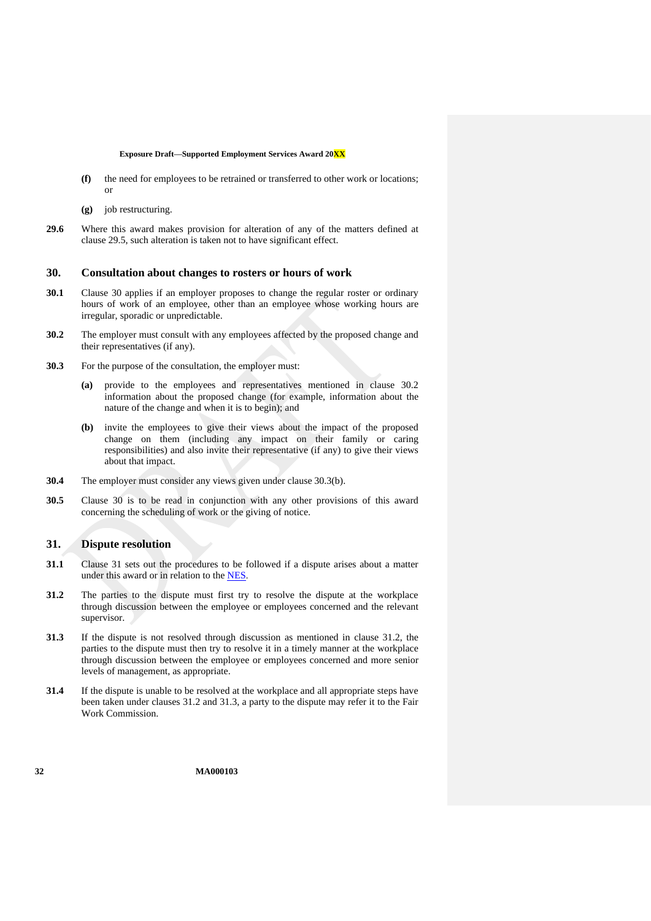- **(f)** the need for employees to be retrained or transferred to other work or locations; or
- **(g)** job restructuring.

**29.6** Where this award makes provision for alteration of any of the matters defined at clause 29.5, such alteration is taken not to have significant effect.

## 30. Consultation about changes to rosters or hours of work

**30.1** Clause 30 applies if an employer proposes to change the regular roster or ordinary hours of work of an employee, other than an employee whose working hours are irregular, sporadic or unpredictable.

**30.2** The employer must consult with any employees affected by the proposed change and their representatives (if any).

**30.3** For the purpose of the consultation, the employer must:

- **(a)** provide to the employees and representatives mentioned in clause 30.2 information about the proposed change (for example, information about the nature of the change and when it is to begin); and
- **(b)** invite the employees to give their views about the impact of the proposed change on them (including any impact on their family or caring responsibilities) and also invite their representative (if any) to give their views about that impact.

**30.4** The employer must consider any views given under clause 30.3(b).

**30.5** Clause 30 is to be read in conjunction with any other provisions of this award concerning the scheduling of work or the giving of notice.

## 31. Dispute resolution

**31.1** Clause 31 sets out the procedures to be followed if a dispute arises about a matter under this award or in relation to the NES.

**31.2** The parties to the dispute must first try to resolve the dispute at the workplace through discussion between the employee or employees concerned and the relevant supervisor.

**31.3** If the dispute is not resolved through discussion as mentioned in clause 31.2, the parties to the dispute must then try to resolve it in a timely manner at the workplace through discussion between the employee or employees concerned and more senior levels of management, as appropriate.

**31.4** If the dispute is unable to be resolved at the workplace and all appropriate steps have been taken under clauses 31.2 and 31.3, a party to the dispute may refer it to the Fair Work Commission.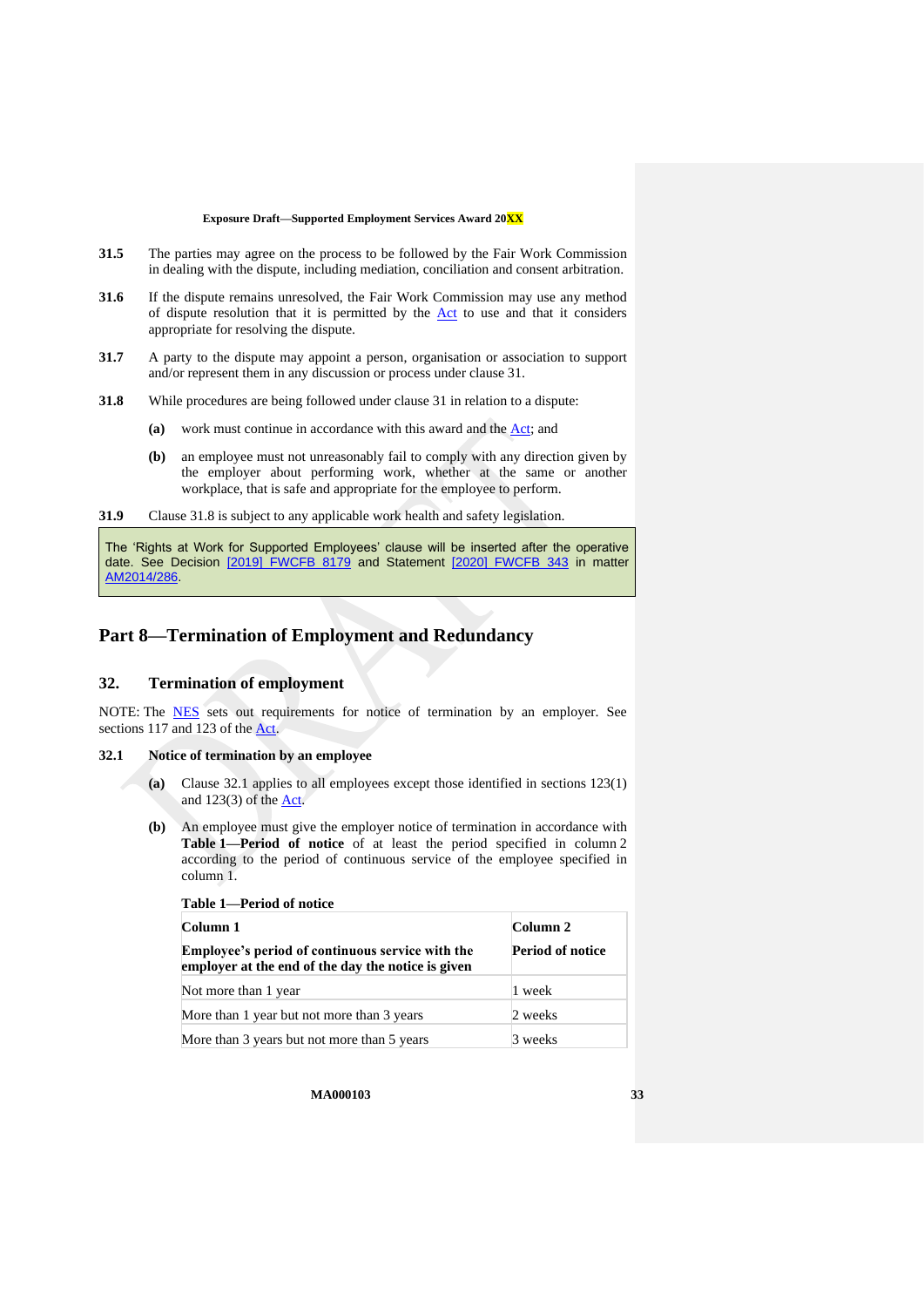**31.5** The parties may agree on the process to be followed by the Fair Work Commission in dealing with the dispute, including mediation, conciliation and consent arbitration.

**31.6** If the dispute remains unresolved, the Fair Work Commission may use any method of dispute resolution that it is permitted by the Act to use and that it considers appropriate for resolving the dispute.

**31.7** A party to the dispute may appoint a person, organisation or association to support and/or represent them in any discussion or process under clause 31.

**31.8** While procedures are being followed under clause 31 in relation to a dispute:

**(a)** work must continue in accordance with this award and the Act; and

**(b)** an employee must not unreasonably fail to comply with any direction given by the employer about performing work, whether at the same or another workplace, that is safe and appropriate for the employee to perform.

**31.9** Clause 31.8 is subject to any applicable work health and safety legislation.

> The 'Rights at Work for Supported Employees' clause will be inserted after the operative date. See Decision [2019] FWCFB 8179 and Statement [2020] FWCFB 343 in matter AM2014/286.

# Part 8—Termination of Employment and Redundancy

## 32. Termination of employment

NOTE: The NES sets out requirements for notice of termination by an employer. See sections 117 and 123 of the Act.

### 32.1 Notice of termination by an employee

**(a)** Clause 32.1 applies to all employees except those identified in sections 123(1) and 123(3) of the Act.

**(b)** An employee must give the employer notice of termination in accordance with **Table 1—Period of notice** of at least the period specified in column 2 according to the period of continuous service of the employee specified in column 1.

**Table 1—Period of notice**

| Column 1<br>Employee's period of continuous service with the employer at the end of the day the notice is given | Column 2<br>Period of notice |
|---|---|
| Not more than 1 year | 1 week |
| More than 1 year but not more than 3 years | 2 weeks |
| More than 3 years but not more than 5 years | 3 weeks |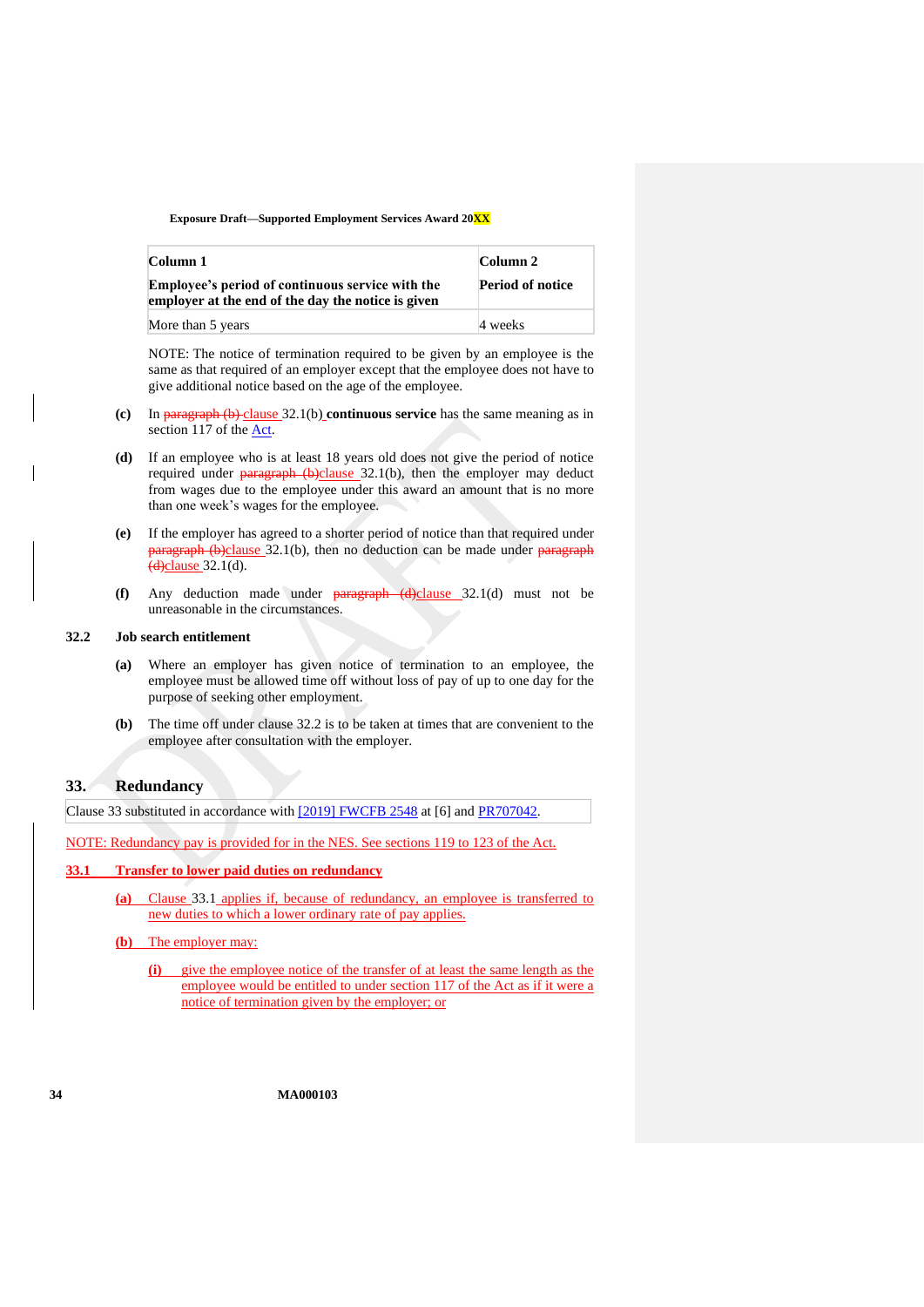| Column 1<br><br>**Employee's period of continuous service with the employer at the end of the day the notice is given** | Column 2<br><br>**Period of notice** |
| --- | --- |
| More than 5 years | 4 weeks |

NOTE: The notice of termination required to be given by an employee is the same as that required of an employer except that the employee does not have to give additional notice based on the age of the employee.

**(c)** In ~~paragraph (b)~~ clause 32.1(b) **continuous service** has the same meaning as in section 117 of the Act.

**(d)** If an employee who is at least 18 years old does not give the period of notice required under ~~paragraph (b)~~clause 32.1(b), then the employer may deduct from wages due to the employee under this award an amount that is no more than one week's wages for the employee.

**(e)** If the employer has agreed to a shorter period of notice than that required under ~~paragraph (b)~~clause 32.1(b), then no deduction can be made under ~~paragraph (d)~~clause 32.1(d).

**(f)** Any deduction made under ~~paragraph (d)~~clause 32.1(d) must not be unreasonable in the circumstances.

### 32.2 Job search entitlement

**(a)** Where an employer has given notice of termination to an employee, the employee must be allowed time off without loss of pay of up to one day for the purpose of seeking other employment.

**(b)** The time off under clause 32.2 is to be taken at times that are convenient to the employee after consultation with the employer.

## 33. Redundancy

Clause 33 substituted in accordance with [2019] FWCFB 2548 at [6] and PR707042.

NOTE: Redundancy pay is provided for in the NES. See sections 119 to 123 of the Act.

### 33.1 Transfer to lower paid duties on redundancy

**(a)** Clause 33.1 applies if, because of redundancy, an employee is transferred to new duties to which a lower ordinary rate of pay applies.

**(b)** The employer may:

**(i)** give the employee notice of the transfer of at least the same length as the employee would be entitled to under section 117 of the Act as if it were a notice of termination given by the employer; or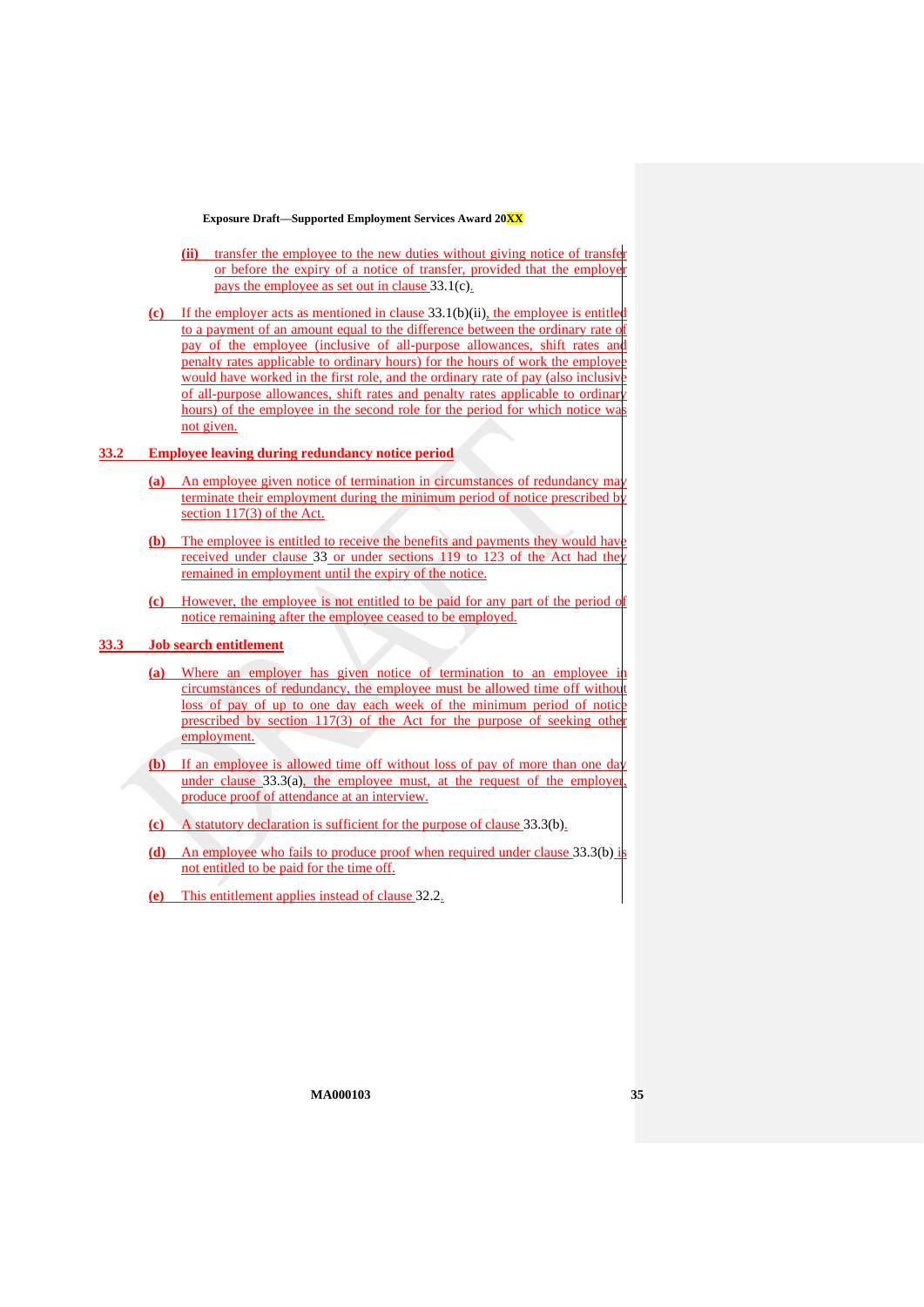**(ii)** transfer the employee to the new duties without giving notice of transfer or before the expiry of a notice of transfer, provided that the employer pays the employee as set out in clause 33.1(c).

**(c)** If the employer acts as mentioned in clause 33.1(b)(ii), the employee is entitled to a payment of an amount equal to the difference between the ordinary rate of pay of the employee (inclusive of all-purpose allowances, shift rates and penalty rates applicable to ordinary hours) for the hours of work the employee would have worked in the first role, and the ordinary rate of pay (also inclusive of all-purpose allowances, shift rates and penalty rates applicable to ordinary hours) of the employee in the second role for the period for which notice was not given.

## 33.2 Employee leaving during redundancy notice period

**(a)** An employee given notice of termination in circumstances of redundancy may terminate their employment during the minimum period of notice prescribed by section 117(3) of the Act.

**(b)** The employee is entitled to receive the benefits and payments they would have received under clause 33 or under sections 119 to 123 of the Act had they remained in employment until the expiry of the notice.

**(c)** However, the employee is not entitled to be paid for any part of the period of notice remaining after the employee ceased to be employed.

## 33.3 Job search entitlement

**(a)** Where an employer has given notice of termination to an employee in circumstances of redundancy, the employee must be allowed time off without loss of pay of up to one day each week of the minimum period of notice prescribed by section 117(3) of the Act for the purpose of seeking other employment.

**(b)** If an employee is allowed time off without loss of pay of more than one day under clause 33.3(a), the employee must, at the request of the employer, produce proof of attendance at an interview.

**(c)** A statutory declaration is sufficient for the purpose of clause 33.3(b).

**(d)** An employee who fails to produce proof when required under clause 33.3(b) is not entitled to be paid for the time off.

**(e)** This entitlement applies instead of clause 32.2.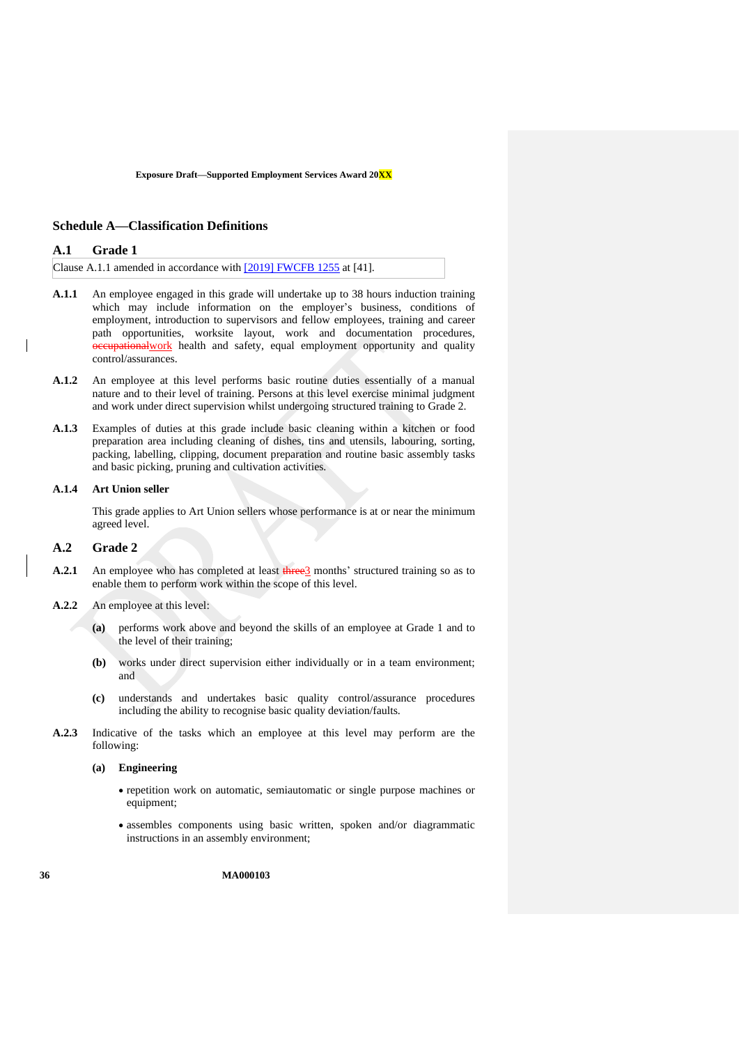## Schedule A—Classification Definitions

### A.1 Grade 1

Clause A.1.1 amended in accordance with [2019] FWCFB 1255 at [41].

**A.1.1** An employee engaged in this grade will undertake up to 38 hours induction training which may include information on the employer's business, conditions of employment, introduction to supervisors and fellow employees, training and career path opportunities, worksite layout, work and documentation procedures, ~~occupational~~work health and safety, equal employment opportunity and quality control/assurances.

**A.1.2** An employee at this level performs basic routine duties essentially of a manual nature and to their level of training. Persons at this level exercise minimal judgment and work under direct supervision whilst undergoing structured training to Grade 2.

**A.1.3** Examples of duties at this grade include basic cleaning within a kitchen or food preparation area including cleaning of dishes, tins and utensils, labouring, sorting, packing, labelling, clipping, document preparation and routine basic assembly tasks and basic picking, pruning and cultivation activities.

**A.1.4** **Art Union seller**

This grade applies to Art Union sellers whose performance is at or near the minimum agreed level.

### A.2 Grade 2

**A.2.1** An employee who has completed at least ~~three~~3 months' structured training so as to enable them to perform work within the scope of this level.

**A.2.2** An employee at this level:

**(a)** performs work above and beyond the skills of an employee at Grade 1 and to the level of their training;

**(b)** works under direct supervision either individually or in a team environment; and

**(c)** understands and undertakes basic quality control/assurance procedures including the ability to recognise basic quality deviation/faults.

**A.2.3** Indicative of the tasks which an employee at this level may perform are the following:

**(a)** **Engineering**

- repetition work on automatic, semiautomatic or single purpose machines or equipment;
- assembles components using basic written, spoken and/or diagrammatic instructions in an assembly environment;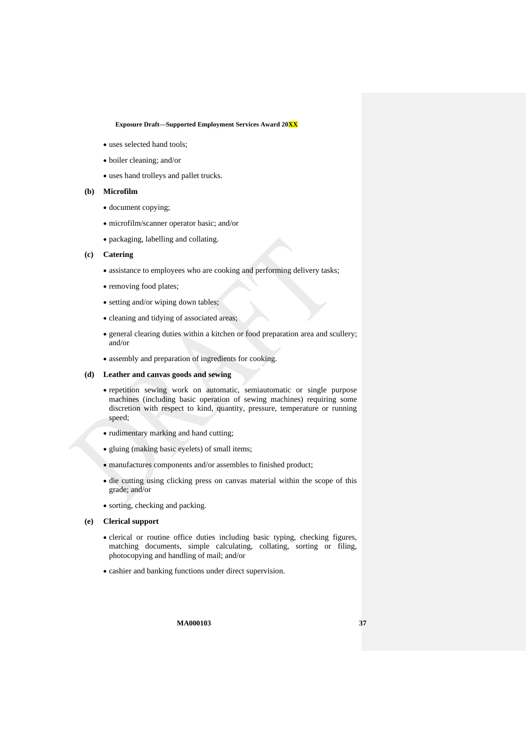- uses selected hand tools;
- boiler cleaning; and/or
- uses hand trolleys and pallet trucks.

**(b) Microfilm**

- document copying;
- microfilm/scanner operator basic; and/or
- packaging, labelling and collating.

**(c) Catering**

- assistance to employees who are cooking and performing delivery tasks;
- removing food plates;
- setting and/or wiping down tables;
- cleaning and tidying of associated areas;
- general clearing duties within a kitchen or food preparation area and scullery; and/or
- assembly and preparation of ingredients for cooking.

**(d) Leather and canvas goods and sewing**

- repetition sewing work on automatic, semiautomatic or single purpose machines (including basic operation of sewing machines) requiring some discretion with respect to kind, quantity, pressure, temperature or running speed;
- rudimentary marking and hand cutting;
- gluing (making basic eyelets) of small items;
- manufactures components and/or assembles to finished product;
- die cutting using clicking press on canvas material within the scope of this grade; and/or
- sorting, checking and packing.

**(e) Clerical support**

- clerical or routine office duties including basic typing, checking figures, matching documents, simple calculating, collating, sorting or filing, photocopying and handling of mail; and/or
- cashier and banking functions under direct supervision.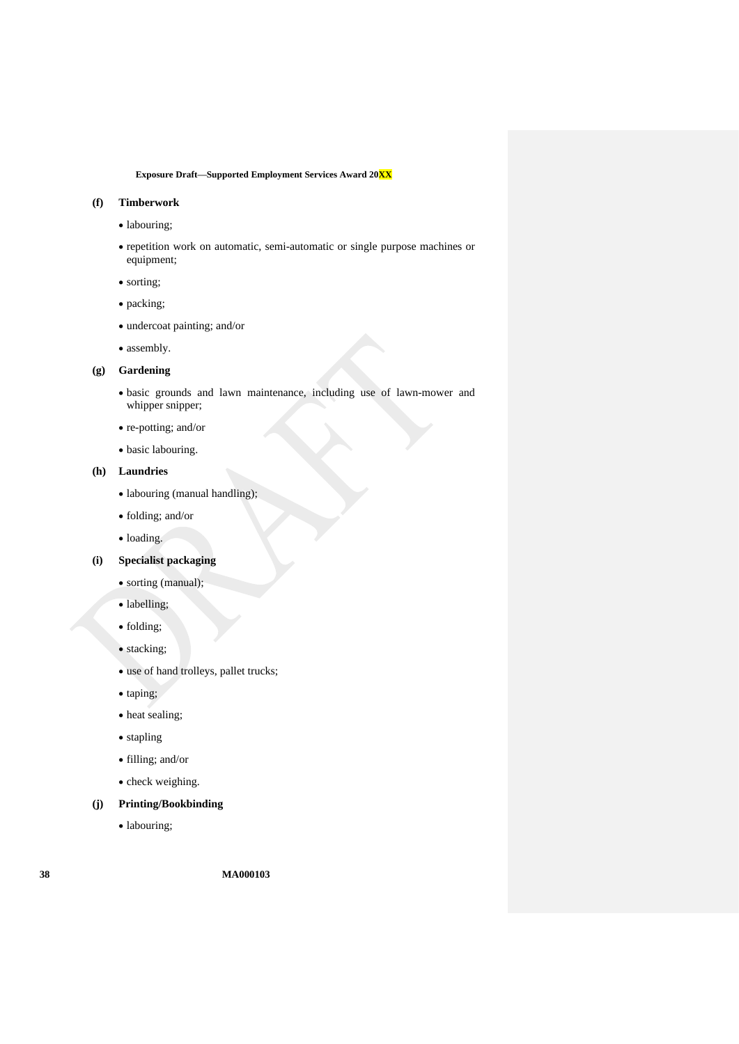**(f) Timberwork**

- labouring;
- repetition work on automatic, semi-automatic or single purpose machines or equipment;
- sorting;
- packing;
- undercoat painting; and/or
- assembly.

**(g) Gardening**

- basic grounds and lawn maintenance, including use of lawn-mower and whipper snipper;
- re-potting; and/or
- basic labouring.

**(h) Laundries**

- labouring (manual handling);
- folding; and/or
- loading.

**(i) Specialist packaging**

- sorting (manual);
- labelling;
- folding;
- stacking;
- use of hand trolleys, pallet trucks;
- taping;
- heat sealing;
- stapling
- filling; and/or
- check weighing.

**(j) Printing/Bookbinding**

- labouring;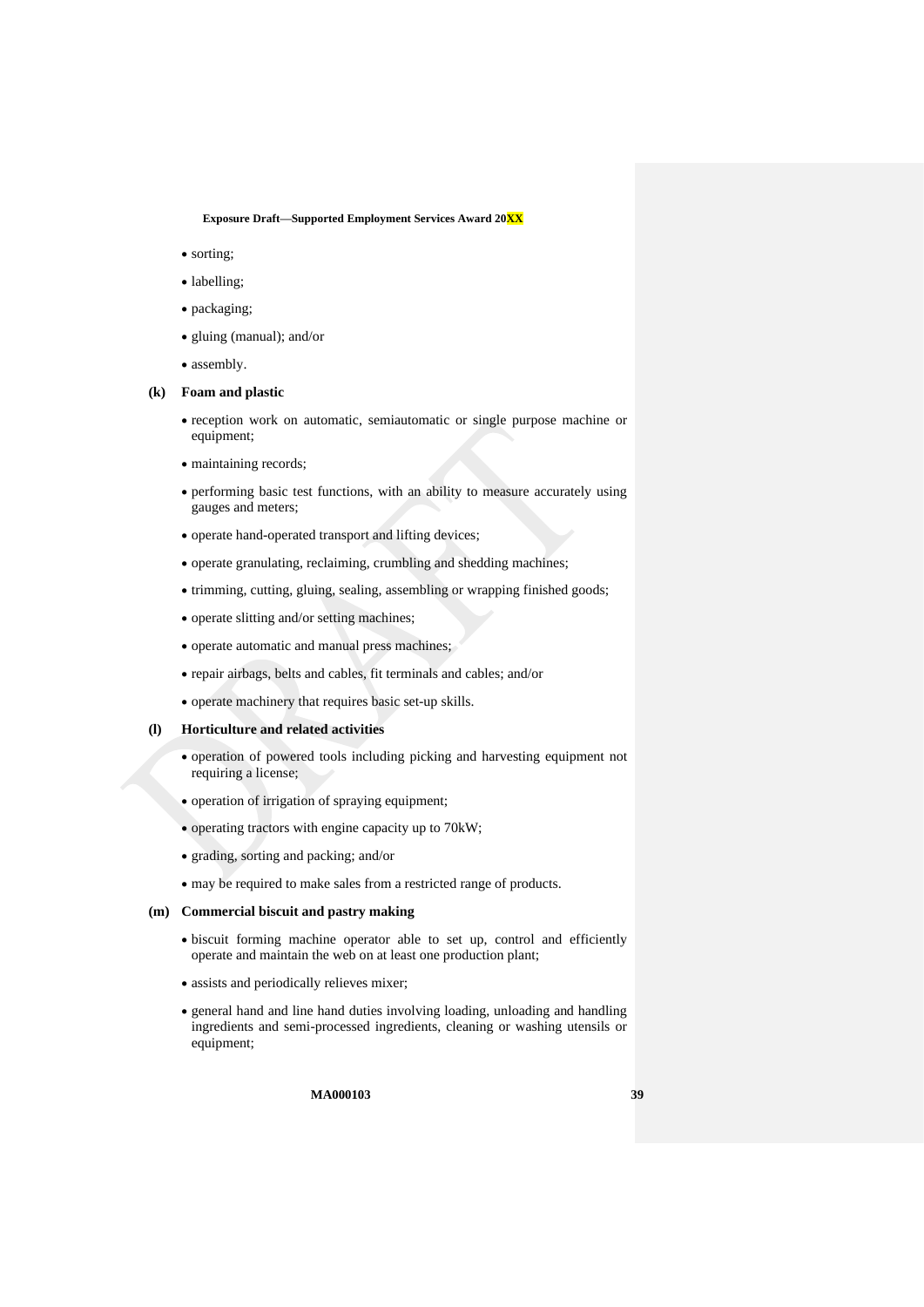- sorting;
- labelling;
- packaging;
- gluing (manual); and/or
- assembly.

**(k) Foam and plastic**

- reception work on automatic, semiautomatic or single purpose machine or equipment;
- maintaining records;
- performing basic test functions, with an ability to measure accurately using gauges and meters;
- operate hand-operated transport and lifting devices;
- operate granulating, reclaiming, crumbling and shedding machines;
- trimming, cutting, gluing, sealing, assembling or wrapping finished goods;
- operate slitting and/or setting machines;
- operate automatic and manual press machines;
- repair airbags, belts and cables, fit terminals and cables; and/or
- operate machinery that requires basic set-up skills.

**(l) Horticulture and related activities**

- operation of powered tools including picking and harvesting equipment not requiring a license;
- operation of irrigation of spraying equipment;
- operating tractors with engine capacity up to 70kW;
- grading, sorting and packing; and/or
- may be required to make sales from a restricted range of products.

**(m) Commercial biscuit and pastry making**

- biscuit forming machine operator able to set up, control and efficiently operate and maintain the web on at least one production plant;
- assists and periodically relieves mixer;
- general hand and line hand duties involving loading, unloading and handling ingredients and semi-processed ingredients, cleaning or washing utensils or equipment;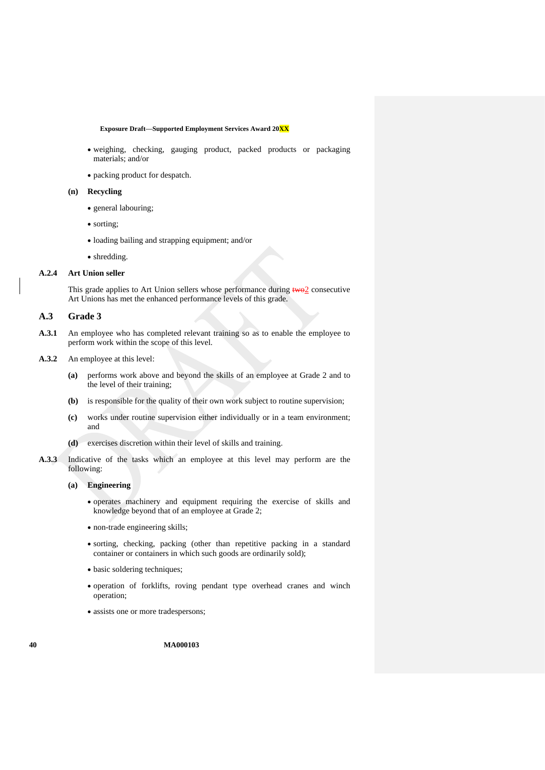- weighing, checking, gauging product, packed products or packaging materials; and/or
- packing product for despatch.

**(n) Recycling**

- general labouring;
- sorting;
- loading bailing and strapping equipment; and/or
- shredding.

**A.2.4 Art Union seller**

This grade applies to Art Union sellers whose performance during ~~two~~2 consecutive Art Unions has met the enhanced performance levels of this grade.

## A.3 Grade 3

**A.3.1** An employee who has completed relevant training so as to enable the employee to perform work within the scope of this level.

**A.3.2** An employee at this level:

**(a)** performs work above and beyond the skills of an employee at Grade 2 and to the level of their training;

**(b)** is responsible for the quality of their own work subject to routine supervision;

**(c)** works under routine supervision either individually or in a team environment; and

**(d)** exercises discretion within their level of skills and training.

**A.3.3** Indicative of the tasks which an employee at this level may perform are the following:

**(a) Engineering**

- operates machinery and equipment requiring the exercise of skills and knowledge beyond that of an employee at Grade 2;
- non-trade engineering skills;
- sorting, checking, packing (other than repetitive packing in a standard container or containers in which such goods are ordinarily sold);
- basic soldering techniques;
- operation of forklifts, roving pendant type overhead cranes and winch operation;
- assists one or more tradespersons;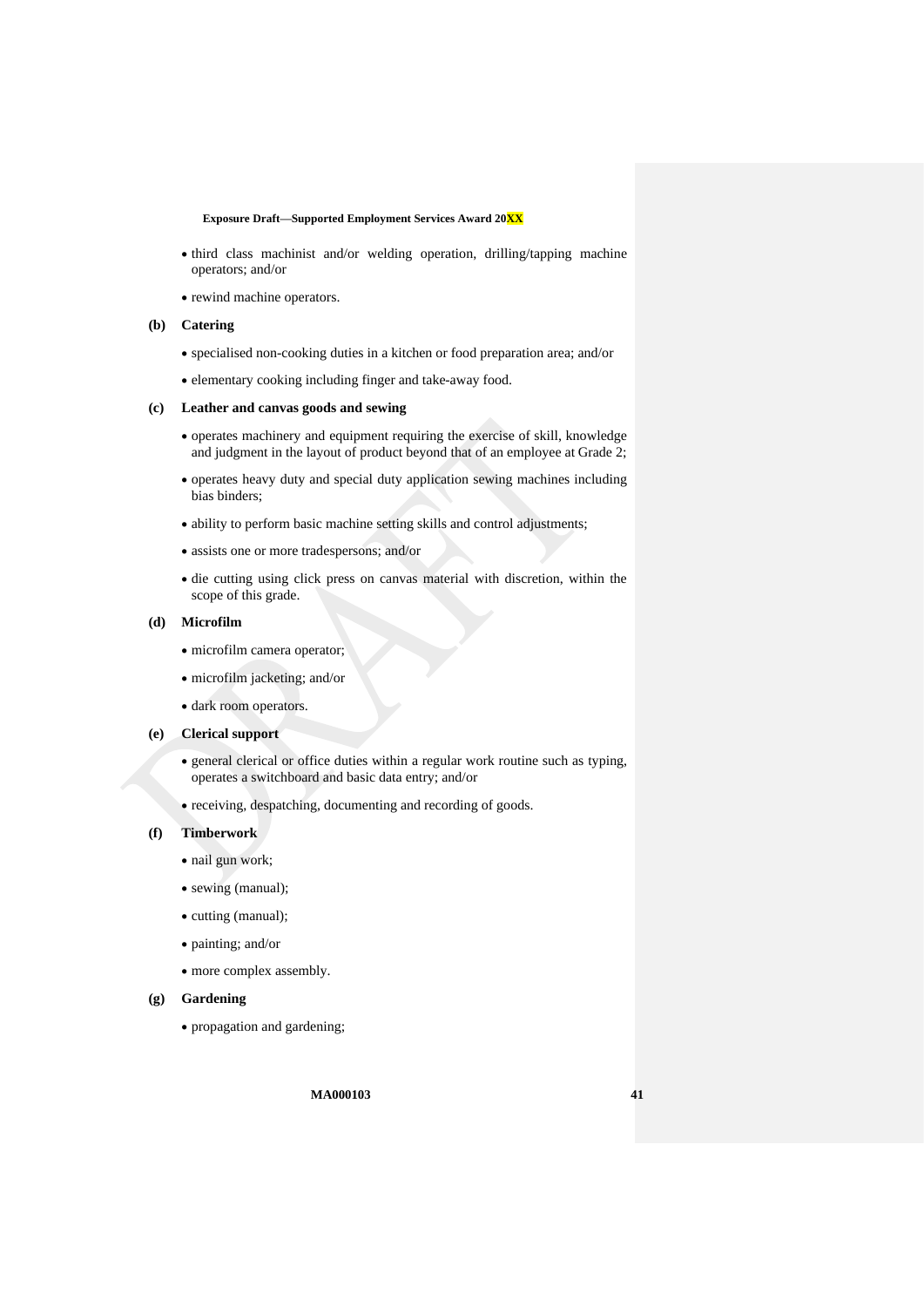- third class machinist and/or welding operation, drilling/tapping machine operators; and/or
- rewind machine operators.

**(b) Catering**

- specialised non-cooking duties in a kitchen or food preparation area; and/or
- elementary cooking including finger and take-away food.

**(c) Leather and canvas goods and sewing**

- operates machinery and equipment requiring the exercise of skill, knowledge and judgment in the layout of product beyond that of an employee at Grade 2;
- operates heavy duty and special duty application sewing machines including bias binders;
- ability to perform basic machine setting skills and control adjustments;
- assists one or more tradespersons; and/or
- die cutting using click press on canvas material with discretion, within the scope of this grade.

**(d) Microfilm**

- microfilm camera operator;
- microfilm jacketing; and/or
- dark room operators.

**(e) Clerical support**

- general clerical or office duties within a regular work routine such as typing, operates a switchboard and basic data entry; and/or
- receiving, despatching, documenting and recording of goods.

**(f) Timberwork**

- nail gun work;
- sewing (manual);
- cutting (manual);
- painting; and/or
- more complex assembly.

**(g) Gardening**

- propagation and gardening;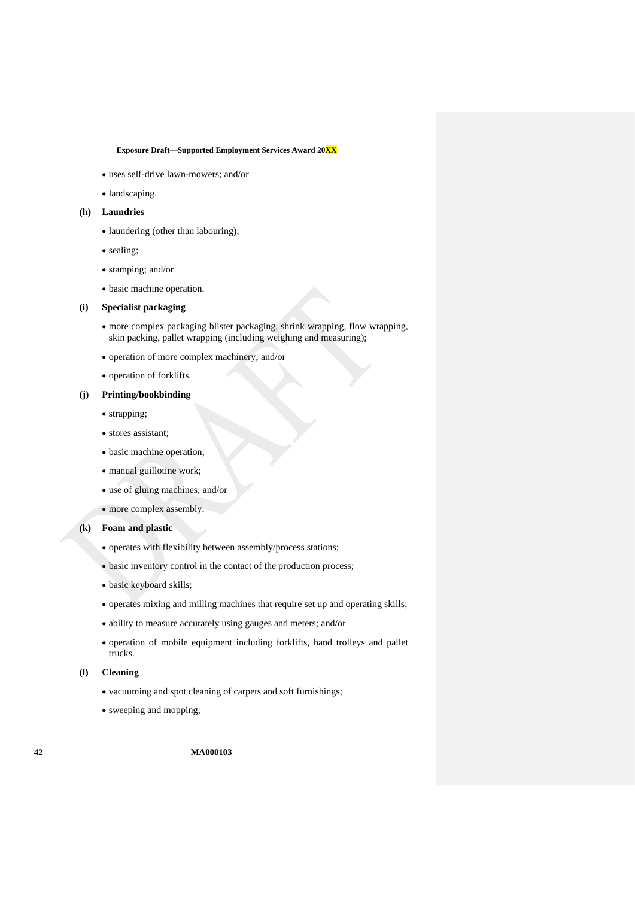- uses self-drive lawn-mowers; and/or
- landscaping.

**(h) Laundries**

- laundering (other than labouring);
- sealing;
- stamping; and/or
- basic machine operation.

**(i) Specialist packaging**

- more complex packaging blister packaging, shrink wrapping, flow wrapping, skin packing, pallet wrapping (including weighing and measuring);
- operation of more complex machinery; and/or
- operation of forklifts.

**(j) Printing/bookbinding**

- strapping;
- stores assistant;
- basic machine operation;
- manual guillotine work;
- use of gluing machines; and/or
- more complex assembly.

**(k) Foam and plastic**

- operates with flexibility between assembly/process stations;
- basic inventory control in the contact of the production process;
- basic keyboard skills;
- operates mixing and milling machines that require set up and operating skills;
- ability to measure accurately using gauges and meters; and/or
- operation of mobile equipment including forklifts, hand trolleys and pallet trucks.

**(l) Cleaning**

- vacuuming and spot cleaning of carpets and soft furnishings;
- sweeping and mopping;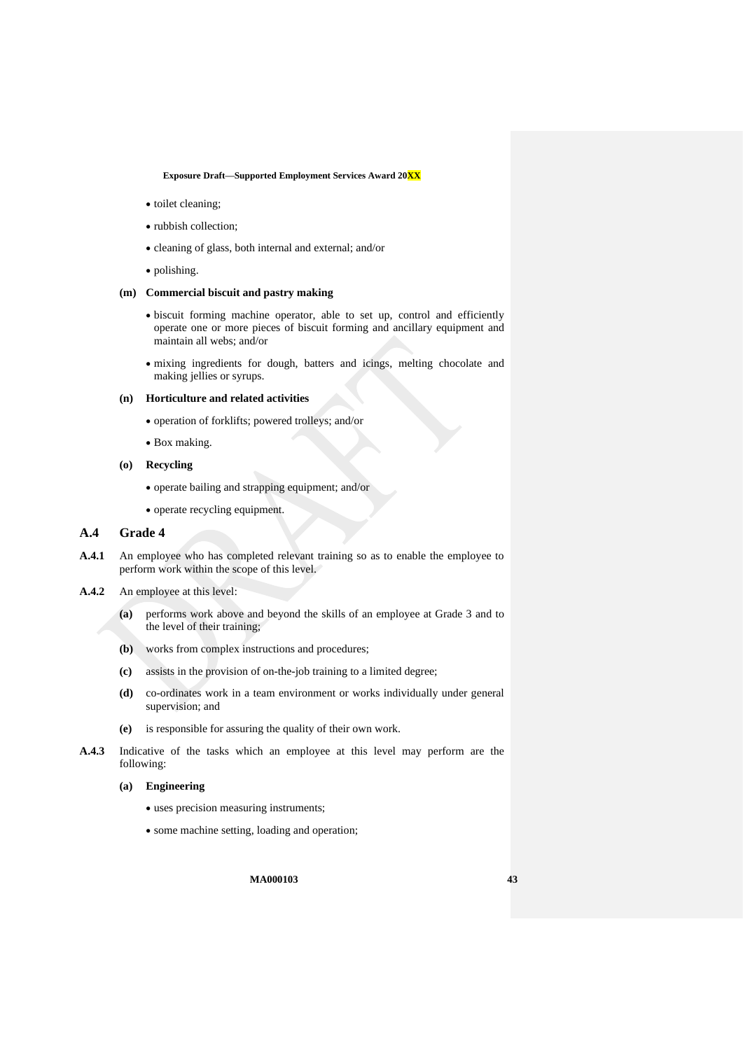- toilet cleaning;
- rubbish collection;
- cleaning of glass, both internal and external; and/or
- polishing.

**(m) Commercial biscuit and pastry making**

- biscuit forming machine operator, able to set up, control and efficiently operate one or more pieces of biscuit forming and ancillary equipment and maintain all webs; and/or
- mixing ingredients for dough, batters and icings, melting chocolate and making jellies or syrups.

**(n) Horticulture and related activities**

- operation of forklifts; powered trolleys; and/or
- Box making.

**(o) Recycling**

- operate bailing and strapping equipment; and/or
- operate recycling equipment.

## A.4 Grade 4

**A.4.1** An employee who has completed relevant training so as to enable the employee to perform work within the scope of this level.

**A.4.2** An employee at this level:

**(a)** performs work above and beyond the skills of an employee at Grade 3 and to the level of their training;

**(b)** works from complex instructions and procedures;

**(c)** assists in the provision of on-the-job training to a limited degree;

**(d)** co-ordinates work in a team environment or works individually under general supervision; and

**(e)** is responsible for assuring the quality of their own work.

**A.4.3** Indicative of the tasks which an employee at this level may perform are the following:

**(a) Engineering**

- uses precision measuring instruments;
- some machine setting, loading and operation;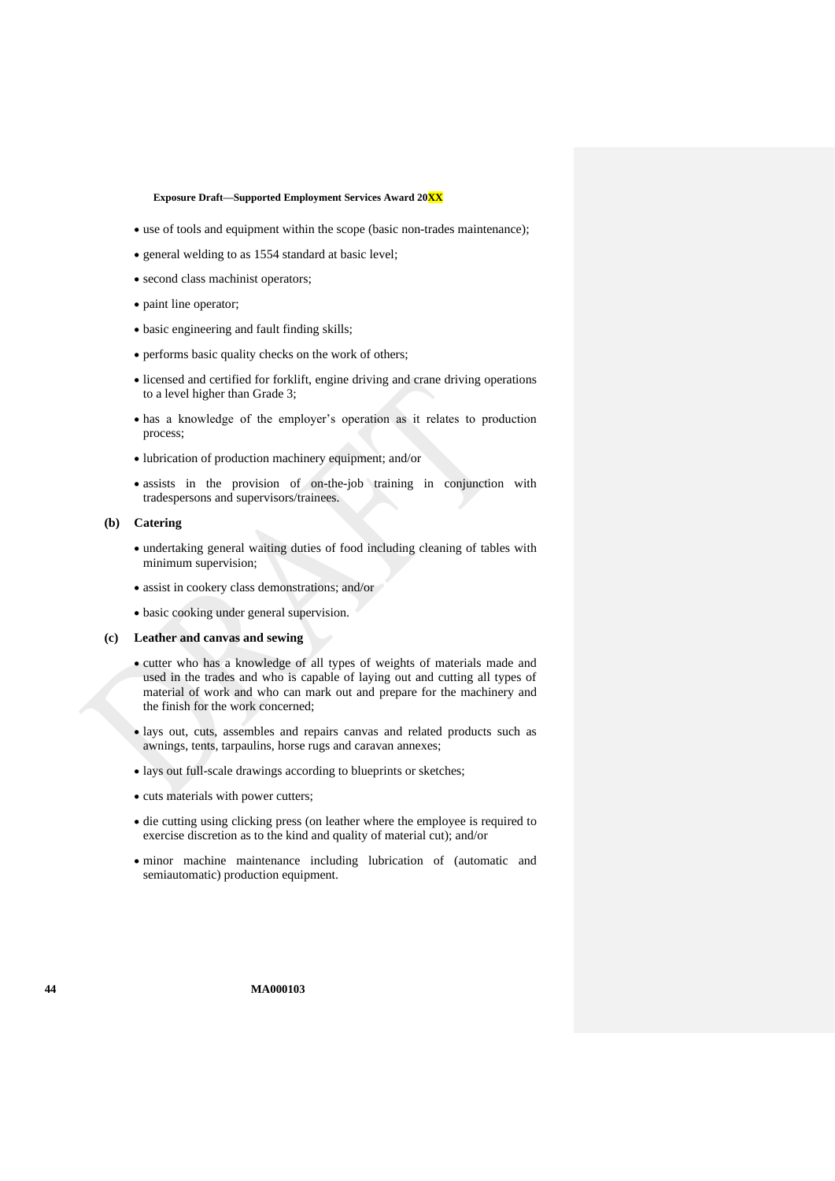- use of tools and equipment within the scope (basic non-trades maintenance);
- general welding to as 1554 standard at basic level;
- second class machinist operators;
- paint line operator;
- basic engineering and fault finding skills;
- performs basic quality checks on the work of others;
- licensed and certified for forklift, engine driving and crane driving operations to a level higher than Grade 3;
- has a knowledge of the employer's operation as it relates to production process;
- lubrication of production machinery equipment; and/or
- assists in the provision of on-the-job training in conjunction with tradespersons and supervisors/trainees.

**(b) Catering**

- undertaking general waiting duties of food including cleaning of tables with minimum supervision;
- assist in cookery class demonstrations; and/or
- basic cooking under general supervision.

**(c) Leather and canvas and sewing**

- cutter who has a knowledge of all types of weights of materials made and used in the trades and who is capable of laying out and cutting all types of material of work and who can mark out and prepare for the machinery and the finish for the work concerned;
- lays out, cuts, assembles and repairs canvas and related products such as awnings, tents, tarpaulins, horse rugs and caravan annexes;
- lays out full-scale drawings according to blueprints or sketches;
- cuts materials with power cutters;
- die cutting using clicking press (on leather where the employee is required to exercise discretion as to the kind and quality of material cut); and/or
- minor machine maintenance including lubrication of (automatic and semiautomatic) production equipment.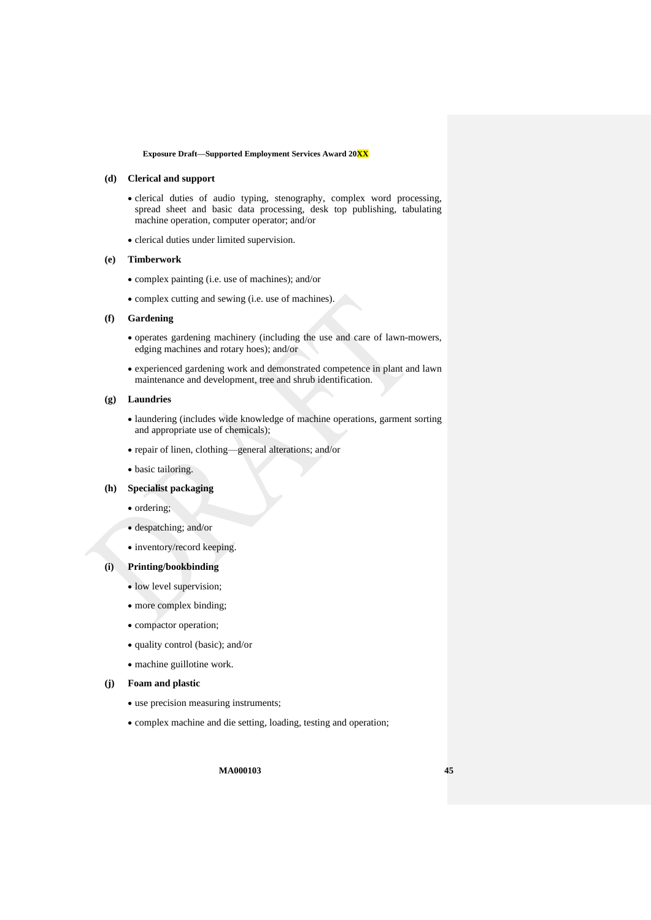**(d) Clerical and support**

- clerical duties of audio typing, stenography, complex word processing, spread sheet and basic data processing, desk top publishing, tabulating machine operation, computer operator; and/or
- clerical duties under limited supervision.

**(e) Timberwork**

- complex painting (i.e. use of machines); and/or
- complex cutting and sewing (i.e. use of machines).

**(f) Gardening**

- operates gardening machinery (including the use and care of lawn-mowers, edging machines and rotary hoes); and/or
- experienced gardening work and demonstrated competence in plant and lawn maintenance and development, tree and shrub identification.

**(g) Laundries**

- laundering (includes wide knowledge of machine operations, garment sorting and appropriate use of chemicals);
- repair of linen, clothing—general alterations; and/or
- basic tailoring.

**(h) Specialist packaging**

- ordering;
- despatching; and/or
- inventory/record keeping.

**(i) Printing/bookbinding**

- low level supervision;
- more complex binding;
- compactor operation;
- quality control (basic); and/or
- machine guillotine work.

**(j) Foam and plastic**

- use precision measuring instruments;
- complex machine and die setting, loading, testing and operation;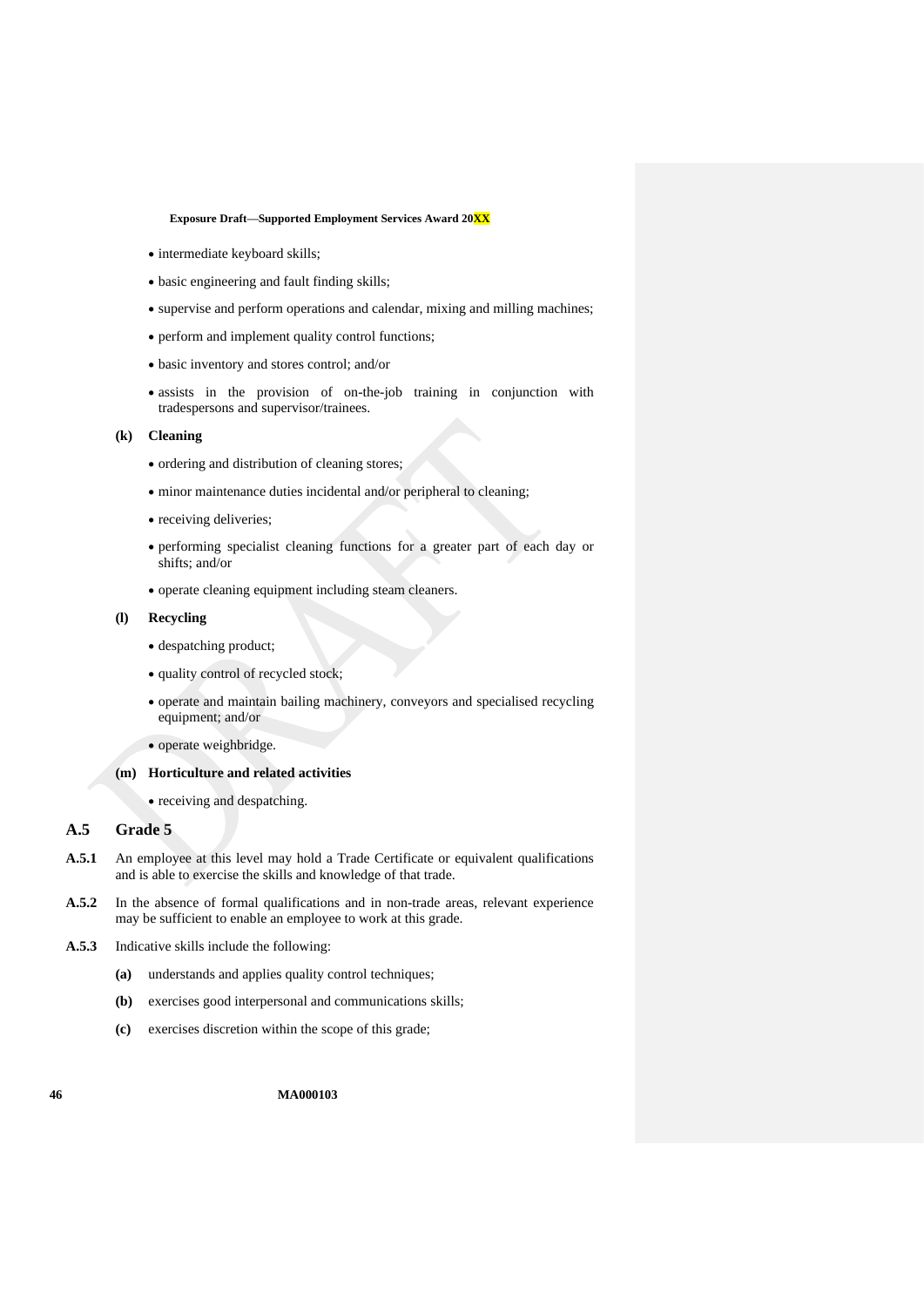- intermediate keyboard skills;
- basic engineering and fault finding skills;
- supervise and perform operations and calendar, mixing and milling machines;
- perform and implement quality control functions;
- basic inventory and stores control; and/or
- assists in the provision of on-the-job training in conjunction with tradespersons and supervisor/trainees.

**(k) Cleaning**

- ordering and distribution of cleaning stores;
- minor maintenance duties incidental and/or peripheral to cleaning;
- receiving deliveries;
- performing specialist cleaning functions for a greater part of each day or shifts; and/or
- operate cleaning equipment including steam cleaners.

**(l) Recycling**

- despatching product;
- quality control of recycled stock;
- operate and maintain bailing machinery, conveyors and specialised recycling equipment; and/or
- operate weighbridge.

**(m) Horticulture and related activities**

- receiving and despatching.

## A.5 Grade 5

**A.5.1** An employee at this level may hold a Trade Certificate or equivalent qualifications and is able to exercise the skills and knowledge of that trade.

**A.5.2** In the absence of formal qualifications and in non-trade areas, relevant experience may be sufficient to enable an employee to work at this grade.

**A.5.3** Indicative skills include the following:

**(a)** understands and applies quality control techniques;

**(b)** exercises good interpersonal and communications skills;

**(c)** exercises discretion within the scope of this grade;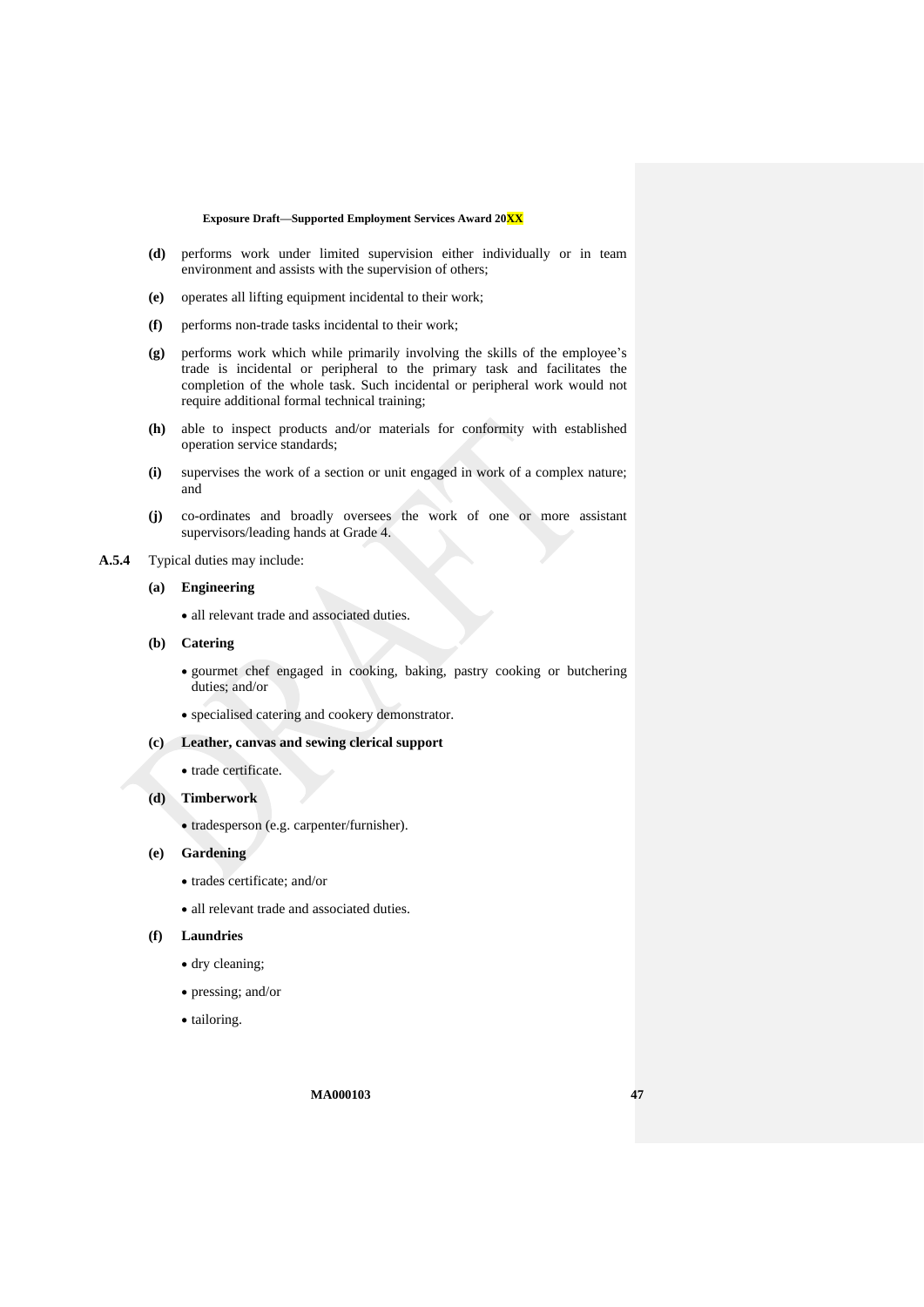**(d)** performs work under limited supervision either individually or in team environment and assists with the supervision of others;

**(e)** operates all lifting equipment incidental to their work;

**(f)** performs non-trade tasks incidental to their work;

**(g)** performs work which while primarily involving the skills of the employee's trade is incidental or peripheral to the primary task and facilitates the completion of the whole task. Such incidental or peripheral work would not require additional formal technical training;

**(h)** able to inspect products and/or materials for conformity with established operation service standards;

**(i)** supervises the work of a section or unit engaged in work of a complex nature; and

**(j)** co-ordinates and broadly oversees the work of one or more assistant supervisors/leading hands at Grade 4.

**A.5.4** Typical duties may include:

**(a) Engineering**

- all relevant trade and associated duties.

**(b) Catering**

- gourmet chef engaged in cooking, baking, pastry cooking or butchering duties; and/or
- specialised catering and cookery demonstrator.

**(c) Leather, canvas and sewing clerical support**

- trade certificate.

**(d) Timberwork**

- tradesperson (e.g. carpenter/furnisher).

**(e) Gardening**

- trades certificate; and/or
- all relevant trade and associated duties.

**(f) Laundries**

- dry cleaning;
- pressing; and/or
- tailoring.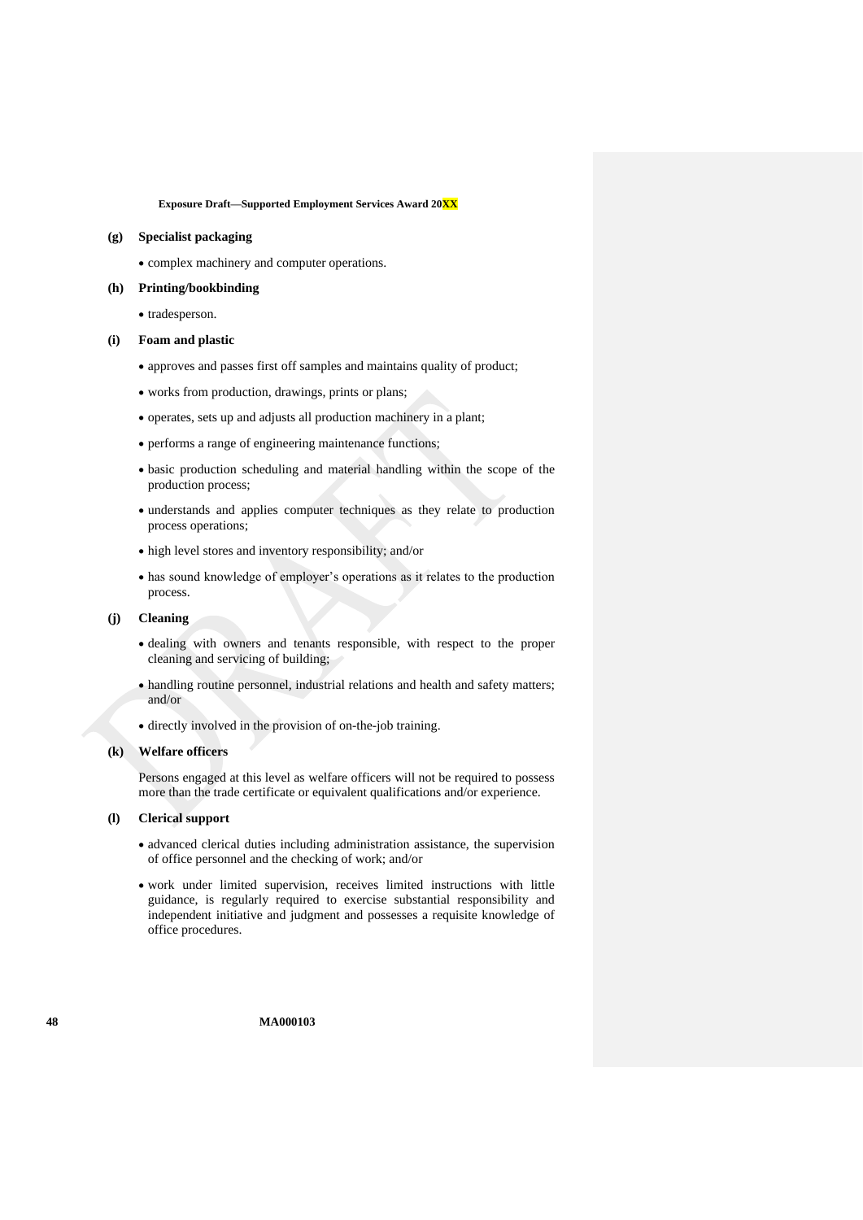**(g) Specialist packaging**

- complex machinery and computer operations.

**(h) Printing/bookbinding**

- tradesperson.

**(i) Foam and plastic**

- approves and passes first off samples and maintains quality of product;
- works from production, drawings, prints or plans;
- operates, sets up and adjusts all production machinery in a plant;
- performs a range of engineering maintenance functions;
- basic production scheduling and material handling within the scope of the production process;
- understands and applies computer techniques as they relate to production process operations;
- high level stores and inventory responsibility; and/or
- has sound knowledge of employer's operations as it relates to the production process.

**(j) Cleaning**

- dealing with owners and tenants responsible, with respect to the proper cleaning and servicing of building;
- handling routine personnel, industrial relations and health and safety matters; and/or
- directly involved in the provision of on-the-job training.

**(k) Welfare officers**

Persons engaged at this level as welfare officers will not be required to possess more than the trade certificate or equivalent qualifications and/or experience.

**(l) Clerical support**

- advanced clerical duties including administration assistance, the supervision of office personnel and the checking of work; and/or
- work under limited supervision, receives limited instructions with little guidance, is regularly required to exercise substantial responsibility and independent initiative and judgment and possesses a requisite knowledge of office procedures.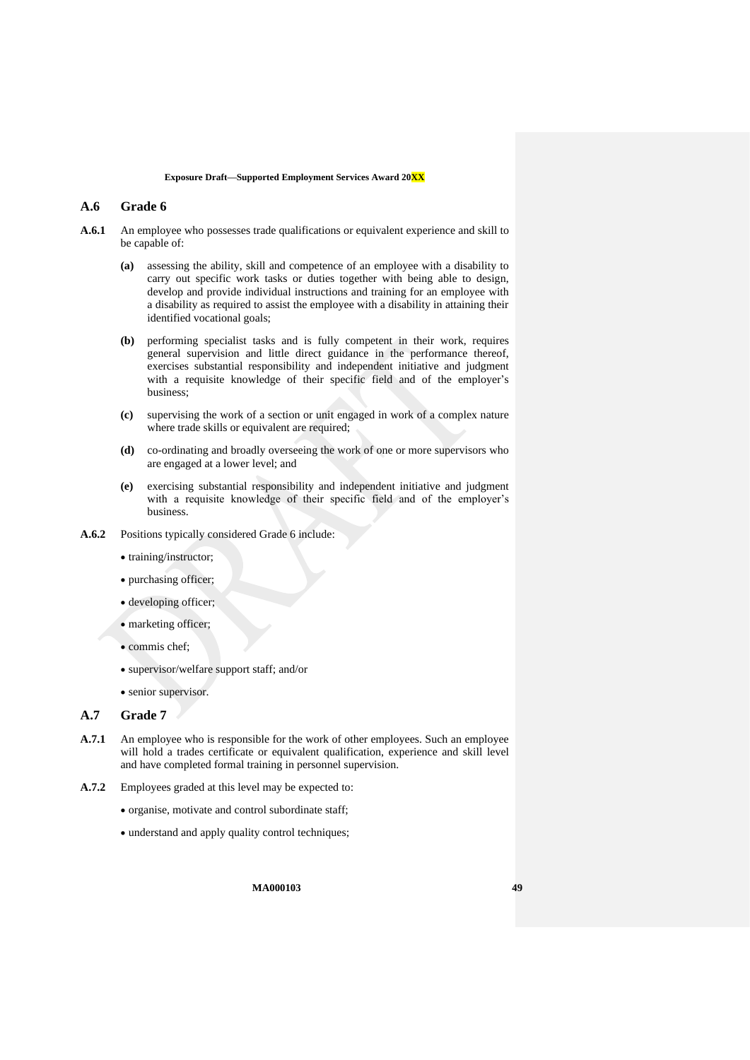### A.6 Grade 6

**A.6.1** An employee who possesses trade qualifications or equivalent experience and skill to be capable of:

- **(a)** assessing the ability, skill and competence of an employee with a disability to carry out specific work tasks or duties together with being able to design, develop and provide individual instructions and training for an employee with a disability as required to assist the employee with a disability in attaining their identified vocational goals;
- **(b)** performing specialist tasks and is fully competent in their work, requires general supervision and little direct guidance in the performance thereof, exercises substantial responsibility and independent initiative and judgment with a requisite knowledge of their specific field and of the employer's business;
- **(c)** supervising the work of a section or unit engaged in work of a complex nature where trade skills or equivalent are required;
- **(d)** co-ordinating and broadly overseeing the work of one or more supervisors who are engaged at a lower level; and
- **(e)** exercising substantial responsibility and independent initiative and judgment with a requisite knowledge of their specific field and of the employer's business.

**A.6.2** Positions typically considered Grade 6 include:

- training/instructor;
- purchasing officer;
- developing officer;
- marketing officer;
- commis chef;
- supervisor/welfare support staff; and/or
- senior supervisor.

### A.7 Grade 7

**A.7.1** An employee who is responsible for the work of other employees. Such an employee will hold a trades certificate or equivalent qualification, experience and skill level and have completed formal training in personnel supervision.

**A.7.2** Employees graded at this level may be expected to:

- organise, motivate and control subordinate staff;
- understand and apply quality control techniques;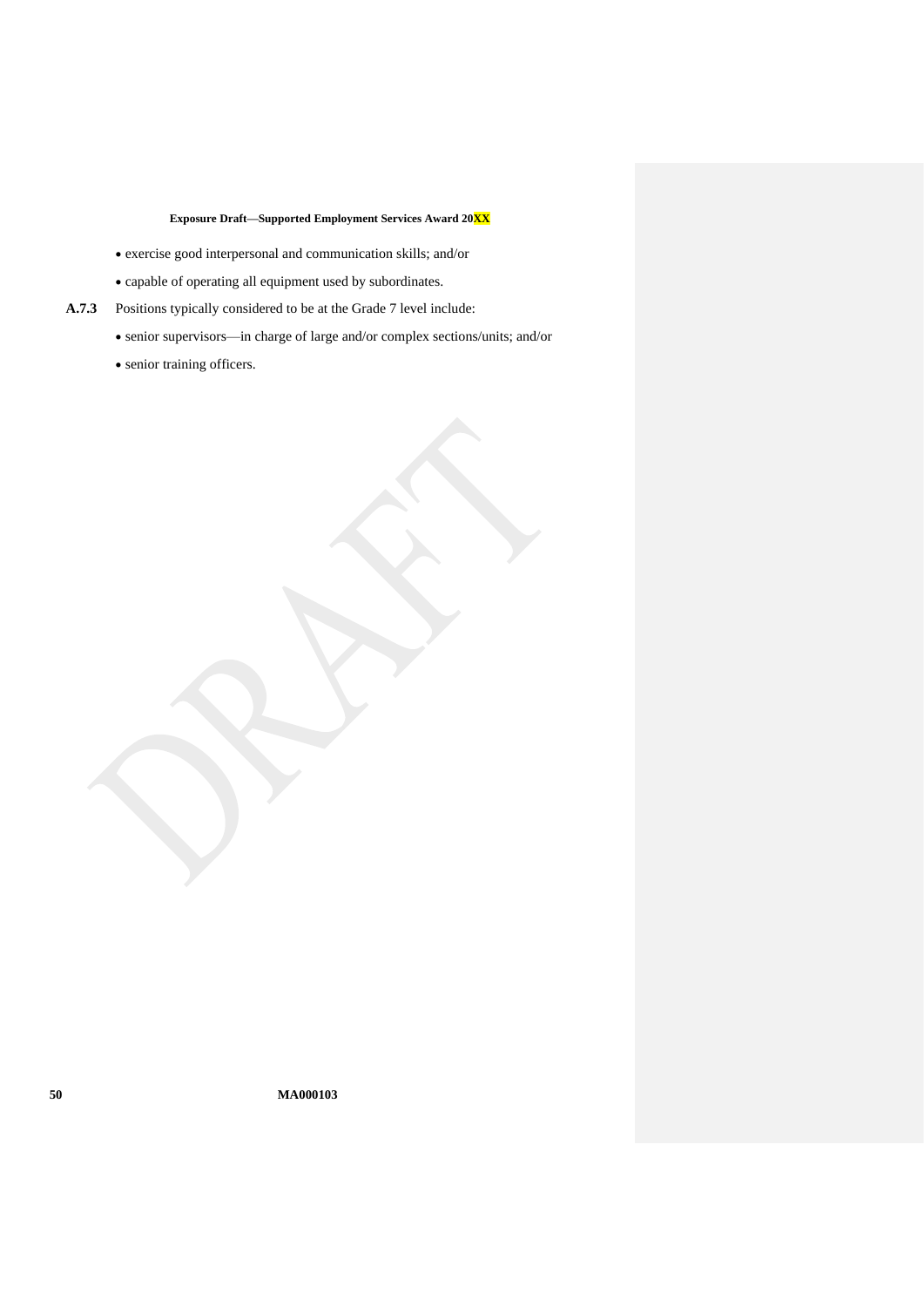- exercise good interpersonal and communication skills; and/or
- capable of operating all equipment used by subordinates.

**A.7.3** Positions typically considered to be at the Grade 7 level include:

- senior supervisors—in charge of large and/or complex sections/units; and/or
- senior training officers.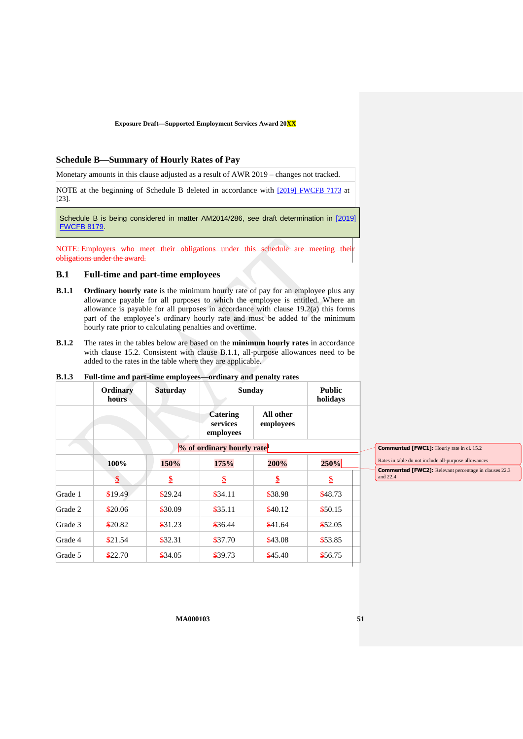## Schedule B—Summary of Hourly Rates of Pay

Monetary amounts in this clause adjusted as a result of AWR 2019 – changes not tracked.

NOTE at the beginning of Schedule B deleted in accordance with [2019] FWCFB 7173 at [23].

Schedule B is being considered in matter AM2014/286, see draft determination in [2019] FWCFB 8179.

~~NOTE: Employers who meet their obligations under this schedule are meeting their obligations under the award.~~

### B.1 Full-time and part-time employees

**B.1.1** **Ordinary hourly rate** is the minimum hourly rate of pay for an employee plus any allowance payable for all purposes to which the employee is entitled. Where an allowance is payable for all purposes in accordance with clause 19.2(a) this forms part of the employee's ordinary hourly rate and must be added to the minimum hourly rate prior to calculating penalties and overtime.

**B.1.2** The rates in the tables below are based on the **minimum hourly rates** in accordance with clause 15.2. Consistent with clause B.1.1, all-purpose allowances need to be added to the rates in the table where they are applicable.

**B.1.3 Full-time and part-time employees—ordinary and penalty rates**

| | Ordinary hours | Saturday | Sunday | | Public holidays |
|---|---|---|---|---|---|
| | | | Catering services employees | All other employees | |
| | % of ordinary hourly rate | | | | |
| | 100% | 150% | 175% | 200% | 250% |
| | $ | $ | $ | $ | $ |
| Grade 1 | $19.49 | $29.24 | $34.11 | $38.98 | $48.73 |
| Grade 2 | $20.06 | $30.09 | $35.11 | $40.12 | $50.15 |
| Grade 3 | $20.82 | $31.23 | $36.44 | $41.64 | $52.05 |
| Grade 4 | $21.54 | $32.31 | $37.70 | $43.08 | $53.85 |
| Grade 5 | $22.70 | $34.05 | $39.73 | $45.40 | $56.75 |

Commented [FWC1]: Hourly rate in cl. 15.2

Rates in table do not include all-purpose allowances

Commented [FWC2]: Relevant percentage in clauses 22.3 and 22.4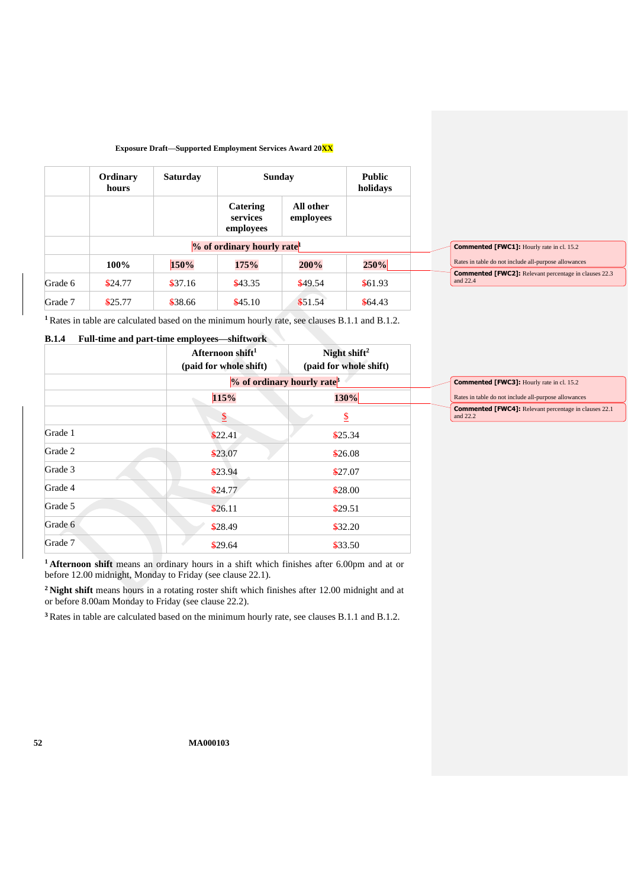| | Ordinary hours | Saturday | Sunday | | Public holidays |
|---|---|---|---|---|---|
| | | | Catering services employees | All other employees | |
| | % of ordinary hourly rate[1] | | | | |
| | 100% | 150% | 175% | 200% | 250% |
| Grade 6 | $24.77 | $37.16 | $43.35 | $49.54 | $61.93 |
| Grade 7 | $25.77 | $38.66 | $45.10 | $51.54 | $64.43 |

[1] Rates in table are calculated based on the minimum hourly rate, see clauses B.1.1 and B.1.2.

### B.1.4 Full-time and part-time employees—shiftwork

| | Afternoon shift[1] (paid for whole shift) | Night shift[2] (paid for whole shift) |
|---|---|---|
| | % of ordinary hourly rate[3] | |
| | 115% | 130% |
| | $ | $ |
| Grade 1 | $22.41 | $25.34 |
| Grade 2 | $23.07 | $26.08 |
| Grade 3 | $23.94 | $27.07 |
| Grade 4 | $24.77 | $28.00 |
| Grade 5 | $26.11 | $29.51 |
| Grade 6 | $28.49 | $32.20 |
| Grade 7 | $29.64 | $33.50 |

[1] **Afternoon shift** means an ordinary hours in a shift which finishes after 6.00pm and at or before 12.00 midnight, Monday to Friday (see clause 22.1).

[2] **Night shift** means hours in a rotating roster shift which finishes after 12.00 midnight and at or before 8.00am Monday to Friday (see clause 22.2).

[3] Rates in table are calculated based on the minimum hourly rate, see clauses B.1.1 and B.1.2.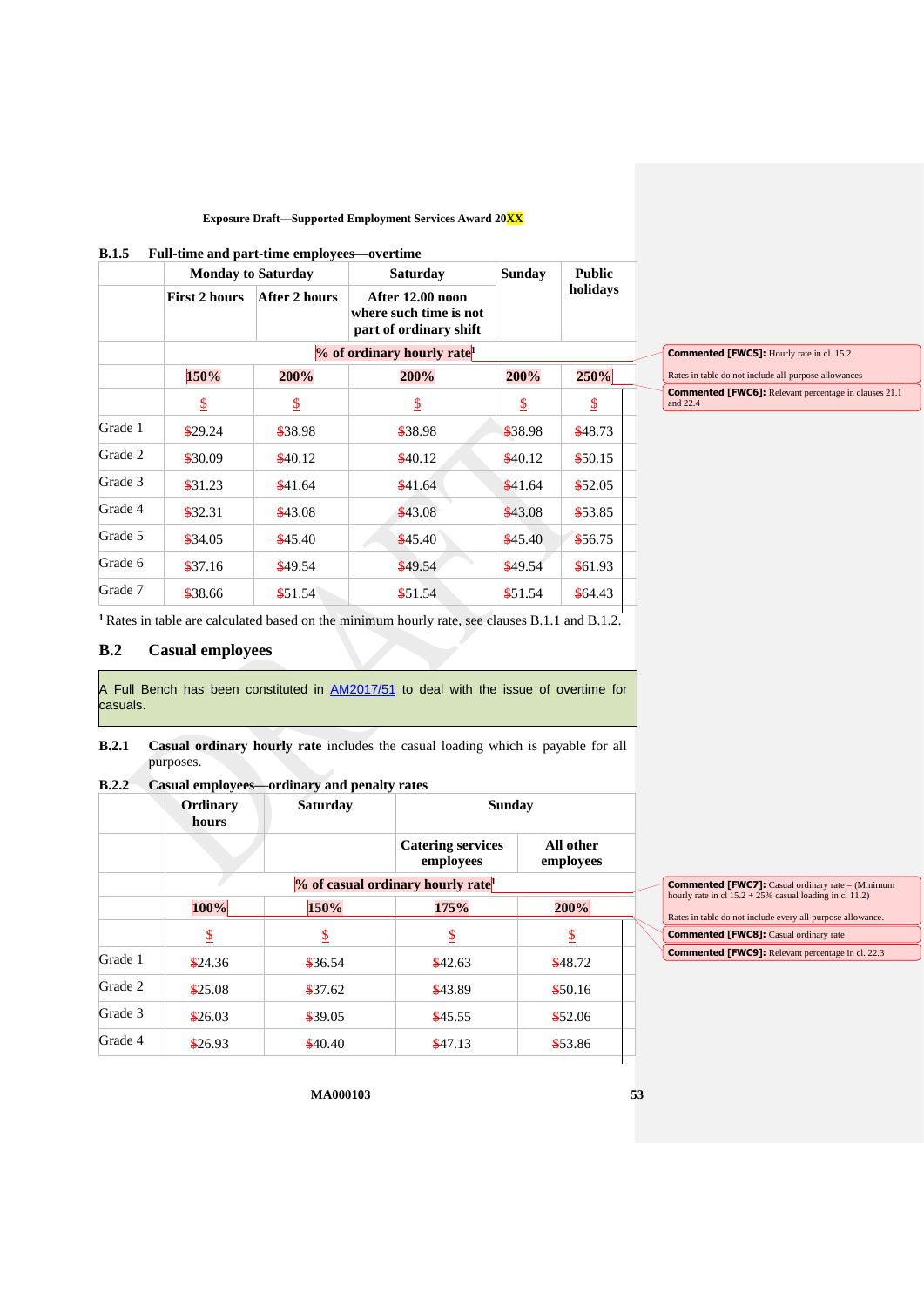### B.1.5 Full-time and part-time employees—overtime

| | Monday to Saturday | | Saturday | Sunday | Public holidays |
|---|---|---|---|---|---|
| | First 2 hours | After 2 hours | After 12.00 noon where such time is not part of ordinary shift | | |
| | % of ordinary hourly rate[1] | | | | |
| | 150% | 200% | 200% | 200% | 250% |
| | $ | $ | $ | $ | $ |
| Grade 1 | $29.24 | $38.98 | $38.98 | $38.98 | $48.73 |
| Grade 2 | $30.09 | $40.12 | $40.12 | $40.12 | $50.15 |
| Grade 3 | $31.23 | $41.64 | $41.64 | $41.64 | $52.05 |
| Grade 4 | $32.31 | $43.08 | $43.08 | $43.08 | $53.85 |
| Grade 5 | $34.05 | $45.40 | $45.40 | $45.40 | $56.75 |
| Grade 6 | $37.16 | $49.54 | $49.54 | $49.54 | $61.93 |
| Grade 7 | $38.66 | $51.54 | $51.54 | $51.54 | $64.43 |

[1] Rates in table are calculated based on the minimum hourly rate, see clauses B.1.1 and B.1.2.

## B.2 Casual employees

A Full Bench has been constituted in AM2017/51 to deal with the issue of overtime for casuals.

**B.2.1** **Casual ordinary hourly rate** includes the casual loading which is payable for all purposes.

### B.2.2 Casual employees—ordinary and penalty rates

| | Ordinary hours | Saturday | Sunday | |
|---|---|---|---|---|
| | | | Catering services employees | All other employees |
| | % of casual ordinary hourly rate[1] | | | |
| | 100% | 150% | 175% | 200% |
| | $ | $ | $ | $ |
| Grade 1 | $24.36 | $36.54 | $42.63 | $48.72 |
| Grade 2 | $25.08 | $37.62 | $43.89 | $50.16 |
| Grade 3 | $26.03 | $39.05 | $45.55 | $52.06 |
| Grade 4 | $26.93 | $40.40 | $47.13 | $53.86 |

Commented [FWC5]: Hourly rate in cl. 15.2

Rates in table do not include all-purpose allowances

Commented [FWC6]: Relevant percentage in clauses 21.1 and 22.4

Commented [FWC7]: Casual ordinary rate = (Minimum hourly rate in cl 15.2 + 25% casual loading in cl 11.2)

Rates in table do not include every all-purpose allowance.

Commented [FWC8]: Casual ordinary rate

Commented [FWC9]: Relevant percentage in cl. 22.3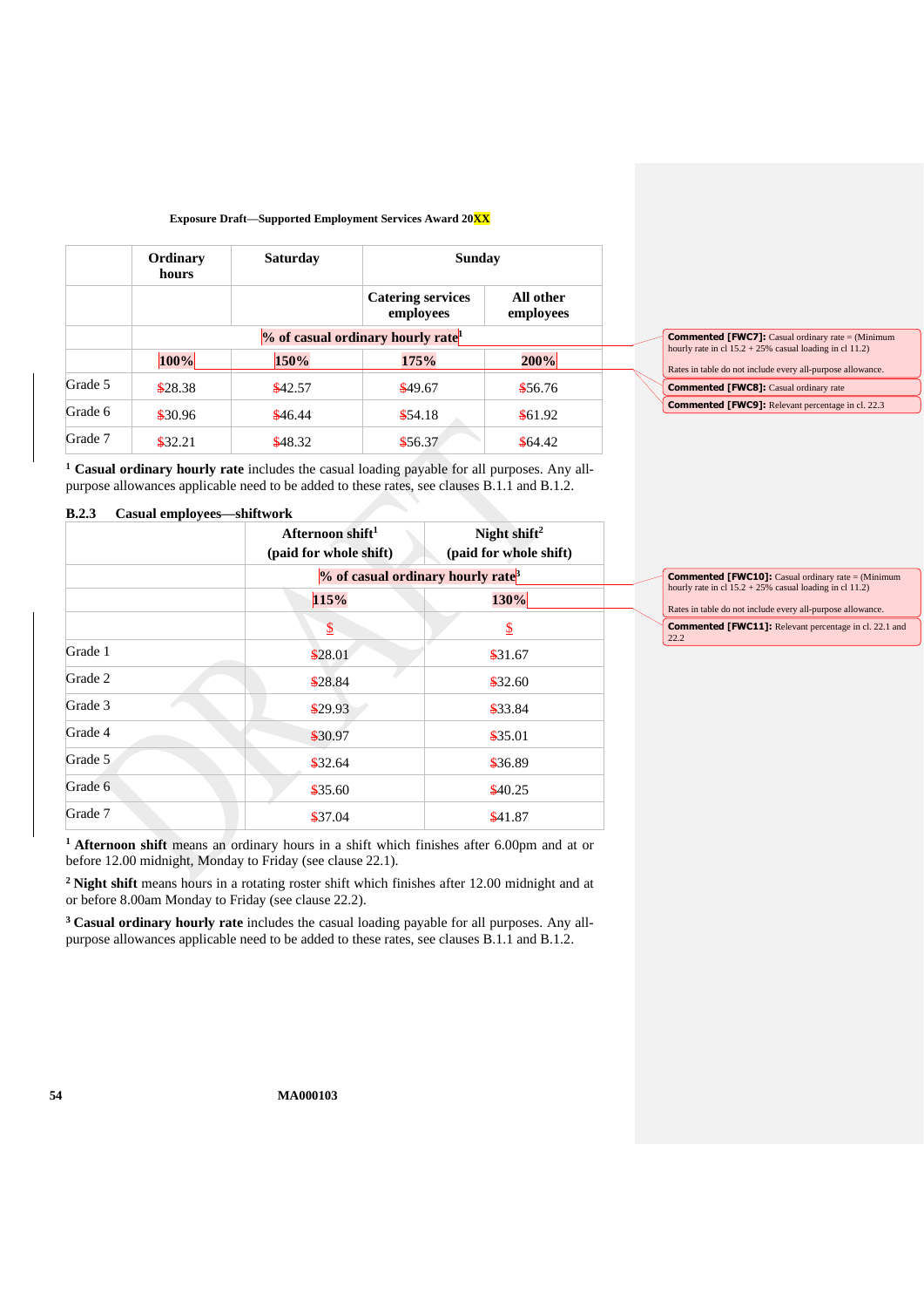| | Ordinary hours | Saturday | Sunday | |
|---|---|---|---|---|
| | | | Catering services employees | All other employees |
| | % of casual ordinary hourly rate[1] | | | |
| | 100% | 150% | 175% | 200% |
| Grade 5 | $28.38 | $42.57 | $49.67 | $56.76 |
| Grade 6 | $30.96 | $46.44 | $54.18 | $61.92 |
| Grade 7 | $32.21 | $48.32 | $56.37 | $64.42 |

[1] **Casual ordinary hourly rate** includes the casual loading payable for all purposes. Any all-purpose allowances applicable need to be added to these rates, see clauses B.1.1 and B.1.2.

### B.2.3 Casual employees—shiftwork

| | Afternoon shift[1] (paid for whole shift) | Night shift[2] (paid for whole shift) |
|---|---|---|
| | % of casual ordinary hourly rate[3] | |
| | 115% | 130% |
| | $ | $ |
| Grade 1 | $28.01 | $31.67 |
| Grade 2 | $28.84 | $32.60 |
| Grade 3 | $29.93 | $33.84 |
| Grade 4 | $30.97 | $35.01 |
| Grade 5 | $32.64 | $36.89 |
| Grade 6 | $35.60 | $40.25 |
| Grade 7 | $37.04 | $41.87 |

[1] **Afternoon shift** means an ordinary hours in a shift which finishes after 6.00pm and at or before 12.00 midnight, Monday to Friday (see clause 22.1).

[2] **Night shift** means hours in a rotating roster shift which finishes after 12.00 midnight and at or before 8.00am Monday to Friday (see clause 22.2).

[3] **Casual ordinary hourly rate** includes the casual loading payable for all purposes. Any all-purpose allowances applicable need to be added to these rates, see clauses B.1.1 and B.1.2.

**Commented [FWC7]:** Casual ordinary rate = (Minimum hourly rate in cl 15.2 + 25% casual loading in cl 11.2)

Rates in table do not include every all-purpose allowance.

**Commented [FWC8]:** Casual ordinary rate

**Commented [FWC9]:** Relevant percentage in cl. 22.3

**Commented [FWC10]:** Casual ordinary rate = (Minimum hourly rate in cl 15.2 + 25% casual loading in cl 11.2)

Rates in table do not include every all-purpose allowance.

**Commented [FWC11]:** Relevant percentage in cl. 22.1 and 22.2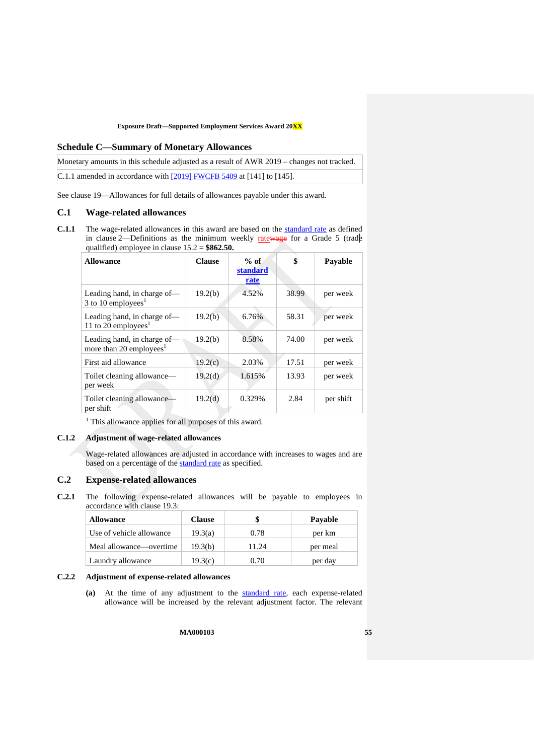## Schedule C—Summary of Monetary Allowances

| Monetary amounts in this schedule adjusted as a result of AWR 2019 – changes not tracked. |
|---|
| C.1.1 amended in accordance with [2019] FWCFB 5409 at [141] to [145]. |

See clause 19—Allowances for full details of allowances payable under this award.

### C.1 Wage-related allowances

**C.1.1** The wage-related allowances in this award are based on the standard rate as defined in clause 2—Definitions as the minimum weekly ~~wage~~ rate for a Grade 5 (trade qualified) employee in clause 15.2 = **$862.50.**

| Allowance | Clause | % of standard rate | $ | Payable |
|---|---|---|---|---|
| Leading hand, in charge of—3 to 10 employees[1] | 19.2(b) | 4.52% | 38.99 | per week |
| Leading hand, in charge of—11 to 20 employees[1] | 19.2(b) | 6.76% | 58.31 | per week |
| Leading hand, in charge of—more than 20 employees[1] | 19.2(b) | 8.58% | 74.00 | per week |
| First aid allowance | 19.2(c) | 2.03% | 17.51 | per week |
| Toilet cleaning allowance—per week | 19.2(d) | 1.615% | 13.93 | per week |
| Toilet cleaning allowance—per shift | 19.2(d) | 0.329% | 2.84 | per shift |

[1] This allowance applies for all purposes of this award.

**C.1.2 Adjustment of wage-related allowances**

Wage-related allowances are adjusted in accordance with increases to wages and are based on a percentage of the standard rate as specified.

### C.2 Expense-related allowances

**C.2.1** The following expense-related allowances will be payable to employees in accordance with clause 19.3:

| Allowance | Clause | $ | Payable |
|---|---|---|---|
| Use of vehicle allowance | 19.3(a) | 0.78 | per km |
| Meal allowance—overtime | 19.3(b) | 11.24 | per meal |
| Laundry allowance | 19.3(c) | 0.70 | per day |

**C.2.2 Adjustment of expense-related allowances**

**(a)** At the time of any adjustment to the standard rate, each expense-related allowance will be increased by the relevant adjustment factor. The relevant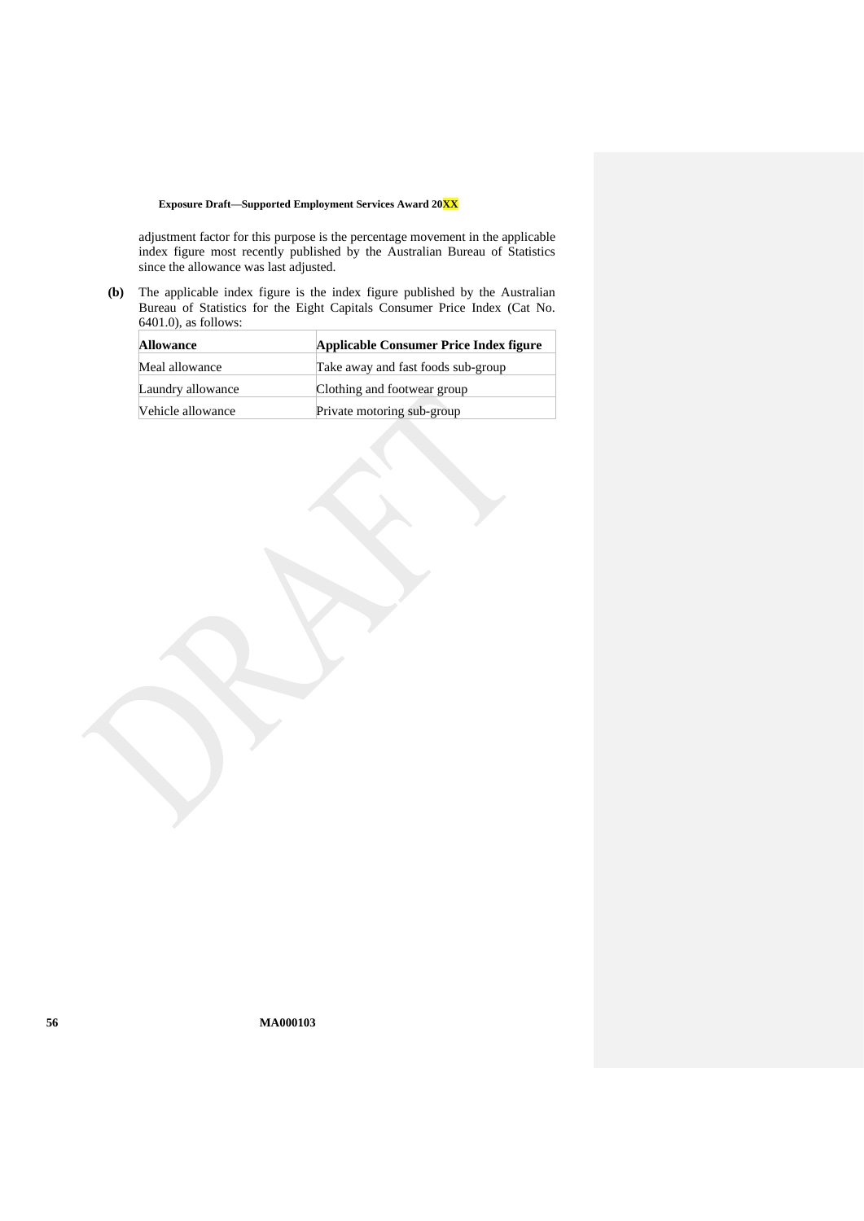adjustment factor for this purpose is the percentage movement in the applicable index figure most recently published by the Australian Bureau of Statistics since the allowance was last adjusted.

**(b)** The applicable index figure is the index figure published by the Australian Bureau of Statistics for the Eight Capitals Consumer Price Index (Cat No. 6401.0), as follows:

| **Allowance** | **Applicable Consumer Price Index figure** |
|---|---|
| Meal allowance | Take away and fast foods sub-group |
| Laundry allowance | Clothing and footwear group |
| Vehicle allowance | Private motoring sub-group |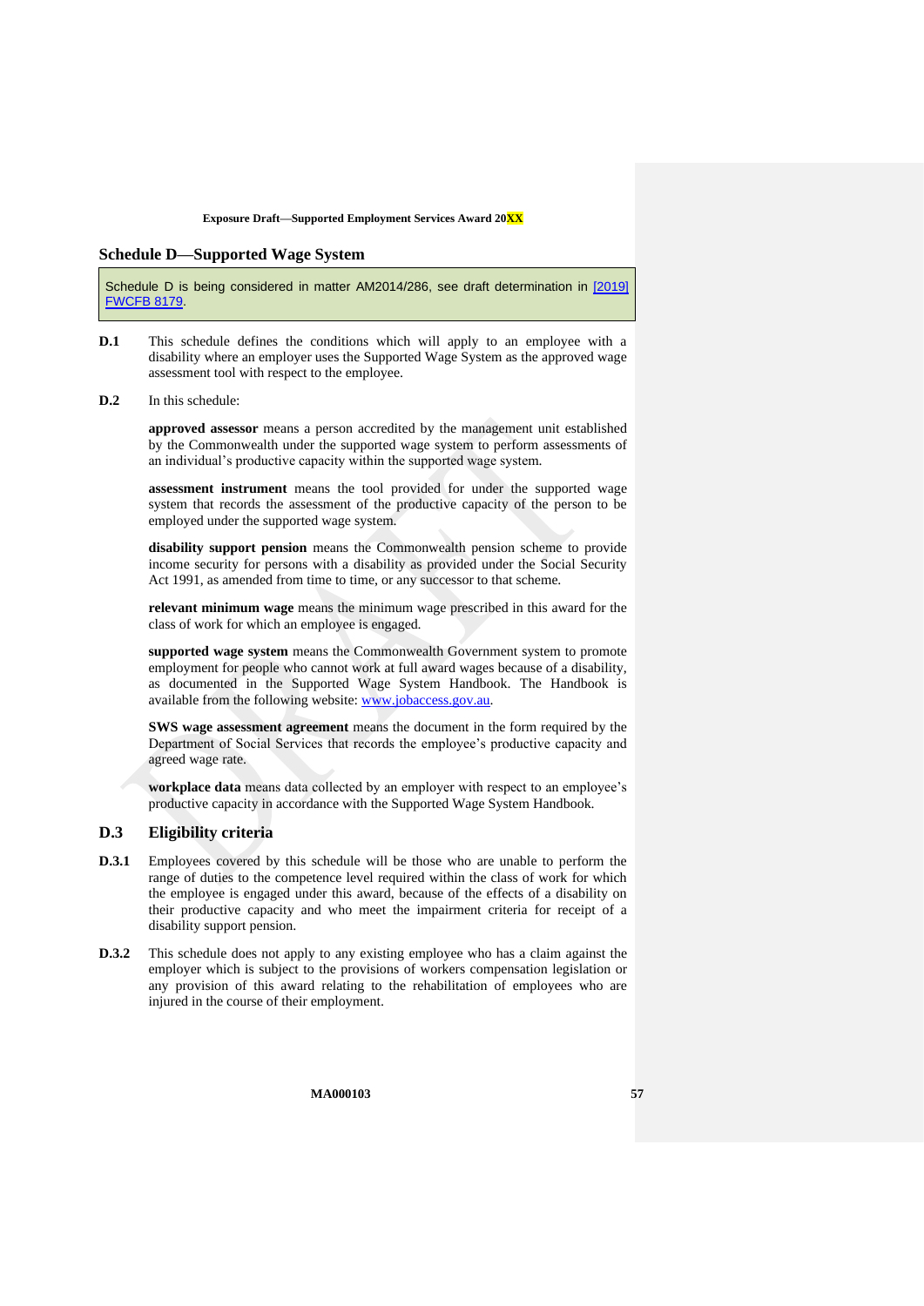## Schedule D—Supported Wage System

Schedule D is being considered in matter AM2014/286, see draft determination in [2019] FWCFB 8179.

**D.1** This schedule defines the conditions which will apply to an employee with a disability where an employer uses the Supported Wage System as the approved wage assessment tool with respect to the employee.

**D.2** In this schedule:

**approved assessor** means a person accredited by the management unit established by the Commonwealth under the supported wage system to perform assessments of an individual's productive capacity within the supported wage system.

**assessment instrument** means the tool provided for under the supported wage system that records the assessment of the productive capacity of the person to be employed under the supported wage system.

**disability support pension** means the Commonwealth pension scheme to provide income security for persons with a disability as provided under the Social Security Act 1991, as amended from time to time, or any successor to that scheme.

**relevant minimum wage** means the minimum wage prescribed in this award for the class of work for which an employee is engaged.

**supported wage system** means the Commonwealth Government system to promote employment for people who cannot work at full award wages because of a disability, as documented in the Supported Wage System Handbook. The Handbook is available from the following website: www.jobaccess.gov.au.

**SWS wage assessment agreement** means the document in the form required by the Department of Social Services that records the employee's productive capacity and agreed wage rate.

**workplace data** means data collected by an employer with respect to an employee's productive capacity in accordance with the Supported Wage System Handbook.

### D.3 Eligibility criteria

**D.3.1** Employees covered by this schedule will be those who are unable to perform the range of duties to the competence level required within the class of work for which the employee is engaged under this award, because of the effects of a disability on their productive capacity and who meet the impairment criteria for receipt of a disability support pension.

**D.3.2** This schedule does not apply to any existing employee who has a claim against the employer which is subject to the provisions of workers compensation legislation or any provision of this award relating to the rehabilitation of employees who are injured in the course of their employment.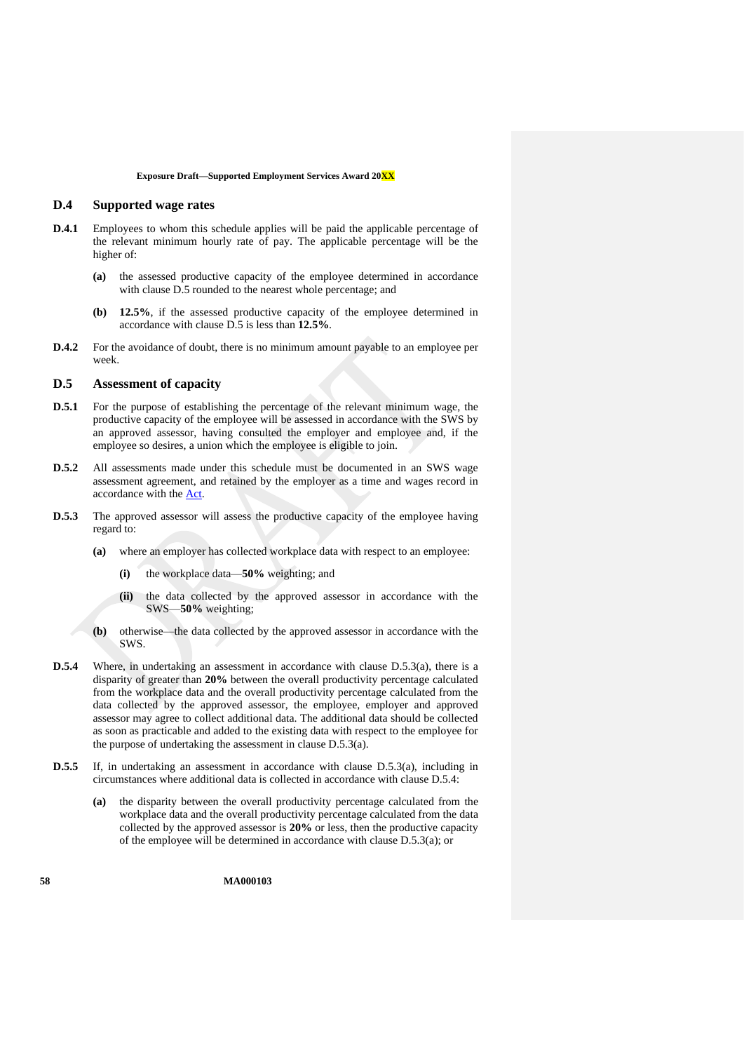## D.4 Supported wage rates

**D.4.1** Employees to whom this schedule applies will be paid the applicable percentage of the relevant minimum hourly rate of pay. The applicable percentage will be the higher of:

- **(a)** the assessed productive capacity of the employee determined in accordance with clause D.5 rounded to the nearest whole percentage; and
- **(b)** **12.5%**, if the assessed productive capacity of the employee determined in accordance with clause D.5 is less than **12.5%**.

**D.4.2** For the avoidance of doubt, there is no minimum amount payable to an employee per week.

## D.5 Assessment of capacity

**D.5.1** For the purpose of establishing the percentage of the relevant minimum wage, the productive capacity of the employee will be assessed in accordance with the SWS by an approved assessor, having consulted the employer and employee and, if the employee so desires, a union which the employee is eligible to join.

**D.5.2** All assessments made under this schedule must be documented in an SWS wage assessment agreement, and retained by the employer as a time and wages record in accordance with the Act.

**D.5.3** The approved assessor will assess the productive capacity of the employee having regard to:

- **(a)** where an employer has collected workplace data with respect to an employee:
  - **(i)** the workplace data—**50%** weighting; and
  - **(ii)** the data collected by the approved assessor in accordance with the SWS—**50%** weighting;
- **(b)** otherwise—the data collected by the approved assessor in accordance with the SWS.

**D.5.4** Where, in undertaking an assessment in accordance with clause D.5.3(a), there is a disparity of greater than **20%** between the overall productivity percentage calculated from the workplace data and the overall productivity percentage calculated from the data collected by the approved assessor, the employee, employer and approved assessor may agree to collect additional data. The additional data should be collected as soon as practicable and added to the existing data with respect to the employee for the purpose of undertaking the assessment in clause D.5.3(a).

**D.5.5** If, in undertaking an assessment in accordance with clause D.5.3(a), including in circumstances where additional data is collected in accordance with clause D.5.4:

- **(a)** the disparity between the overall productivity percentage calculated from the workplace data and the overall productivity percentage calculated from the data collected by the approved assessor is **20%** or less, then the productive capacity of the employee will be determined in accordance with clause D.5.3(a); or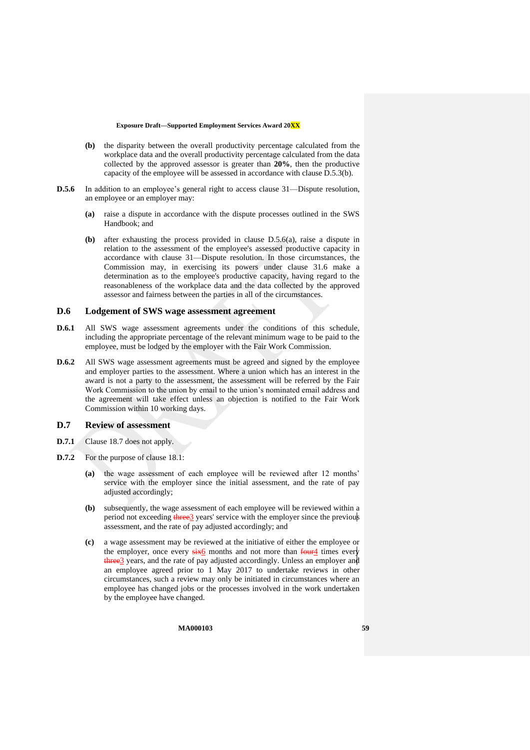**(b)** the disparity between the overall productivity percentage calculated from the workplace data and the overall productivity percentage calculated from the data collected by the approved assessor is greater than **20%**, then the productive capacity of the employee will be assessed in accordance with clause D.5.3(b).

**D.5.6** In addition to an employee's general right to access clause 31—Dispute resolution, an employee or an employer may:

**(a)** raise a dispute in accordance with the dispute processes outlined in the SWS Handbook; and

**(b)** after exhausting the process provided in clause D.5.6(a), raise a dispute in relation to the assessment of the employee's assessed productive capacity in accordance with clause 31—Dispute resolution. In those circumstances, the Commission may, in exercising its powers under clause 31.6 make a determination as to the employee's productive capacity, having regard to the reasonableness of the workplace data and the data collected by the approved assessor and fairness between the parties in all of the circumstances.

## D.6 Lodgement of SWS wage assessment agreement

**D.6.1** All SWS wage assessment agreements under the conditions of this schedule, including the appropriate percentage of the relevant minimum wage to be paid to the employee, must be lodged by the employer with the Fair Work Commission.

**D.6.2** All SWS wage assessment agreements must be agreed and signed by the employee and employer parties to the assessment. Where a union which has an interest in the award is not a party to the assessment, the assessment will be referred by the Fair Work Commission to the union by email to the union's nominated email address and the agreement will take effect unless an objection is notified to the Fair Work Commission within 10 working days.

## D.7 Review of assessment

**D.7.1** Clause 18.7 does not apply.

**D.7.2** For the purpose of clause 18.1:

**(a)** the wage assessment of each employee will be reviewed after 12 months' service with the employer since the initial assessment, and the rate of pay adjusted accordingly;

**(b)** subsequently, the wage assessment of each employee will be reviewed within a period not exceeding ~~three~~3 years' service with the employer since the previous assessment, and the rate of pay adjusted accordingly; and

**(c)** a wage assessment may be reviewed at the initiative of either the employee or the employer, once every ~~six~~6 months and not more than ~~four~~4 times every ~~three~~3 years, and the rate of pay adjusted accordingly. Unless an employer and an employee agreed prior to 1 May 2017 to undertake reviews in other circumstances, such a review may only be initiated in circumstances where an employee has changed jobs or the processes involved in the work undertaken by the employee have changed.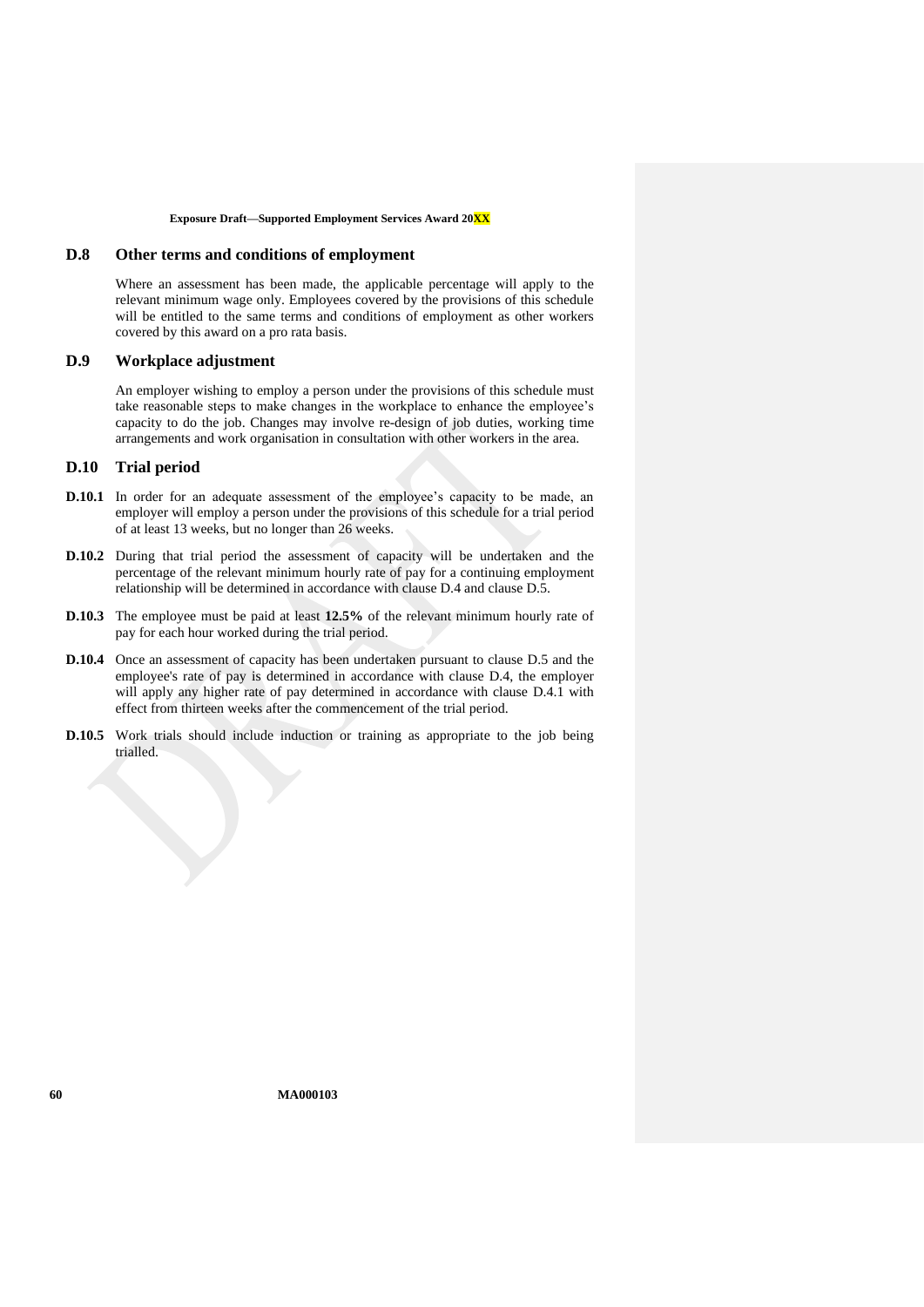## D.8 Other terms and conditions of employment

Where an assessment has been made, the applicable percentage will apply to the relevant minimum wage only. Employees covered by the provisions of this schedule will be entitled to the same terms and conditions of employment as other workers covered by this award on a pro rata basis.

## D.9 Workplace adjustment

An employer wishing to employ a person under the provisions of this schedule must take reasonable steps to make changes in the workplace to enhance the employee's capacity to do the job. Changes may involve re-design of job duties, working time arrangements and work organisation in consultation with other workers in the area.

## D.10 Trial period

**D.10.1** In order for an adequate assessment of the employee's capacity to be made, an employer will employ a person under the provisions of this schedule for a trial period of at least 13 weeks, but no longer than 26 weeks.

**D.10.2** During that trial period the assessment of capacity will be undertaken and the percentage of the relevant minimum hourly rate of pay for a continuing employment relationship will be determined in accordance with clause D.4 and clause D.5.

**D.10.3** The employee must be paid at least **12.5%** of the relevant minimum hourly rate of pay for each hour worked during the trial period.

**D.10.4** Once an assessment of capacity has been undertaken pursuant to clause D.5 and the employee's rate of pay is determined in accordance with clause D.4, the employer will apply any higher rate of pay determined in accordance with clause D.4.1 with effect from thirteen weeks after the commencement of the trial period.

**D.10.5** Work trials should include induction or training as appropriate to the job being trialled.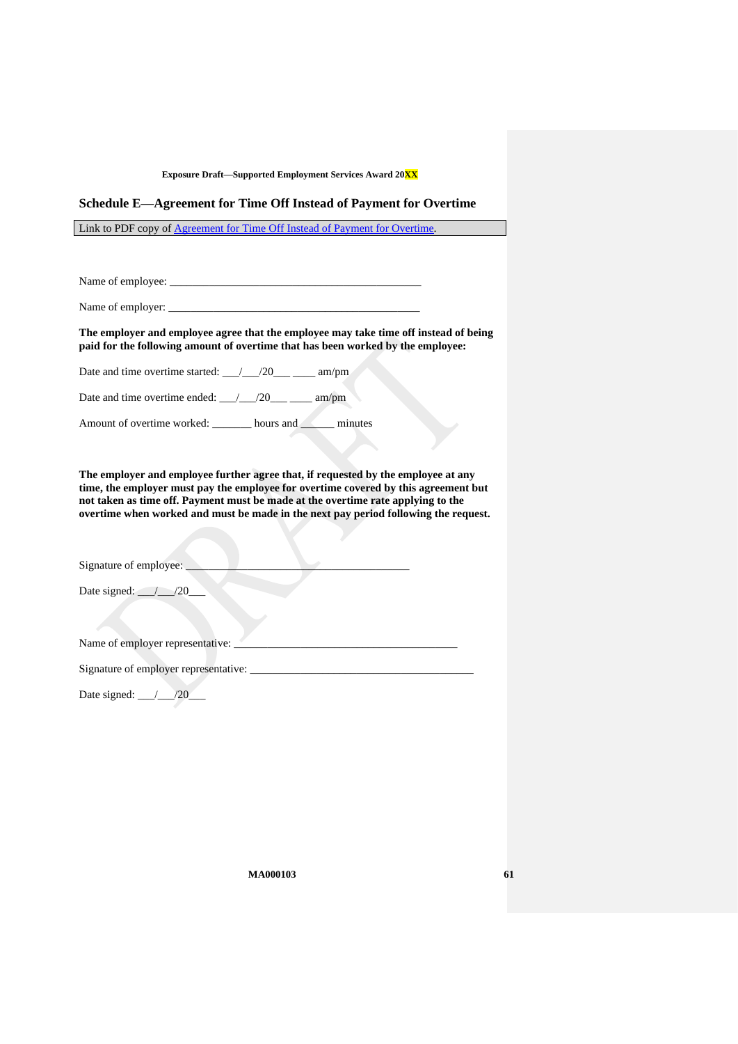## Schedule E—Agreement for Time Off Instead of Payment for Overtime

Link to PDF copy of Agreement for Time Off Instead of Payment for Overtime.

Name of employee: _____________________________________________

Name of employer: _____________________________________________

**The employer and employee agree that the employee may take time off instead of being paid for the following amount of overtime that has been worked by the employee:**

Date and time overtime started: ___/___/20___ ____ am/pm

Date and time overtime ended: ___/___/20___ ____ am/pm

Amount of overtime worked: _______ hours and ______ minutes

**The employer and employee further agree that, if requested by the employee at any time, the employer must pay the employee for overtime covered by this agreement but not taken as time off. Payment must be made at the overtime rate applying to the overtime when worked and must be made in the next pay period following the request.**

Signature of employee: ________________________________________

Date signed: ___/___/20___

Name of employer representative: ________________________________________

Signature of employer representative: ________________________________________

Date signed: ___/___/20___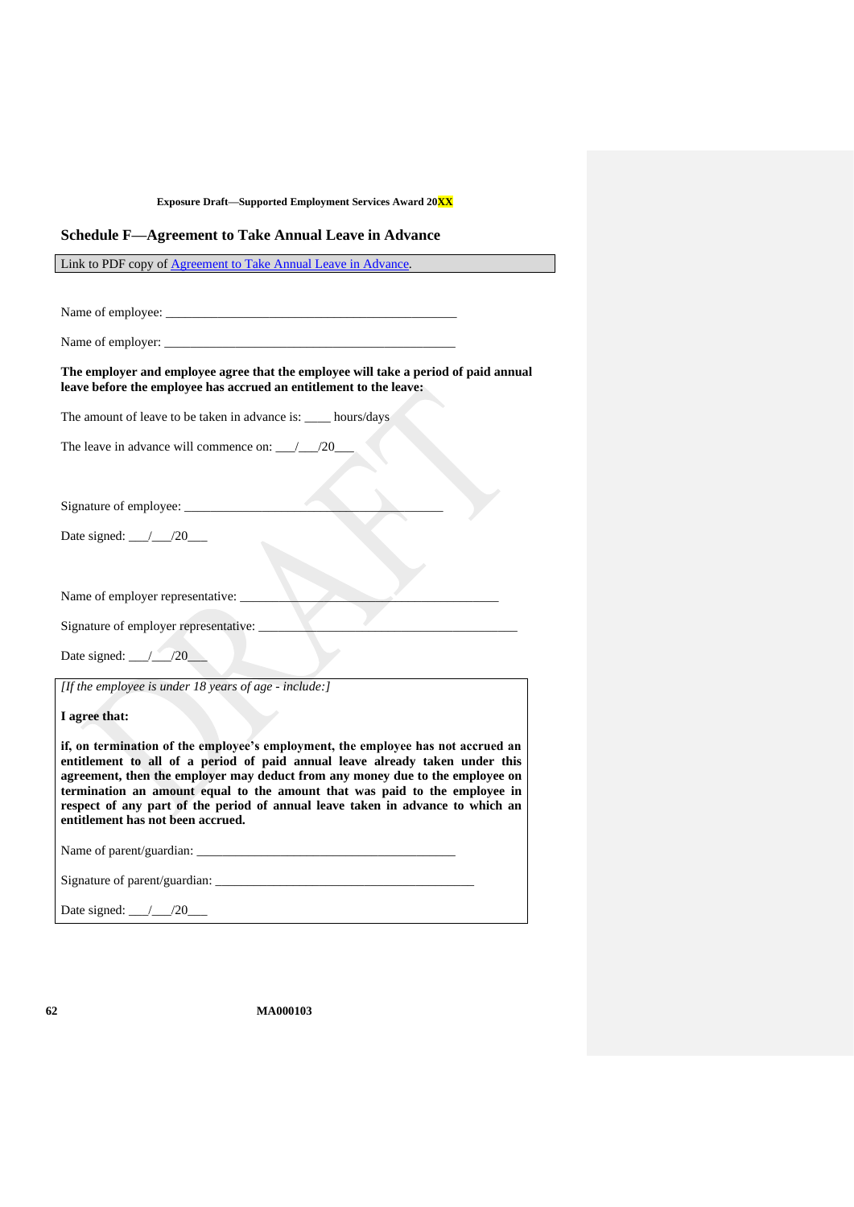## Schedule F—Agreement to Take Annual Leave in Advance

Link to PDF copy of Agreement to Take Annual Leave in Advance.

Name of employee: _______________________________________________

Name of employer: _______________________________________________

**The employer and employee agree that the employee will take a period of paid annual leave before the employee has accrued an entitlement to the leave:**

The amount of leave to be taken in advance is: ____ hours/days

The leave in advance will commence on: ___/___/20___

Signature of employee: __________________________________________

Date signed: ___/___/20___

Name of employer representative: __________________________________________

Signature of employer representative: __________________________________________

Date signed: ___/___/20___

*[If the employee is under 18 years of age - include:]*

**I agree that:**

**if, on termination of the employee's employment, the employee has not accrued an entitlement to all of a period of paid annual leave already taken under this agreement, then the employer may deduct from any money due to the employee on termination an amount equal to the amount that was paid to the employee in respect of any part of the period of annual leave taken in advance to which an entitlement has not been accrued.**

Name of parent/guardian: __________________________________________

Signature of parent/guardian: __________________________________________

Date signed: ___/___/20___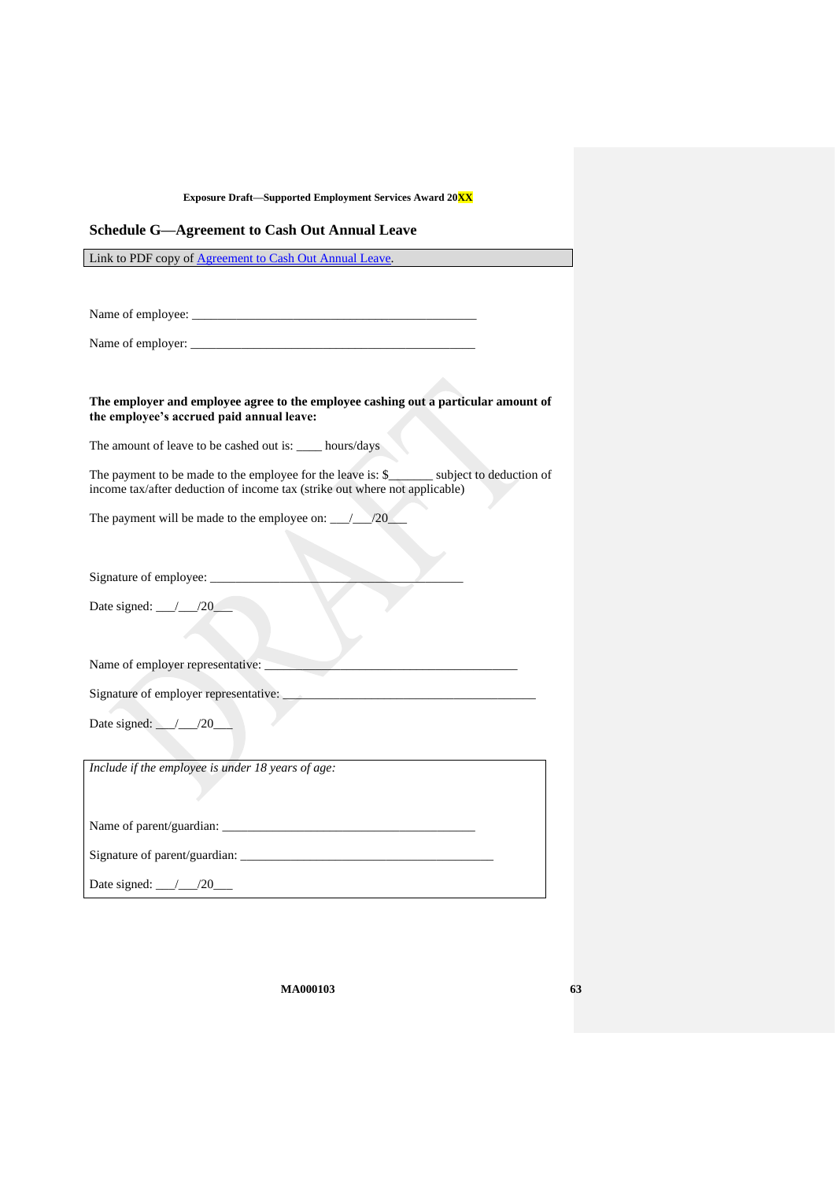## Schedule G—Agreement to Cash Out Annual Leave

Link to PDF copy of [Agreement to Cash Out Annual Leave](Agreement to Cash Out Annual Leave).

Name of employee: _______________________________________________

Name of employer: _______________________________________________

**The employer and employee agree to the employee cashing out a particular amount of the employee's accrued paid annual leave:**

The amount of leave to be cashed out is: ____ hours/days

The payment to be made to the employee for the leave is: $_______ subject to deduction of income tax/after deduction of income tax (strike out where not applicable)

The payment will be made to the employee on: ___/___/20___

Signature of employee: __________________________________________

Date signed: ___/___/20___

Name of employer representative: __________________________________________

Signature of employer representative: __________________________________________

Date signed: ___/___/20___

*Include if the employee is under 18 years of age:*

Name of parent/guardian: __________________________________________

Signature of parent/guardian: __________________________________________

Date signed: ___/___/20___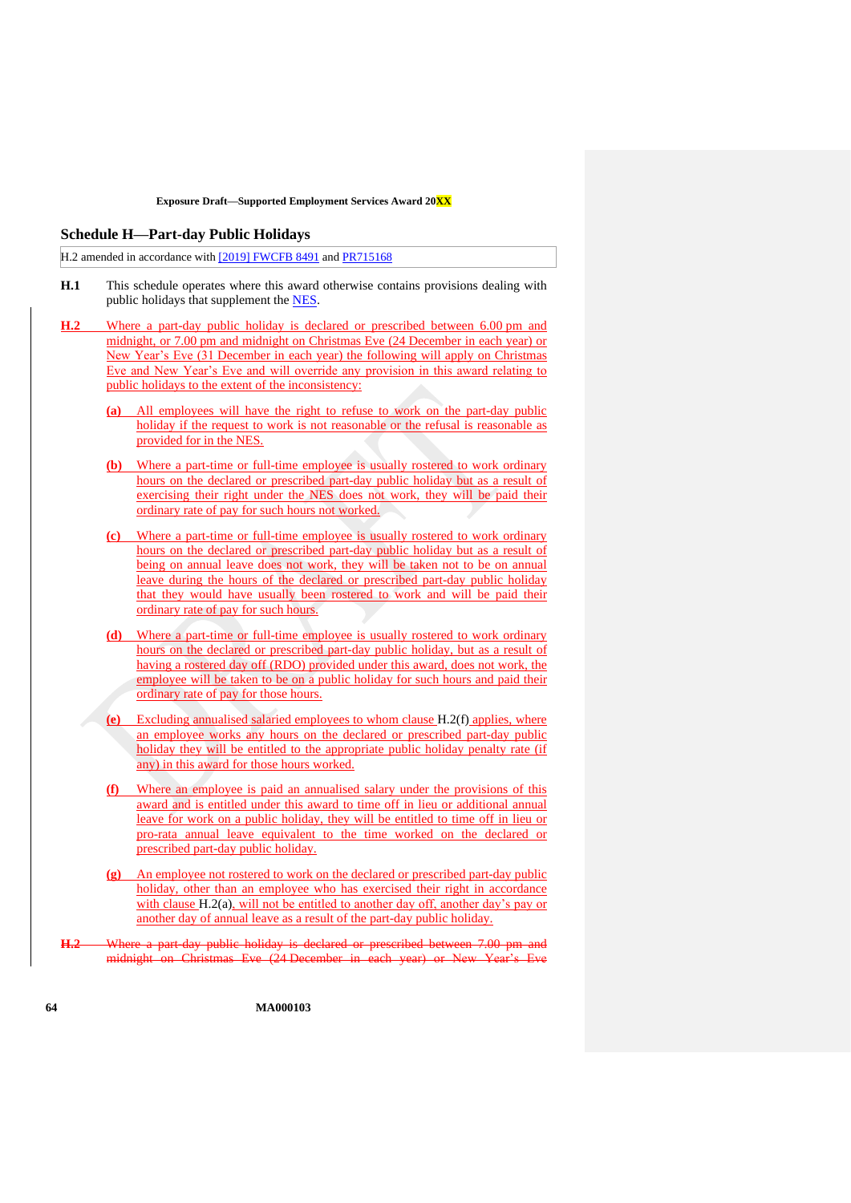## Schedule H—Part-day Public Holidays

| H.2 amended in accordance with [2019] FWCFB 8491 and PR715168 |
|---|

**H.1** This schedule operates where this award otherwise contains provisions dealing with public holidays that supplement the NES.

**H.2** Where a part-day public holiday is declared or prescribed between 6.00 pm and midnight, or 7.00 pm and midnight on Christmas Eve (24 December in each year) or New Year's Eve (31 December in each year) the following will apply on Christmas Eve and New Year's Eve and will override any provision in this award relating to public holidays to the extent of the inconsistency:

**(a)** All employees will have the right to refuse to work on the part-day public holiday if the request to work is not reasonable or the refusal is reasonable as provided for in the NES.

**(b)** Where a part-time or full-time employee is usually rostered to work ordinary hours on the declared or prescribed part-day public holiday but as a result of exercising their right under the NES does not work, they will be paid their ordinary rate of pay for such hours not worked.

**(c)** Where a part-time or full-time employee is usually rostered to work ordinary hours on the declared or prescribed part-day public holiday but as a result of being on annual leave does not work, they will be taken not to be on annual leave during the hours of the declared or prescribed part-day public holiday that they would have usually been rostered to work and will be paid their ordinary rate of pay for such hours.

**(d)** Where a part-time or full-time employee is usually rostered to work ordinary hours on the declared or prescribed part-day public holiday, but as a result of having a rostered day off (RDO) provided under this award, does not work, the employee will be taken to be on a public holiday for such hours and paid their ordinary rate of pay for those hours.

**(e)** Excluding annualised salaried employees to whom clause H.2(f) applies, where an employee works any hours on the declared or prescribed part-day public holiday they will be entitled to the appropriate public holiday penalty rate (if any) in this award for those hours worked.

**(f)** Where an employee is paid an annualised salary under the provisions of this award and is entitled under this award to time off in lieu or additional annual leave for work on a public holiday, they will be entitled to time off in lieu or pro-rata annual leave equivalent to the time worked on the declared or prescribed part-day public holiday.

**(g)** An employee not rostered to work on the declared or prescribed part-day public holiday, other than an employee who has exercised their right in accordance with clause H.2(a), will not be entitled to another day off, another day's pay or another day of annual leave as a result of the part-day public holiday.

~~**H.2** Where a part-day public holiday is declared or prescribed between 7.00 pm and midnight on Christmas Eve (24 December in each year) or New Year's Eve~~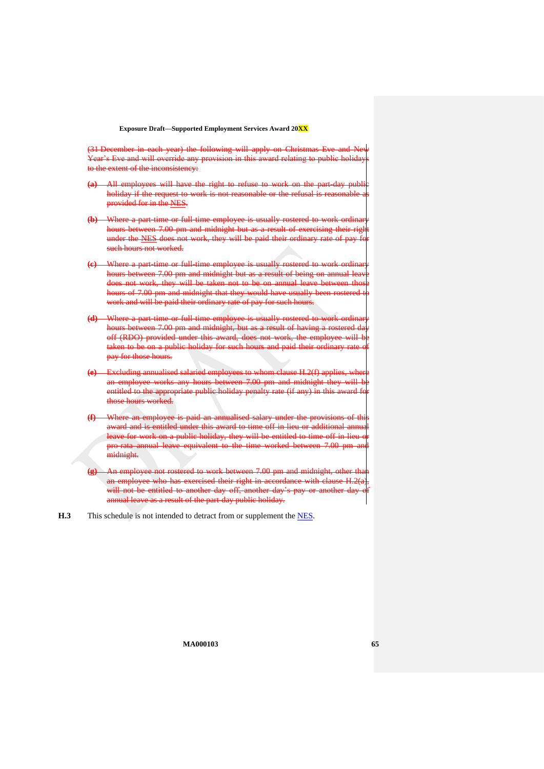~~(31 December in each year) the following will apply on Christmas Eve and New Year's Eve and will override any provision in this award relating to public holidays to the extent of the inconsistency:~~

~~**(a)** All employees will have the right to refuse to work on the part-day public holiday if the request to work is not reasonable or the refusal is reasonable as provided for in the NES.~~

~~**(b)** Where a part-time or full-time employee is usually rostered to work ordinary hours between 7.00 pm and midnight but as a result of exercising their right under the NES does not work, they will be paid their ordinary rate of pay for such hours not worked.~~

~~**(c)** Where a part-time or full-time employee is usually rostered to work ordinary hours between 7.00 pm and midnight but as a result of being on annual leave does not work, they will be taken not to be on annual leave between those hours of 7.00 pm and midnight that they would have usually been rostered to work and will be paid their ordinary rate of pay for such hours.~~

~~**(d)** Where a part-time or full-time employee is usually rostered to work ordinary hours between 7.00 pm and midnight, but as a result of having a rostered day off (RDO) provided under this award, does not work, the employee will be taken to be on a public holiday for such hours and paid their ordinary rate of pay for those hours.~~

~~**(e)** Excluding annualised salaried employees to whom clause H.2(f) applies, where an employee works any hours between 7.00 pm and midnight they will be entitled to the appropriate public holiday penalty rate (if any) in this award for those hours worked.~~

~~**(f)** Where an employee is paid an annualised salary under the provisions of this award and is entitled under this award to time off in lieu or additional annual leave for work on a public holiday, they will be entitled to time off in lieu or pro-rata annual leave equivalent to the time worked between 7.00 pm and midnight.~~

~~**(g)** An employee not rostered to work between 7.00 pm and midnight, other than an employee who has exercised their right in accordance with clause H.2(a), will not be entitled to another day off, another day's pay or another day of annual leave as a result of the part-day public holiday.~~

**H.3** This schedule is not intended to detract from or supplement the NES.